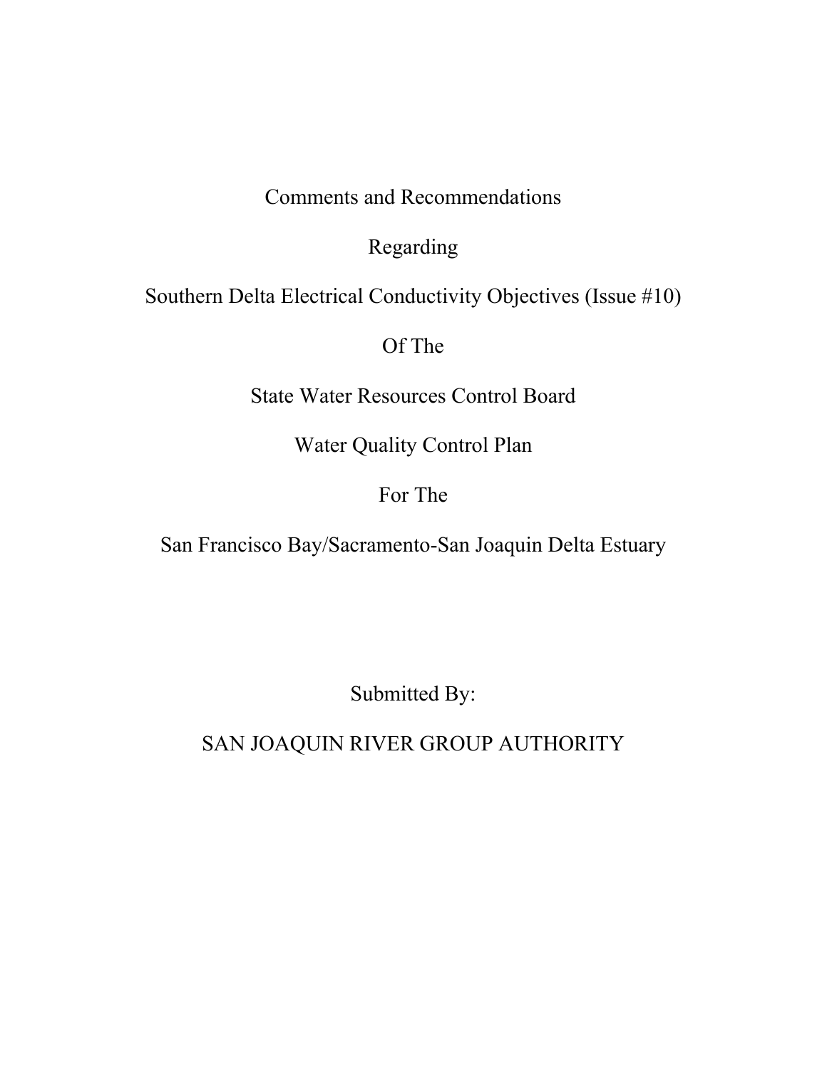# Comments and Recommendations

# Regarding

# Southern Delta Electrical Conductivity Objectives (Issue #10)

# Of The

# State Water Resources Control Board

# Water Quality Control Plan

# For The

# San Francisco Bay/Sacramento-San Joaquin Delta Estuary

Submitted By:

SAN JOAQUIN RIVER GROUP AUTHORITY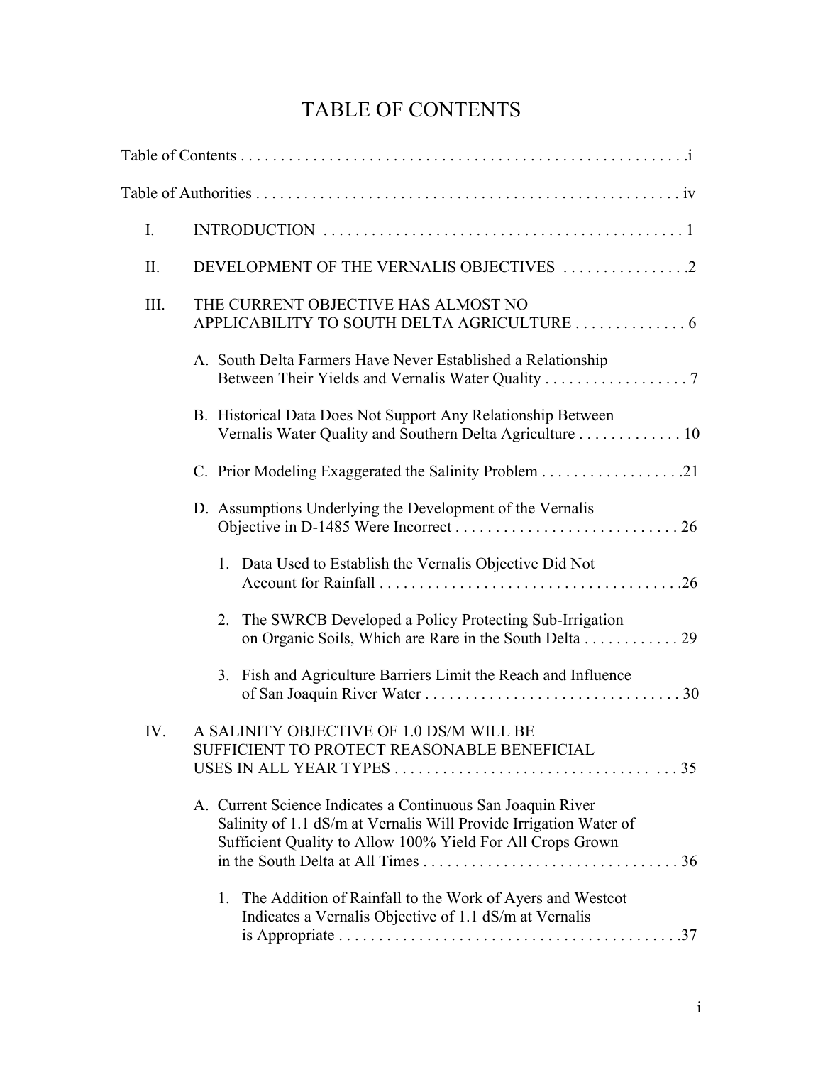# TABLE OF CONTENTS

Table of Contents . . . . . . . . . . . . . . . . . . . . . . . . . . . . . . . . . . . . . . . . . . . . . . . . . . . . . . . .i

Table of Authorities . . . . . . . . . . . . . . . . . . . . . . . . . . . . . . . . . . . . . . . . . . . . . . . . . . . . . iv

I. INTRODUCTION . . . . . . . . . . . . . . . . . . . . . . . . . . . . . . . . . . . . . . . . . . . . . 1

II. DEVELOPMENT OF THE VERNALIS OBJECTIVES . . . . . . . . . . . . . . . .2

III. THE CURRENT OBJECTIVE HAS ALMOST NO APPLICABILITY TO SOUTH DELTA AGRICULTURE . . . . . . . . . . . . . . 6

- A. South Delta Farmers Have Never Established a Relationship Between Their Yields and Vernalis Water Quality . . . . . . . . . . . . . . . . . . 7
- B. Historical Data Does Not Support Any Relationship Between Vernalis Water Quality and Southern Delta Agriculture . . . . . . . . . . . . . 10
- C. Prior Modeling Exaggerated the Salinity Problem . . . . . . . . . . . . . . . . . .21
- D. Assumptions Underlying the Development of the Vernalis Objective in D-1485 Were Incorrect . . . . . . . . . . . . . . . . . . . . . . . . . . . . 26
  1. Data Used to Establish the Vernalis Objective Did Not Account for Rainfall . . . . . . . . . . . . . . . . . . . . . . . . . . . . . . . . . . . . . .26
  2. The SWRCB Developed a Policy Protecting Sub-Irrigation on Organic Soils, Which are Rare in the South Delta . . . . . . . . . . . . 29
  3. Fish and Agriculture Barriers Limit the Reach and Influence of San Joaquin River Water . . . . . . . . . . . . . . . . . . . . . . . . . . . . . . . . 30

IV. A SALINITY OBJECTIVE OF 1.0 DS/M WILL BE SUFFICIENT TO PROTECT REASONABLE BENEFICIAL USES IN ALL YEAR TYPES . . . . . . . . . . . . . . . . . . . . . . . . . . . . . . . . . . 35

- A. Current Science Indicates a Continuous San Joaquin River Salinity of 1.1 dS/m at Vernalis Will Provide Irrigation Water of Sufficient Quality to Allow 100% Yield For All Crops Grown in the South Delta at All Times . . . . . . . . . . . . . . . . . . . . . . . . . . . . . . . . 36
  1. The Addition of Rainfall to the Work of Ayers and Westcot Indicates a Vernalis Objective of 1.1 dS/m at Vernalis is Appropriate . . . . . . . . . . . . . . . . . . . . . . . . . . . . . . . . . . . . . . . . . .37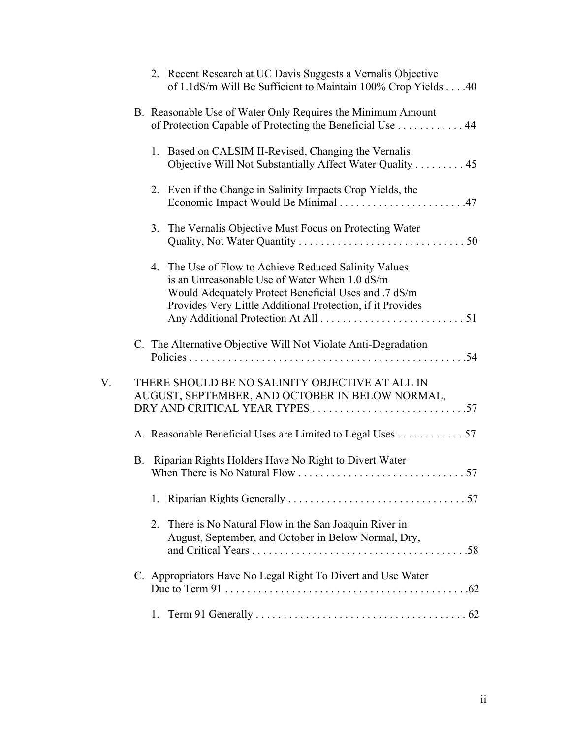2. Recent Research at UC Davis Suggests a Vernalis Objective of 1.1dS/m Will Be Sufficient to Maintain 100% Crop Yields . . . .40

B. Reasonable Use of Water Only Requires the Minimum Amount of Protection Capable of Protecting the Beneficial Use . . . . . . . . . . . . 44

1. Based on CALSIM II-Revised, Changing the Vernalis Objective Will Not Substantially Affect Water Quality . . . . . . . . . 45

2. Even if the Change in Salinity Impacts Crop Yields, the Economic Impact Would Be Minimal . . . . . . . . . . . . . . . . . . . . . . .47

3. The Vernalis Objective Must Focus on Protecting Water Quality, Not Water Quantity . . . . . . . . . . . . . . . . . . . . . . . . . . . . . . 50

4. The Use of Flow to Achieve Reduced Salinity Values is an Unreasonable Use of Water When 1.0 dS/m Would Adequately Protect Beneficial Uses and .7 dS/m Provides Very Little Additional Protection, if it Provides Any Additional Protection At All . . . . . . . . . . . . . . . . . . . . . . . . . . 51

C. The Alternative Objective Will Not Violate Anti-Degradation Policies . . . . . . . . . . . . . . . . . . . . . . . . . . . . . . . . . . . . . . . . . . . . . . . . . .54

V. THERE SHOULD BE NO SALINITY OBJECTIVE AT ALL IN AUGUST, SEPTEMBER, AND OCTOBER IN BELOW NORMAL, DRY AND CRITICAL YEAR TYPES . . . . . . . . . . . . . . . . . . . . . . . . . . . .57

A. Reasonable Beneficial Uses are Limited to Legal Uses . . . . . . . . . . . . 57

B. Riparian Rights Holders Have No Right to Divert Water When There is No Natural Flow . . . . . . . . . . . . . . . . . . . . . . . . . . . . . . 57

1. Riparian Rights Generally . . . . . . . . . . . . . . . . . . . . . . . . . . . . . . . . 57

2. There is No Natural Flow in the San Joaquin River in August, September, and October in Below Normal, Dry, and Critical Years . . . . . . . . . . . . . . . . . . . . . . . . . . . . . . . . . . . . . . .58

C. Appropriators Have No Legal Right To Divert and Use Water Due to Term 91 . . . . . . . . . . . . . . . . . . . . . . . . . . . . . . . . . . . . . . . . . . . .62

1. Term 91 Generally . . . . . . . . . . . . . . . . . . . . . . . . . . . . . . . . . . . . . . 62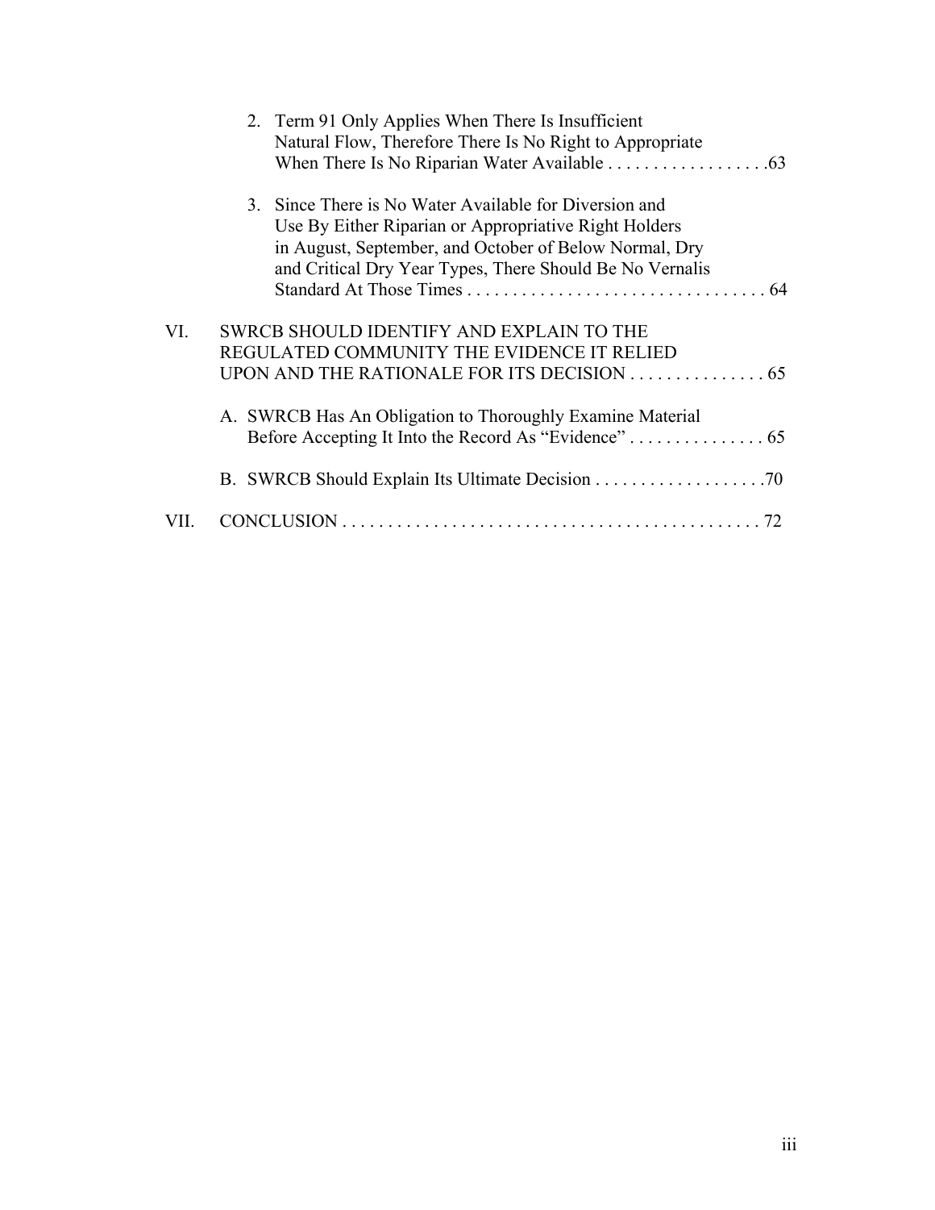2. Term 91 Only Applies When There Is Insufficient Natural Flow, Therefore There Is No Right to Appropriate When There Is No Riparian Water Available . . . . . . . . . . . . . . . . . .63

3. Since There is No Water Available for Diversion and Use By Either Riparian or Appropriative Right Holders in August, September, and October of Below Normal, Dry and Critical Dry Year Types, There Should Be No Vernalis Standard At Those Times . . . . . . . . . . . . . . . . . . . . . . . . . . . . . . . . . . 64

VI. SWRCB SHOULD IDENTIFY AND EXPLAIN TO THE REGULATED COMMUNITY THE EVIDENCE IT RELIED UPON AND THE RATIONALE FOR ITS DECISION . . . . . . . . . . . . . . . 65

A. SWRCB Has An Obligation to Thoroughly Examine Material Before Accepting It Into the Record As "Evidence" . . . . . . . . . . . . . . . 65

B. SWRCB Should Explain Its Ultimate Decision . . . . . . . . . . . . . . . . . . .70

VII. CONCLUSION . . . . . . . . . . . . . . . . . . . . . . . . . . . . . . . . . . . . . . . . . . . . . . 72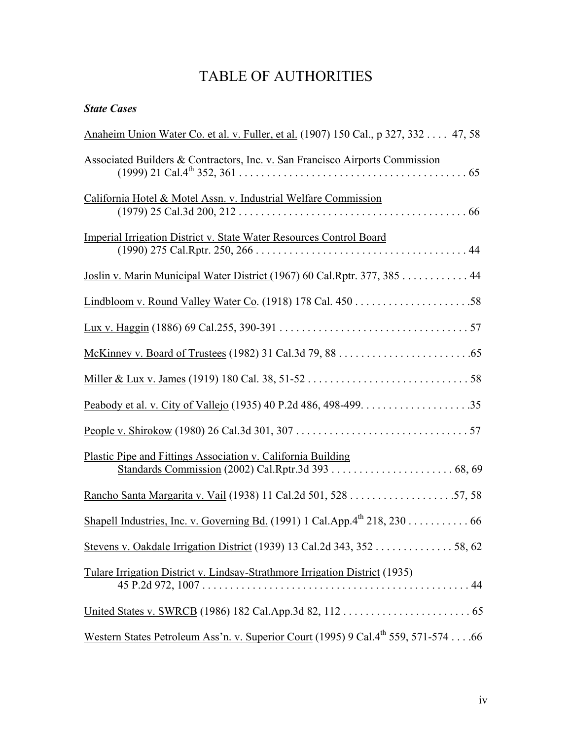# TABLE OF AUTHORITIES

***State Cases***

Anaheim Union Water Co. et al. v. Fuller, et al. (1907) 150 Cal., p 327, 332 . . . . 47, 58

Associated Builders & Contractors, Inc. v. San Francisco Airports Commission (1999) 21 Cal.4th 352, 361 . . . . . . . . . . . . . . . . . . . . . . . . . . . . . . . . . . . . . . . . 65

California Hotel & Motel Assn. v. Industrial Welfare Commission (1979) 25 Cal.3d 200, 212 . . . . . . . . . . . . . . . . . . . . . . . . . . . . . . . . . . . . . . . . 66

Imperial Irrigation District v. State Water Resources Control Board (1990) 275 Cal.Rptr. 250, 266 . . . . . . . . . . . . . . . . . . . . . . . . . . . . . . . . . . . . . 44

Joslin v. Marin Municipal Water District (1967) 60 Cal.Rptr. 377, 385 . . . . . . . . . . . . 44

Lindbloom v. Round Valley Water Co. (1918) 178 Cal. 450 . . . . . . . . . . . . . . . . . . . . .58

Lux v. Haggin (1886) 69 Cal.255, 390-391 . . . . . . . . . . . . . . . . . . . . . . . . . . . . . . . . . . 57

McKinney v. Board of Trustees (1982) 31 Cal.3d 79, 88 . . . . . . . . . . . . . . . . . . . . . . . .65

Miller & Lux v. James (1919) 180 Cal. 38, 51-52 . . . . . . . . . . . . . . . . . . . . . . . . . . . . . 58

Peabody et al. v. City of Vallejo (1935) 40 P.2d 486, 498-499. . . . . . . . . . . . . . . . . . . .35

People v. Shirokow (1980) 26 Cal.3d 301, 307 . . . . . . . . . . . . . . . . . . . . . . . . . . . . . . . 57

Plastic Pipe and Fittings Association v. California Building Standards Commission (2002) Cal.Rptr.3d 393 . . . . . . . . . . . . . . . . . . . . . . 68, 69

Rancho Santa Margarita v. Vail (1938) 11 Cal.2d 501, 528 . . . . . . . . . . . . . . . . . . .57, 58

Shapell Industries, Inc. v. Governing Bd. (1991) 1 Cal.App.4th 218, 230 . . . . . . . . . . . 66

Stevens v. Oakdale Irrigation District (1939) 13 Cal.2d 343, 352 . . . . . . . . . . . . . . 58, 62

Tulare Irrigation District v. Lindsay-Strathmore Irrigation District (1935) 45 P.2d 972, 1007 . . . . . . . . . . . . . . . . . . . . . . . . . . . . . . . . . . . . . . . . . . . . . . . . 44

United States v. SWRCB (1986) 182 Cal.App.3d 82, 112 . . . . . . . . . . . . . . . . . . . . . . . 65

Western States Petroleum Ass'n. v. Superior Court (1995) 9 Cal.4th 559, 571-574 . . . .66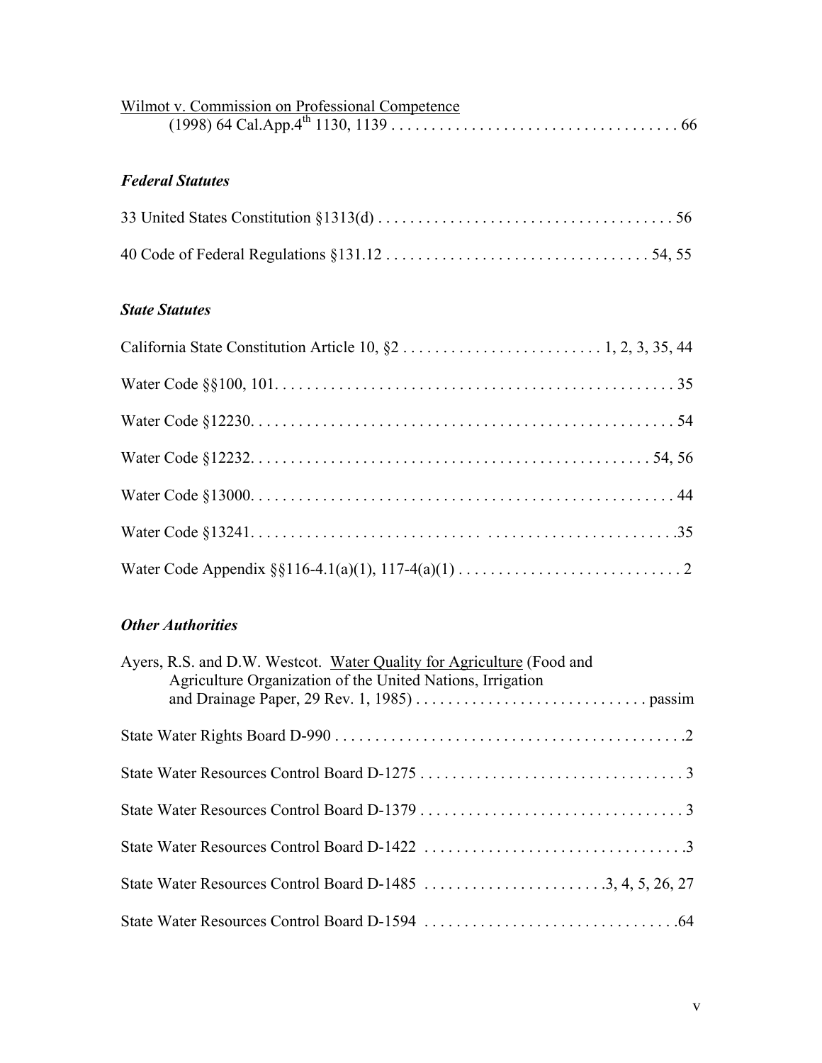Wilmot v. Commission on Professional Competence
(1998) 64 Cal.App.4th 1130, 1139 . . . . . . . . . . . . . . . . . . . . . . . . . . . . . . . . . . . . 66

### *Federal Statutes*

33 United States Constitution §1313(d) . . . . . . . . . . . . . . . . . . . . . . . . . . . . . . . . . . . . 56

40 Code of Federal Regulations §131.12 . . . . . . . . . . . . . . . . . . . . . . . . . . . . . . . . 54, 55

### *State Statutes*

California State Constitution Article 10, §2 . . . . . . . . . . . . . . . . . . . . . . . . 1, 2, 3, 35, 44

Water Code §§100, 101. . . . . . . . . . . . . . . . . . . . . . . . . . . . . . . . . . . . . . . . . . . . . . . . 35

Water Code §12230. . . . . . . . . . . . . . . . . . . . . . . . . . . . . . . . . . . . . . . . . . . . . . . . . . . 54

Water Code §12232. . . . . . . . . . . . . . . . . . . . . . . . . . . . . . . . . . . . . . . . . . . . . . . . . 54, 56

Water Code §13000. . . . . . . . . . . . . . . . . . . . . . . . . . . . . . . . . . . . . . . . . . . . . . . . . . . 44

Water Code §13241. . . . . . . . . . . . . . . . . . . . . . . . . . . . . . . . . . . . . . . . . . . . . . . . . . . .35

Water Code Appendix §§116-4.1(a)(1), 117-4(a)(1) . . . . . . . . . . . . . . . . . . . . . . . . . . . 2

### *Other Authorities*

Ayers, R.S. and D.W. Westcot. Water Quality for Agriculture (Food and
Agriculture Organization of the United Nations, Irrigation
and Drainage Paper, 29 Rev. 1, 1985) . . . . . . . . . . . . . . . . . . . . . . . . . . . . passim

State Water Rights Board D-990 . . . . . . . . . . . . . . . . . . . . . . . . . . . . . . . . . . . . . . . . . . .2

State Water Resources Control Board D-1275 . . . . . . . . . . . . . . . . . . . . . . . . . . . . . . . . 3

State Water Resources Control Board D-1379 . . . . . . . . . . . . . . . . . . . . . . . . . . . . . . . . 3

State Water Resources Control Board D-1422 . . . . . . . . . . . . . . . . . . . . . . . . . . . . . . . .3

State Water Resources Control Board D-1485 . . . . . . . . . . . . . . . . . . . . . .3, 4, 5, 26, 27

State Water Resources Control Board D-1594 . . . . . . . . . . . . . . . . . . . . . . . . . . . . . . .64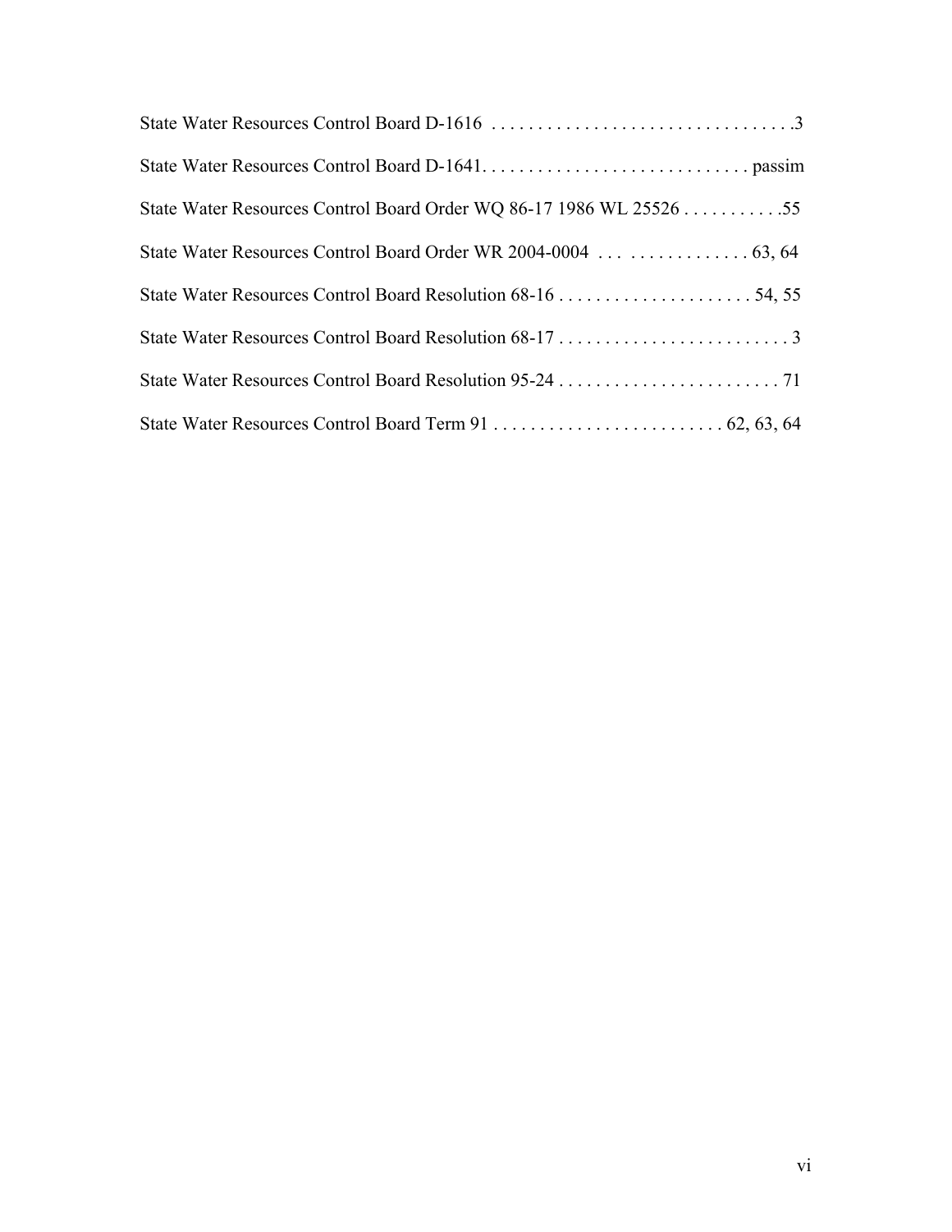State Water Resources Control Board D-1616 . . . . . . . . . . . . . . . . . . . . . . . . . . . . . . . . .3

State Water Resources Control Board D-1641. . . . . . . . . . . . . . . . . . . . . . . . . . . . . passim

State Water Resources Control Board Order WQ 86-17 1986 WL 25526 . . . . . . . . . . .55

State Water Resources Control Board Order WR 2004-0004 . . . . . . . . . . . . . . . . 63, 64

State Water Resources Control Board Resolution 68-16 . . . . . . . . . . . . . . . . . . . . . 54, 55

State Water Resources Control Board Resolution 68-17 . . . . . . . . . . . . . . . . . . . . . . . . . 3

State Water Resources Control Board Resolution 95-24 . . . . . . . . . . . . . . . . . . . . . . . . 71

State Water Resources Control Board Term 91 . . . . . . . . . . . . . . . . . . . . . . . . . 62, 63, 64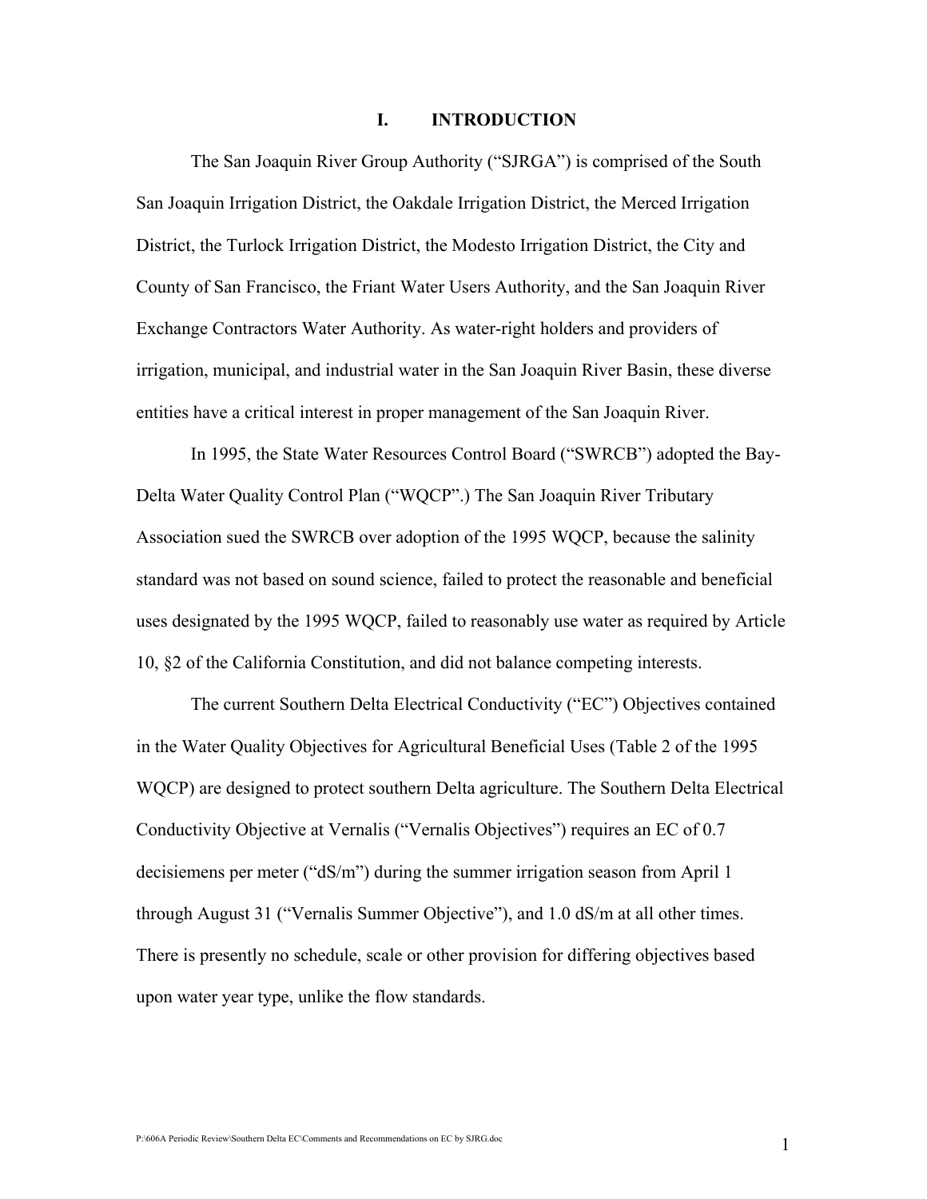# I. INTRODUCTION

The San Joaquin River Group Authority ("SJRGA") is comprised of the South San Joaquin Irrigation District, the Oakdale Irrigation District, the Merced Irrigation District, the Turlock Irrigation District, the Modesto Irrigation District, the City and County of San Francisco, the Friant Water Users Authority, and the San Joaquin River Exchange Contractors Water Authority. As water-right holders and providers of irrigation, municipal, and industrial water in the San Joaquin River Basin, these diverse entities have a critical interest in proper management of the San Joaquin River.

In 1995, the State Water Resources Control Board ("SWRCB") adopted the Bay-Delta Water Quality Control Plan ("WQCP".) The San Joaquin River Tributary Association sued the SWRCB over adoption of the 1995 WQCP, because the salinity standard was not based on sound science, failed to protect the reasonable and beneficial uses designated by the 1995 WQCP, failed to reasonably use water as required by Article 10, §2 of the California Constitution, and did not balance competing interests.

The current Southern Delta Electrical Conductivity ("EC") Objectives contained in the Water Quality Objectives for Agricultural Beneficial Uses (Table 2 of the 1995 WQCP) are designed to protect southern Delta agriculture. The Southern Delta Electrical Conductivity Objective at Vernalis ("Vernalis Objectives") requires an EC of 0.7 decisiemens per meter ("dS/m") during the summer irrigation season from April 1 through August 31 ("Vernalis Summer Objective"), and 1.0 dS/m at all other times. There is presently no schedule, scale or other provision for differing objectives based upon water year type, unlike the flow standards.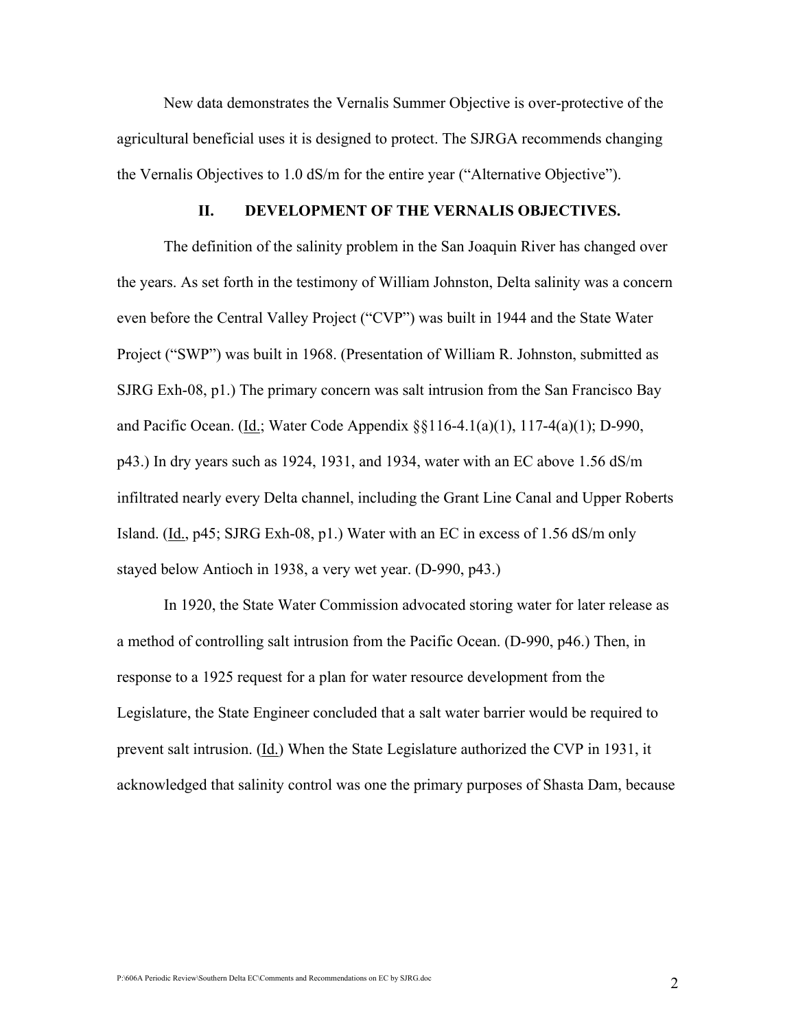New data demonstrates the Vernalis Summer Objective is over-protective of the agricultural beneficial uses it is designed to protect. The SJRGA recommends changing the Vernalis Objectives to 1.0 dS/m for the entire year ("Alternative Objective").

## II. DEVELOPMENT OF THE VERNALIS OBJECTIVES.

The definition of the salinity problem in the San Joaquin River has changed over the years. As set forth in the testimony of William Johnston, Delta salinity was a concern even before the Central Valley Project ("CVP") was built in 1944 and the State Water Project ("SWP") was built in 1968. (Presentation of William R. Johnston, submitted as SJRG Exh-08, p1.) The primary concern was salt intrusion from the San Francisco Bay and Pacific Ocean. (Id.; Water Code Appendix §§116-4.1(a)(1), 117-4(a)(1); D-990, p43.) In dry years such as 1924, 1931, and 1934, water with an EC above 1.56 dS/m infiltrated nearly every Delta channel, including the Grant Line Canal and Upper Roberts Island. (Id., p45; SJRG Exh-08, p1.) Water with an EC in excess of 1.56 dS/m only stayed below Antioch in 1938, a very wet year. (D-990, p43.)

In 1920, the State Water Commission advocated storing water for later release as a method of controlling salt intrusion from the Pacific Ocean. (D-990, p46.) Then, in response to a 1925 request for a plan for water resource development from the Legislature, the State Engineer concluded that a salt water barrier would be required to prevent salt intrusion. (Id.) When the State Legislature authorized the CVP in 1931, it acknowledged that salinity control was one the primary purposes of Shasta Dam, because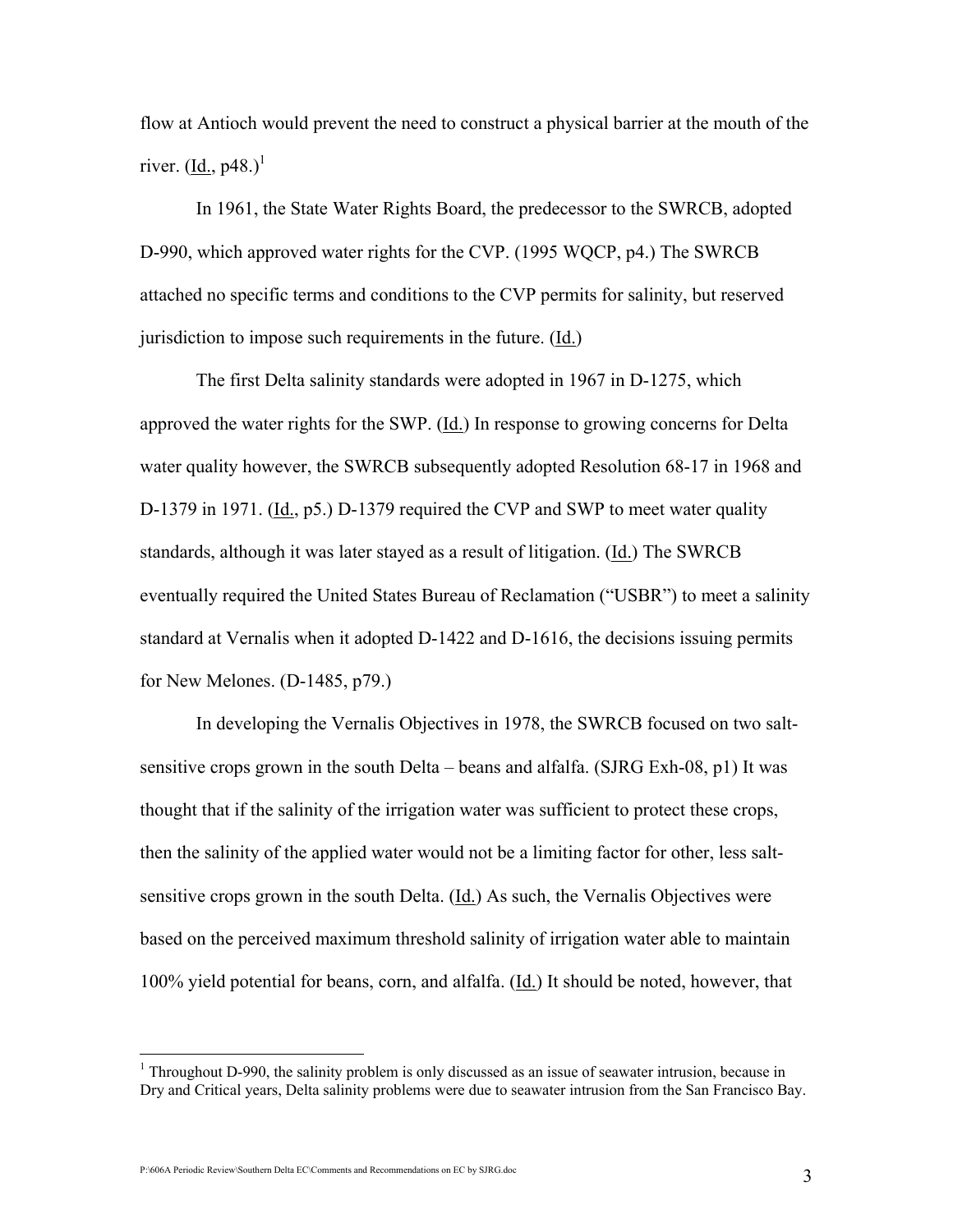flow at Antioch would prevent the need to construct a physical barrier at the mouth of the river. (Id., p48.)[1]

In 1961, the State Water Rights Board, the predecessor to the SWRCB, adopted D-990, which approved water rights for the CVP. (1995 WQCP, p4.) The SWRCB attached no specific terms and conditions to the CVP permits for salinity, but reserved jurisdiction to impose such requirements in the future. (Id.)

The first Delta salinity standards were adopted in 1967 in D-1275, which approved the water rights for the SWP. (Id.) In response to growing concerns for Delta water quality however, the SWRCB subsequently adopted Resolution 68-17 in 1968 and D-1379 in 1971. (Id., p5.) D-1379 required the CVP and SWP to meet water quality standards, although it was later stayed as a result of litigation. (Id.) The SWRCB eventually required the United States Bureau of Reclamation ("USBR") to meet a salinity standard at Vernalis when it adopted D-1422 and D-1616, the decisions issuing permits for New Melones. (D-1485, p79.)

In developing the Vernalis Objectives in 1978, the SWRCB focused on two salt-sensitive crops grown in the south Delta – beans and alfalfa. (SJRG Exh-08, p1) It was thought that if the salinity of the irrigation water was sufficient to protect these crops, then the salinity of the applied water would not be a limiting factor for other, less salt-sensitive crops grown in the south Delta. (Id.) As such, the Vernalis Objectives were based on the perceived maximum threshold salinity of irrigation water able to maintain 100% yield potential for beans, corn, and alfalfa. (Id.) It should be noted, however, that

---

[1] Throughout D-990, the salinity problem is only discussed as an issue of seawater intrusion, because in Dry and Critical years, Delta salinity problems were due to seawater intrusion from the San Francisco Bay.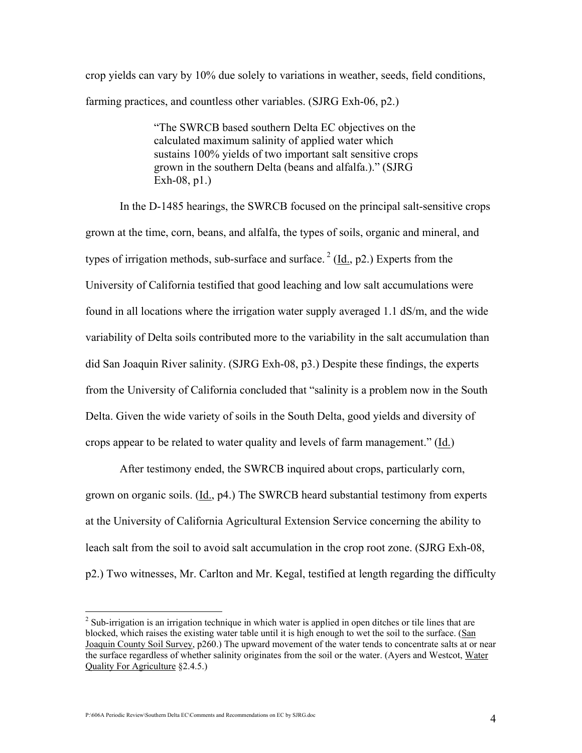crop yields can vary by 10% due solely to variations in weather, seeds, field conditions, farming practices, and countless other variables. (SJRG Exh-06, p2.)

> "The SWRCB based southern Delta EC objectives on the calculated maximum salinity of applied water which sustains 100% yields of two important salt sensitive crops grown in the southern Delta (beans and alfalfa.)." (SJRG Exh-08, p1.)

In the D-1485 hearings, the SWRCB focused on the principal salt-sensitive crops grown at the time, corn, beans, and alfalfa, the types of soils, organic and mineral, and types of irrigation methods, sub-surface and surface. [2] (Id., p2.) Experts from the University of California testified that good leaching and low salt accumulations were found in all locations where the irrigation water supply averaged 1.1 dS/m, and the wide variability of Delta soils contributed more to the variability in the salt accumulation than did San Joaquin River salinity. (SJRG Exh-08, p3.) Despite these findings, the experts from the University of California concluded that "salinity is a problem now in the South Delta. Given the wide variety of soils in the South Delta, good yields and diversity of crops appear to be related to water quality and levels of farm management." (Id.)

After testimony ended, the SWRCB inquired about crops, particularly corn, grown on organic soils. (Id., p4.) The SWRCB heard substantial testimony from experts at the University of California Agricultural Extension Service concerning the ability to leach salt from the soil to avoid salt accumulation in the crop root zone. (SJRG Exh-08, p2.) Two witnesses, Mr. Carlton and Mr. Kegal, testified at length regarding the difficulty

---

[2] Sub-irrigation is an irrigation technique in which water is applied in open ditches or tile lines that are blocked, which raises the existing water table until it is high enough to wet the soil to the surface. (San Joaquin County Soil Survey, p260.) The upward movement of the water tends to concentrate salts at or near the surface regardless of whether salinity originates from the soil or the water. (Ayers and Westcot, Water Quality For Agriculture §2.4.5.)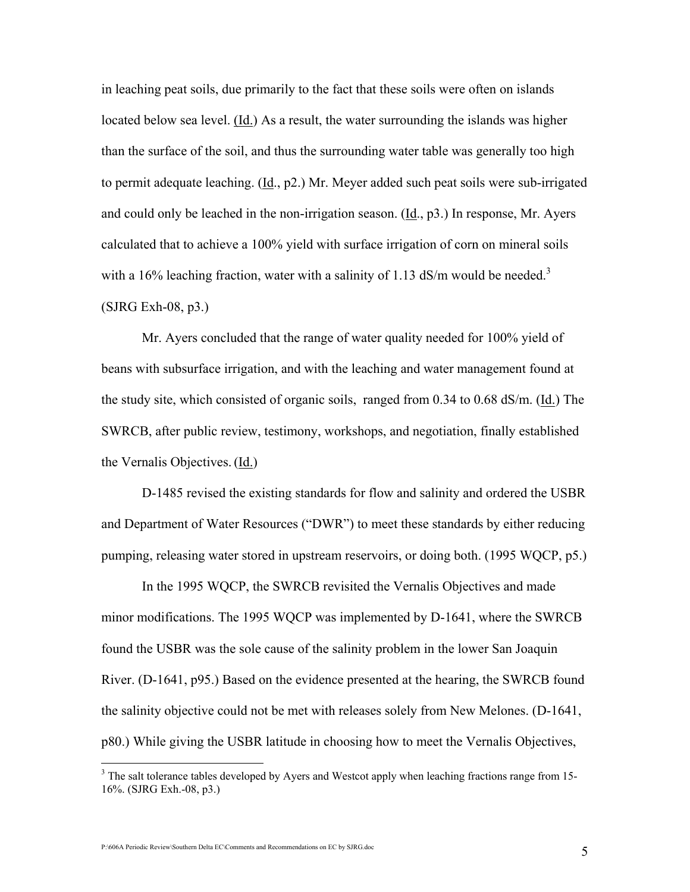in leaching peat soils, due primarily to the fact that these soils were often on islands located below sea level. (Id.) As a result, the water surrounding the islands was higher than the surface of the soil, and thus the surrounding water table was generally too high to permit adequate leaching. (Id., p2.) Mr. Meyer added such peat soils were sub-irrigated and could only be leached in the non-irrigation season. (Id., p3.) In response, Mr. Ayers calculated that to achieve a 100% yield with surface irrigation of corn on mineral soils with a 16% leaching fraction, water with a salinity of 1.13 dS/m would be needed.[3] (SJRG Exh-08, p3.)

Mr. Ayers concluded that the range of water quality needed for 100% yield of beans with subsurface irrigation, and with the leaching and water management found at the study site, which consisted of organic soils, ranged from 0.34 to 0.68 dS/m. (Id.) The SWRCB, after public review, testimony, workshops, and negotiation, finally established the Vernalis Objectives. (Id.)

D-1485 revised the existing standards for flow and salinity and ordered the USBR and Department of Water Resources ("DWR") to meet these standards by either reducing pumping, releasing water stored in upstream reservoirs, or doing both. (1995 WQCP, p5.)

In the 1995 WQCP, the SWRCB revisited the Vernalis Objectives and made minor modifications. The 1995 WQCP was implemented by D-1641, where the SWRCB found the USBR was the sole cause of the salinity problem in the lower San Joaquin River. (D-1641, p95.) Based on the evidence presented at the hearing, the SWRCB found the salinity objective could not be met with releases solely from New Melones. (D-1641, p80.) While giving the USBR latitude in choosing how to meet the Vernalis Objectives,

[3] The salt tolerance tables developed by Ayers and Westcot apply when leaching fractions range from 15-16%. (SJRG Exh.-08, p3.)

P:\606A Periodic Review\Southern Delta EC\Comments and Recommendations on EC by SJRG.doc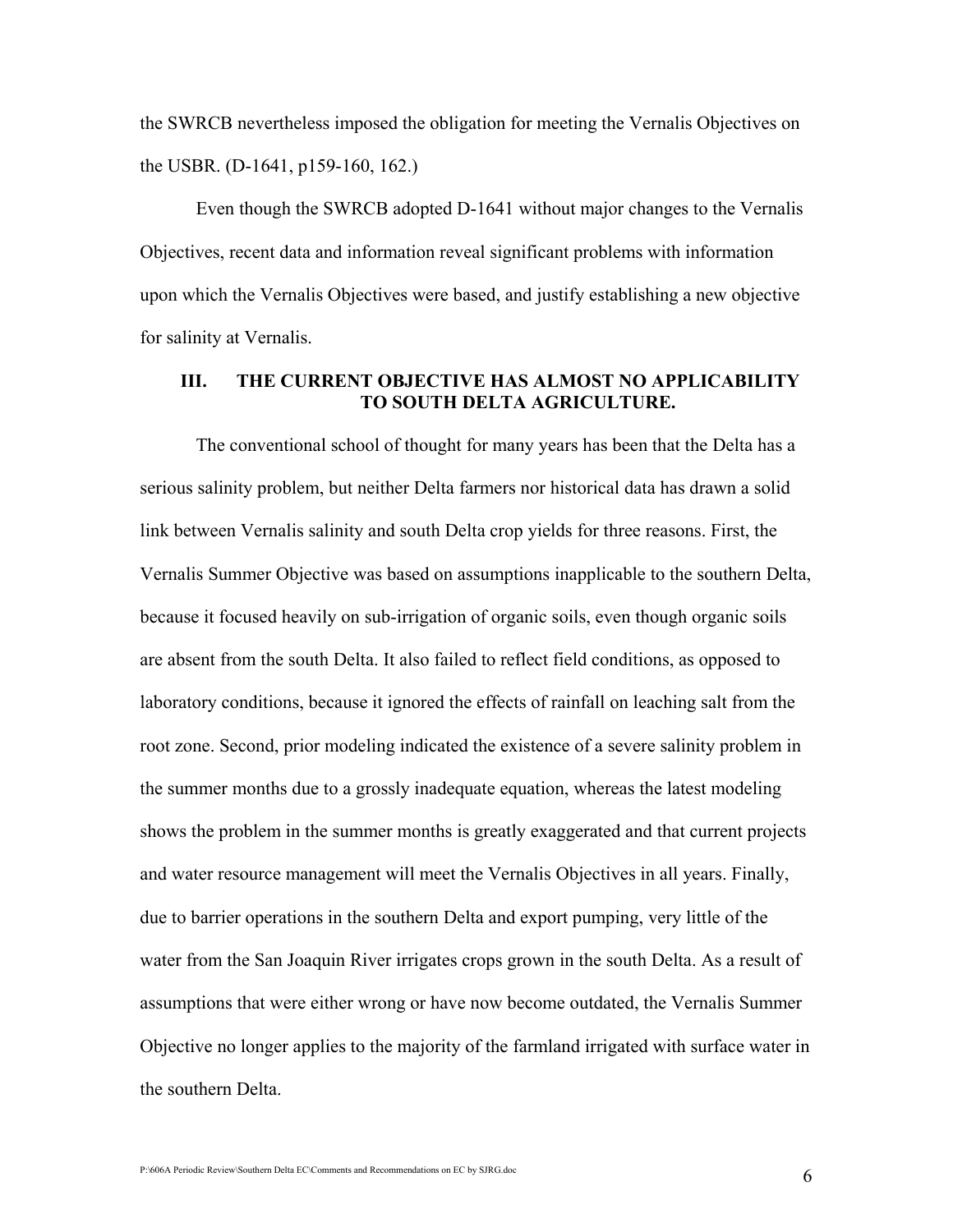the SWRCB nevertheless imposed the obligation for meeting the Vernalis Objectives on the USBR. (D-1641, p159-160, 162.)

Even though the SWRCB adopted D-1641 without major changes to the Vernalis Objectives, recent data and information reveal significant problems with information upon which the Vernalis Objectives were based, and justify establishing a new objective for salinity at Vernalis.

## III. THE CURRENT OBJECTIVE HAS ALMOST NO APPLICABILITY TO SOUTH DELTA AGRICULTURE.

The conventional school of thought for many years has been that the Delta has a serious salinity problem, but neither Delta farmers nor historical data has drawn a solid link between Vernalis salinity and south Delta crop yields for three reasons. First, the Vernalis Summer Objective was based on assumptions inapplicable to the southern Delta, because it focused heavily on sub-irrigation of organic soils, even though organic soils are absent from the south Delta. It also failed to reflect field conditions, as opposed to laboratory conditions, because it ignored the effects of rainfall on leaching salt from the root zone. Second, prior modeling indicated the existence of a severe salinity problem in the summer months due to a grossly inadequate equation, whereas the latest modeling shows the problem in the summer months is greatly exaggerated and that current projects and water resource management will meet the Vernalis Objectives in all years. Finally, due to barrier operations in the southern Delta and export pumping, very little of the water from the San Joaquin River irrigates crops grown in the south Delta. As a result of assumptions that were either wrong or have now become outdated, the Vernalis Summer Objective no longer applies to the majority of the farmland irrigated with surface water in the southern Delta.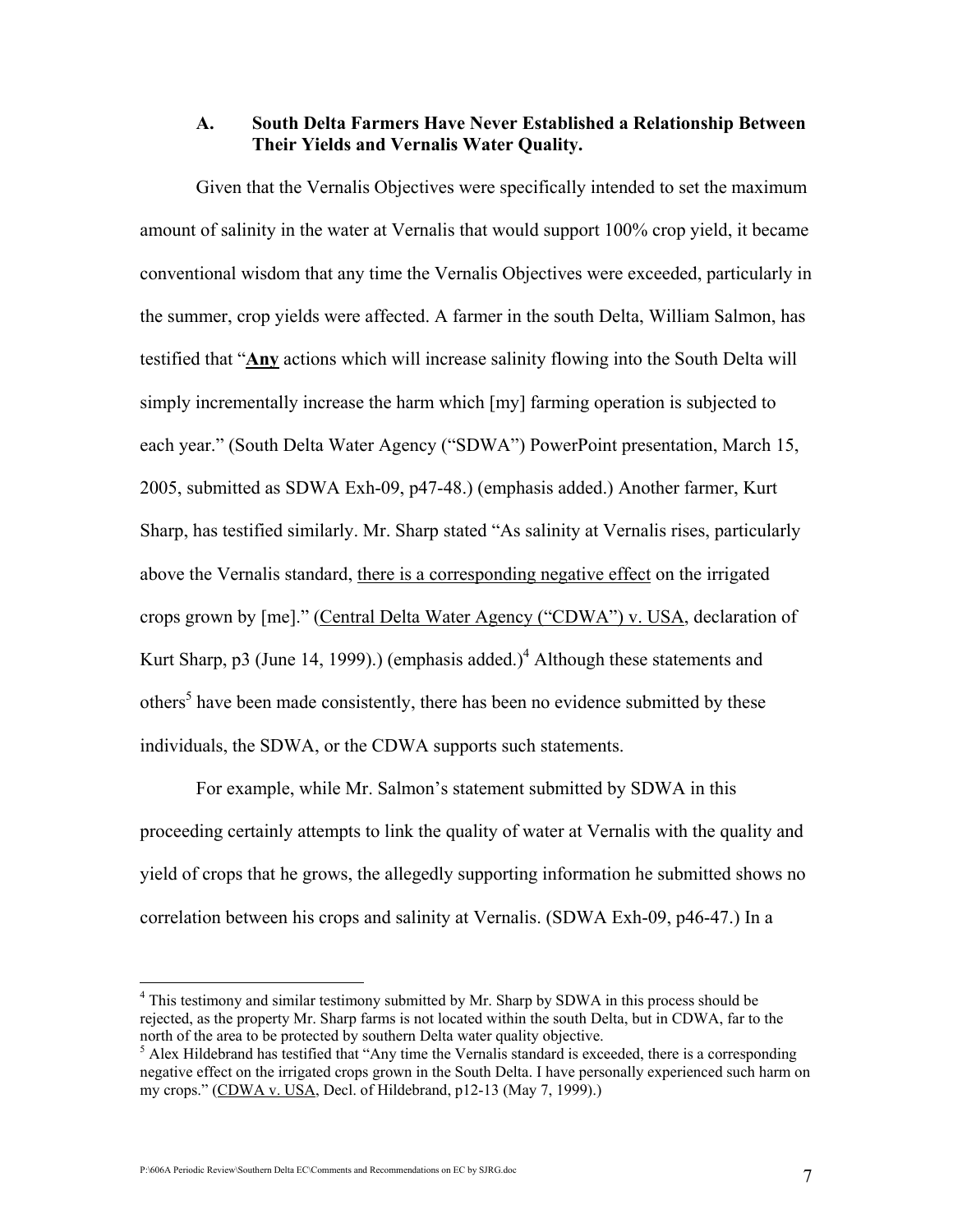### A. South Delta Farmers Have Never Established a Relationship Between Their Yields and Vernalis Water Quality.

Given that the Vernalis Objectives were specifically intended to set the maximum amount of salinity in the water at Vernalis that would support 100% crop yield, it became conventional wisdom that any time the Vernalis Objectives were exceeded, particularly in the summer, crop yields were affected. A farmer in the south Delta, William Salmon, has testified that "**<u>Any</u>** actions which will increase salinity flowing into the South Delta will simply incrementally increase the harm which [my] farming operation is subjected to each year." (South Delta Water Agency ("SDWA") PowerPoint presentation, March 15, 2005, submitted as SDWA Exh-09, p47-48.) (emphasis added.) Another farmer, Kurt Sharp, has testified similarly. Mr. Sharp stated "As salinity at Vernalis rises, particularly above the Vernalis standard, <u>there is a corresponding negative effect</u> on the irrigated crops grown by [me]." (<u>Central Delta Water Agency ("CDWA") v. USA</u>, declaration of Kurt Sharp, p3 (June 14, 1999).) (emphasis added.)[4] Although these statements and others[5] have been made consistently, there has been no evidence submitted by these individuals, the SDWA, or the CDWA supports such statements.

For example, while Mr. Salmon's statement submitted by SDWA in this proceeding certainly attempts to link the quality of water at Vernalis with the quality and yield of crops that he grows, the allegedly supporting information he submitted shows no correlation between his crops and salinity at Vernalis. (SDWA Exh-09, p46-47.) In a

---

[4] This testimony and similar testimony submitted by Mr. Sharp by SDWA in this process should be rejected, as the property Mr. Sharp farms is not located within the south Delta, but in CDWA, far to the north of the area to be protected by southern Delta water quality objective.

[5] Alex Hildebrand has testified that "Any time the Vernalis standard is exceeded, there is a corresponding negative effect on the irrigated crops grown in the South Delta. I have personally experienced such harm on my crops." (<u>CDWA v. USA</u>, Decl. of Hildebrand, p12-13 (May 7, 1999).)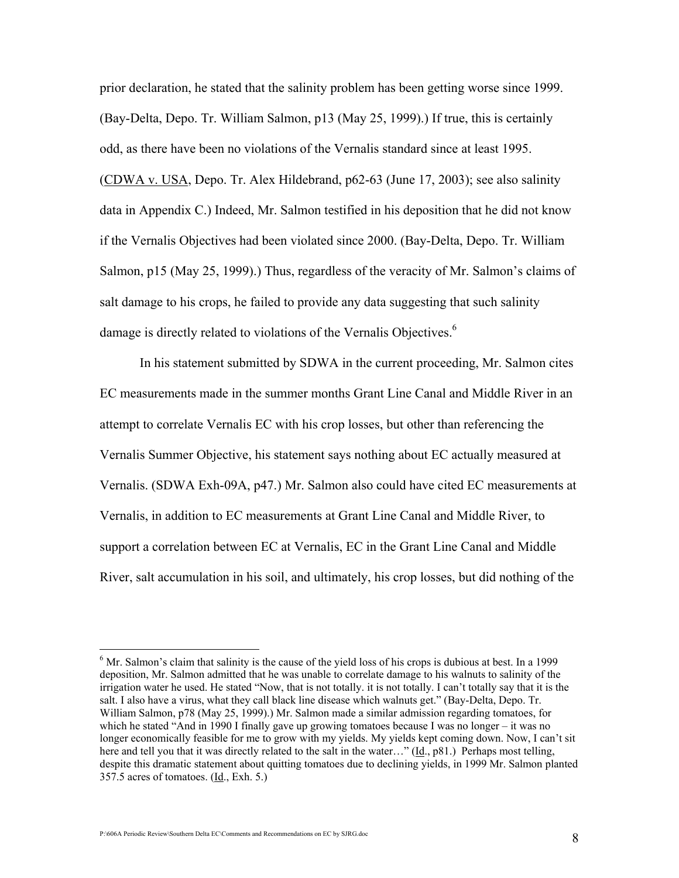prior declaration, he stated that the salinity problem has been getting worse since 1999. (Bay-Delta, Depo. Tr. William Salmon, p13 (May 25, 1999).) If true, this is certainly odd, as there have been no violations of the Vernalis standard since at least 1995. (CDWA v. USA, Depo. Tr. Alex Hildebrand, p62-63 (June 17, 2003); see also salinity data in Appendix C.) Indeed, Mr. Salmon testified in his deposition that he did not know if the Vernalis Objectives had been violated since 2000. (Bay-Delta, Depo. Tr. William Salmon, p15 (May 25, 1999).) Thus, regardless of the veracity of Mr. Salmon's claims of salt damage to his crops, he failed to provide any data suggesting that such salinity damage is directly related to violations of the Vernalis Objectives.[6]

In his statement submitted by SDWA in the current proceeding, Mr. Salmon cites EC measurements made in the summer months Grant Line Canal and Middle River in an attempt to correlate Vernalis EC with his crop losses, but other than referencing the Vernalis Summer Objective, his statement says nothing about EC actually measured at Vernalis. (SDWA Exh-09A, p47.) Mr. Salmon also could have cited EC measurements at Vernalis, in addition to EC measurements at Grant Line Canal and Middle River, to support a correlation between EC at Vernalis, EC in the Grant Line Canal and Middle River, salt accumulation in his soil, and ultimately, his crop losses, but did nothing of the

---

[6] Mr. Salmon's claim that salinity is the cause of the yield loss of his crops is dubious at best. In a 1999 deposition, Mr. Salmon admitted that he was unable to correlate damage to his walnuts to salinity of the irrigation water he used. He stated "Now, that is not totally. it is not totally. I can't totally say that it is the salt. I also have a virus, what they call black line disease which walnuts get." (Bay-Delta, Depo. Tr. William Salmon, p78 (May 25, 1999).) Mr. Salmon made a similar admission regarding tomatoes, for which he stated "And in 1990 I finally gave up growing tomatoes because I was no longer – it was no longer economically feasible for me to grow with my yields. My yields kept coming down. Now, I can't sit here and tell you that it was directly related to the salt in the water…" (Id., p81.) Perhaps most telling, despite this dramatic statement about quitting tomatoes due to declining yields, in 1999 Mr. Salmon planted 357.5 acres of tomatoes. (Id., Exh. 5.)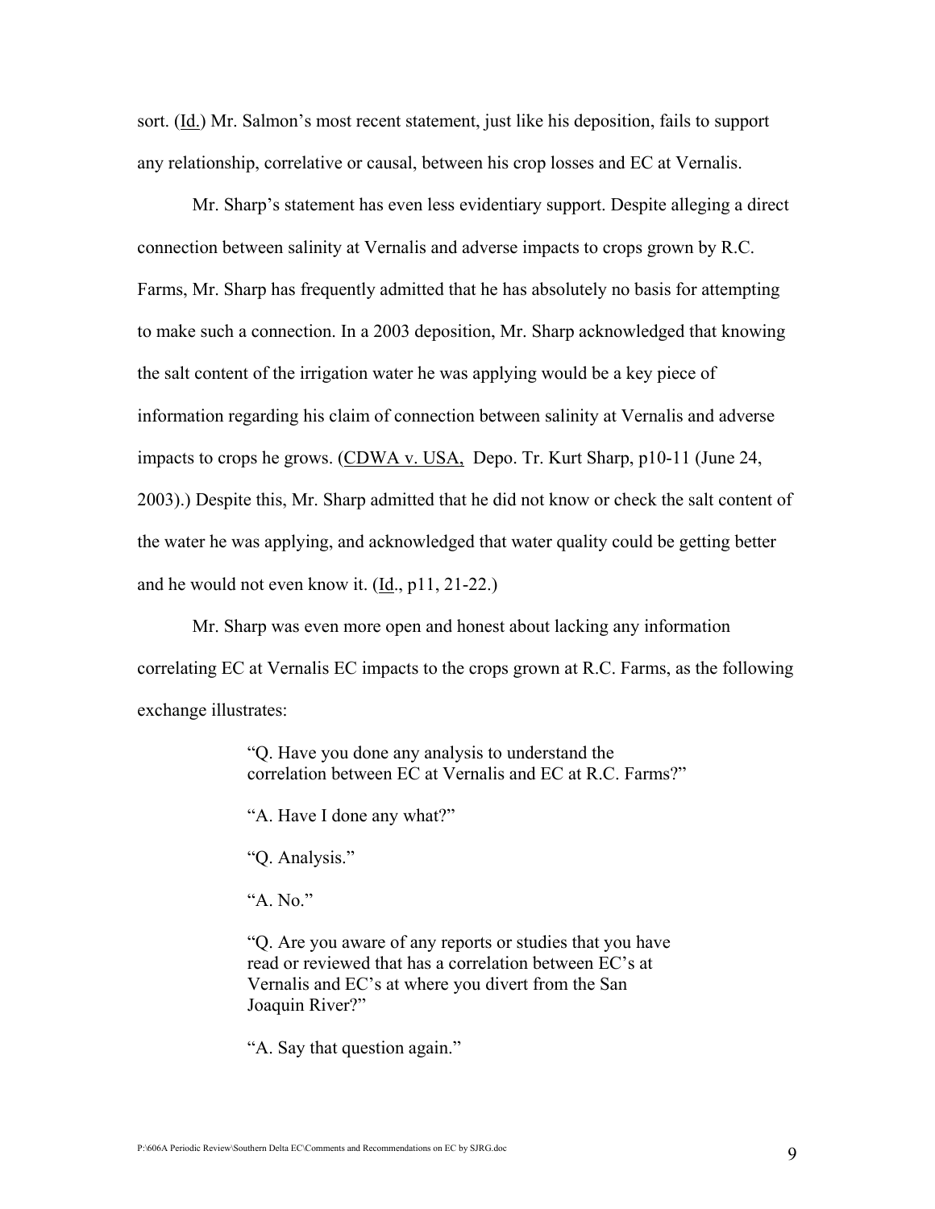sort. (Id.) Mr. Salmon's most recent statement, just like his deposition, fails to support any relationship, correlative or causal, between his crop losses and EC at Vernalis.

Mr. Sharp's statement has even less evidentiary support. Despite alleging a direct connection between salinity at Vernalis and adverse impacts to crops grown by R.C. Farms, Mr. Sharp has frequently admitted that he has absolutely no basis for attempting to make such a connection. In a 2003 deposition, Mr. Sharp acknowledged that knowing the salt content of the irrigation water he was applying would be a key piece of information regarding his claim of connection between salinity at Vernalis and adverse impacts to crops he grows. (CDWA v. USA, Depo. Tr. Kurt Sharp, p10-11 (June 24, 2003).) Despite this, Mr. Sharp admitted that he did not know or check the salt content of the water he was applying, and acknowledged that water quality could be getting better and he would not even know it. (Id., p11, 21-22.)

Mr. Sharp was even more open and honest about lacking any information correlating EC at Vernalis EC impacts to the crops grown at R.C. Farms, as the following exchange illustrates:

> "Q. Have you done any analysis to understand the correlation between EC at Vernalis and EC at R.C. Farms?"
>
> "A. Have I done any what?"
>
> "Q. Analysis."
>
> "A. No."
>
> "Q. Are you aware of any reports or studies that you have read or reviewed that has a correlation between EC's at Vernalis and EC's at where you divert from the San Joaquin River?"
>
> "A. Say that question again."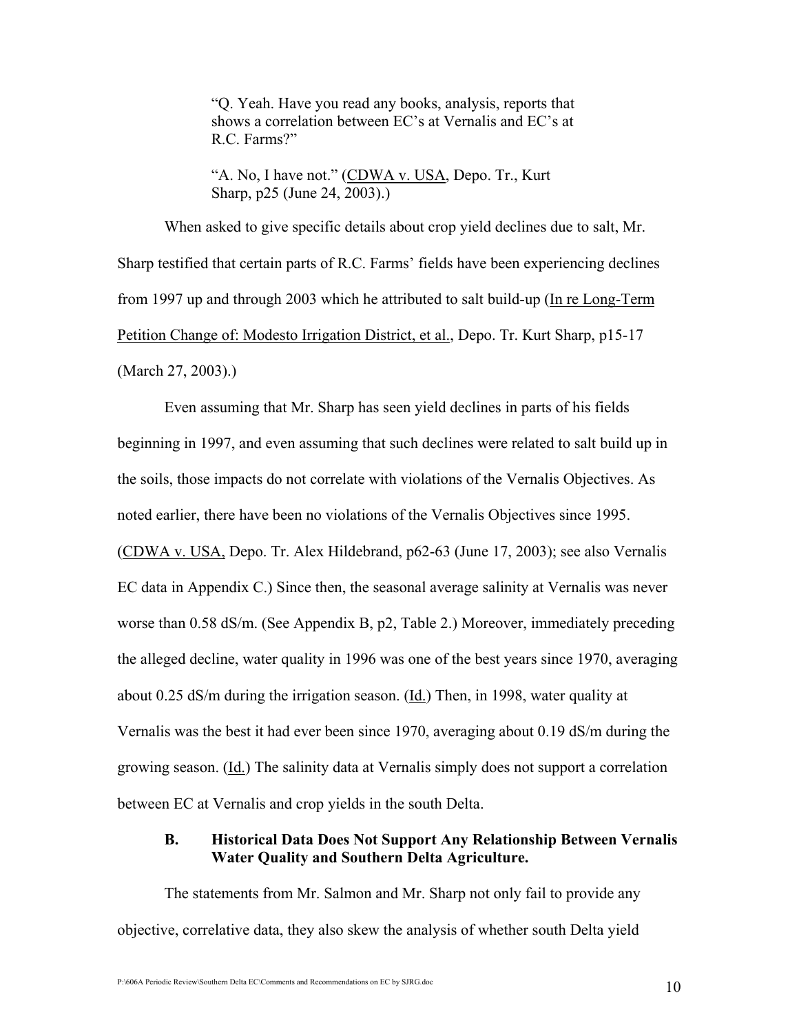> "Q. Yeah. Have you read any books, analysis, reports that shows a correlation between EC's at Vernalis and EC's at R.C. Farms?"
>
> "A. No, I have not." (CDWA v. USA, Depo. Tr., Kurt Sharp, p25 (June 24, 2003).)

When asked to give specific details about crop yield declines due to salt, Mr. Sharp testified that certain parts of R.C. Farms' fields have been experiencing declines from 1997 up and through 2003 which he attributed to salt build-up (In re Long-Term Petition Change of: Modesto Irrigation District, et al., Depo. Tr. Kurt Sharp, p15-17 (March 27, 2003).)

Even assuming that Mr. Sharp has seen yield declines in parts of his fields beginning in 1997, and even assuming that such declines were related to salt build up in the soils, those impacts do not correlate with violations of the Vernalis Objectives. As noted earlier, there have been no violations of the Vernalis Objectives since 1995. (CDWA v. USA, Depo. Tr. Alex Hildebrand, p62-63 (June 17, 2003); see also Vernalis EC data in Appendix C.) Since then, the seasonal average salinity at Vernalis was never worse than 0.58 dS/m. (See Appendix B, p2, Table 2.) Moreover, immediately preceding the alleged decline, water quality in 1996 was one of the best years since 1970, averaging about 0.25 dS/m during the irrigation season. (Id.) Then, in 1998, water quality at Vernalis was the best it had ever been since 1970, averaging about 0.19 dS/m during the growing season. (Id.) The salinity data at Vernalis simply does not support a correlation between EC at Vernalis and crop yields in the south Delta.

### B. Historical Data Does Not Support Any Relationship Between Vernalis Water Quality and Southern Delta Agriculture.

The statements from Mr. Salmon and Mr. Sharp not only fail to provide any objective, correlative data, they also skew the analysis of whether south Delta yield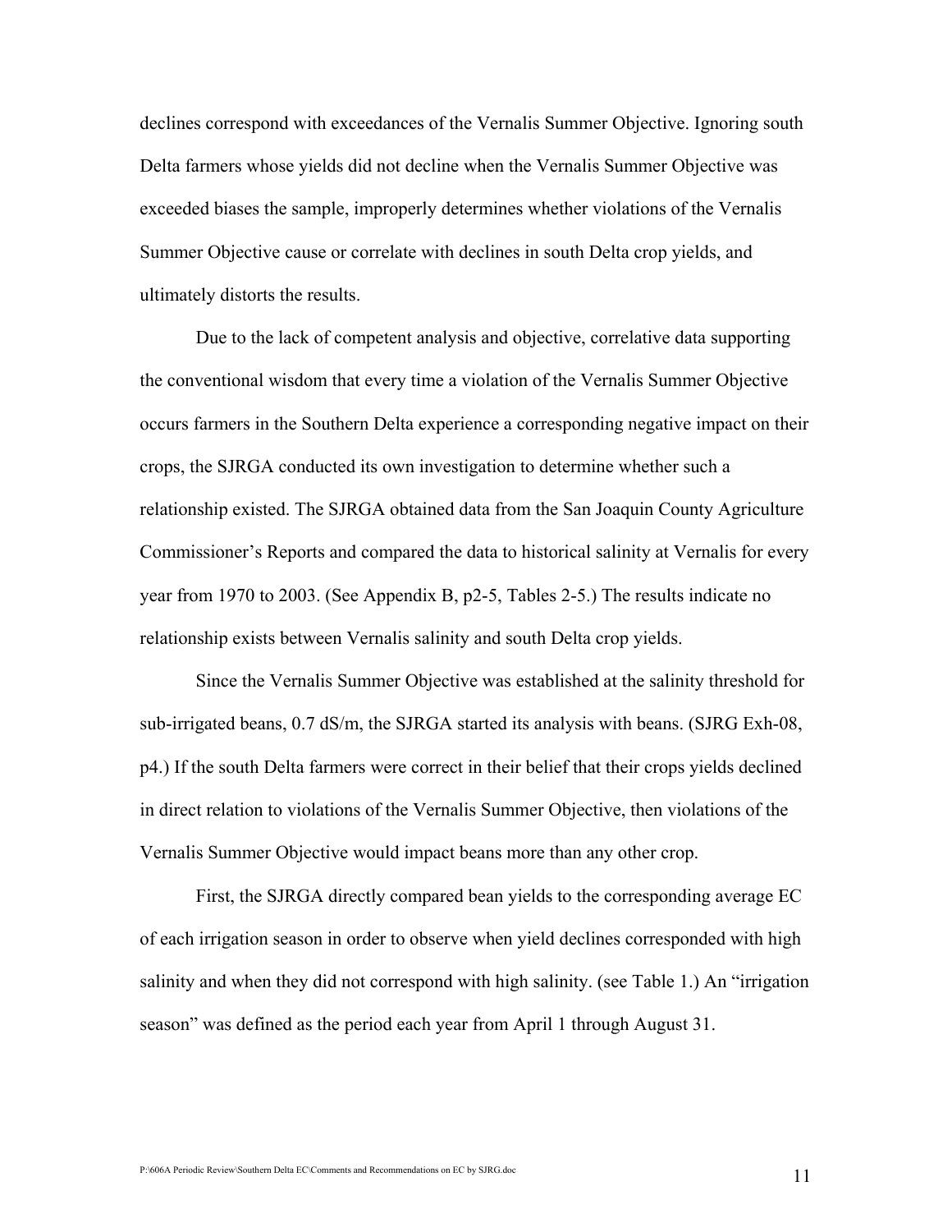declines correspond with exceedances of the Vernalis Summer Objective. Ignoring south Delta farmers whose yields did not decline when the Vernalis Summer Objective was exceeded biases the sample, improperly determines whether violations of the Vernalis Summer Objective cause or correlate with declines in south Delta crop yields, and ultimately distorts the results.

Due to the lack of competent analysis and objective, correlative data supporting the conventional wisdom that every time a violation of the Vernalis Summer Objective occurs farmers in the Southern Delta experience a corresponding negative impact on their crops, the SJRGA conducted its own investigation to determine whether such a relationship existed. The SJRGA obtained data from the San Joaquin County Agriculture Commissioner's Reports and compared the data to historical salinity at Vernalis for every year from 1970 to 2003. (See Appendix B, p2-5, Tables 2-5.) The results indicate no relationship exists between Vernalis salinity and south Delta crop yields.

Since the Vernalis Summer Objective was established at the salinity threshold for sub-irrigated beans, 0.7 dS/m, the SJRGA started its analysis with beans. (SJRG Exh-08, p4.) If the south Delta farmers were correct in their belief that their crops yields declined in direct relation to violations of the Vernalis Summer Objective, then violations of the Vernalis Summer Objective would impact beans more than any other crop.

First, the SJRGA directly compared bean yields to the corresponding average EC of each irrigation season in order to observe when yield declines corresponded with high salinity and when they did not correspond with high salinity. (see Table 1.) An "irrigation season" was defined as the period each year from April 1 through August 31.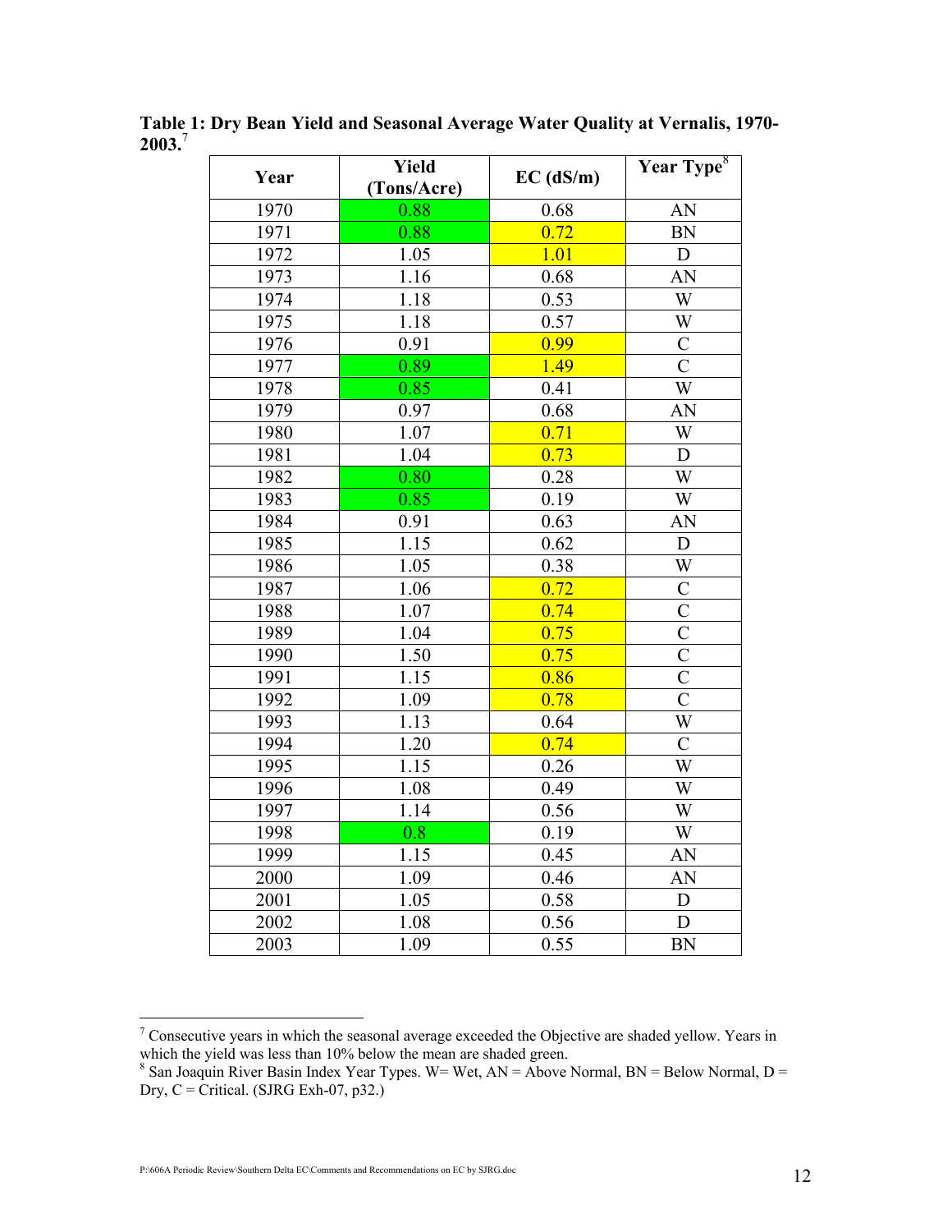**Table 1: Dry Bean Yield and Seasonal Average Water Quality at Vernalis, 1970-2003.**[7]

| Year | Yield (Tons/Acre) | EC (dS/m) | Year Type[8] |
|---|---|---|---|
| 1970 | 0.88 | 0.68 | AN |
| 1971 | 0.88 | 0.72 | BN |
| 1972 | 1.05 | 1.01 | D |
| 1973 | 1.16 | 0.68 | AN |
| 1974 | 1.18 | 0.53 | W |
| 1975 | 1.18 | 0.57 | W |
| 1976 | 0.91 | 0.99 | C |
| 1977 | 0.89 | 1.49 | C |
| 1978 | 0.85 | 0.41 | W |
| 1979 | 0.97 | 0.68 | AN |
| 1980 | 1.07 | 0.71 | W |
| 1981 | 1.04 | 0.73 | D |
| 1982 | 0.80 | 0.28 | W |
| 1983 | 0.85 | 0.19 | W |
| 1984 | 0.91 | 0.63 | AN |
| 1985 | 1.15 | 0.62 | D |
| 1986 | 1.05 | 0.38 | W |
| 1987 | 1.06 | 0.72 | C |
| 1988 | 1.07 | 0.74 | C |
| 1989 | 1.04 | 0.75 | C |
| 1990 | 1.50 | 0.75 | C |
| 1991 | 1.15 | 0.86 | C |
| 1992 | 1.09 | 0.78 | C |
| 1993 | 1.13 | 0.64 | W |
| 1994 | 1.20 | 0.74 | C |
| 1995 | 1.15 | 0.26 | W |
| 1996 | 1.08 | 0.49 | W |
| 1997 | 1.14 | 0.56 | W |
| 1998 | 0.8 | 0.19 | W |
| 1999 | 1.15 | 0.45 | AN |
| 2000 | 1.09 | 0.46 | AN |
| 2001 | 1.05 | 0.58 | D |
| 2002 | 1.08 | 0.56 | D |
| 2003 | 1.09 | 0.55 | BN |

[7] Consecutive years in which the seasonal average exceeded the Objective are shaded yellow. Years in which the yield was less than 10% below the mean are shaded green.

[8] San Joaquin River Basin Index Year Types. W= Wet, AN = Above Normal, BN = Below Normal, D = Dry, C = Critical. (SJRG Exh-07, p32.)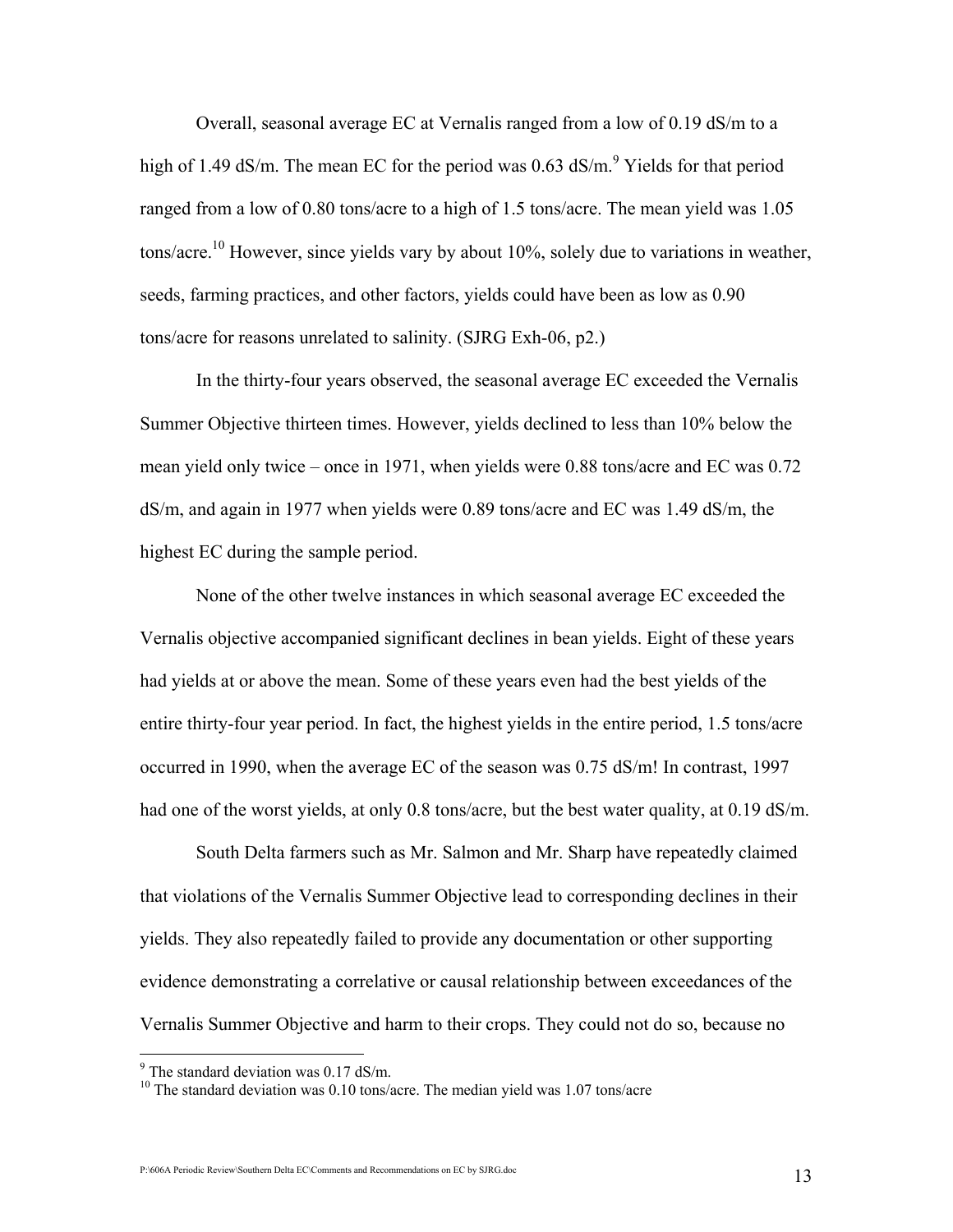Overall, seasonal average EC at Vernalis ranged from a low of 0.19 dS/m to a high of 1.49 dS/m. The mean EC for the period was 0.63 dS/m.[9] Yields for that period ranged from a low of 0.80 tons/acre to a high of 1.5 tons/acre. The mean yield was 1.05 tons/acre.[10] However, since yields vary by about 10%, solely due to variations in weather, seeds, farming practices, and other factors, yields could have been as low as 0.90 tons/acre for reasons unrelated to salinity. (SJRG Exh-06, p2.)

In the thirty-four years observed, the seasonal average EC exceeded the Vernalis Summer Objective thirteen times. However, yields declined to less than 10% below the mean yield only twice – once in 1971, when yields were 0.88 tons/acre and EC was 0.72 dS/m, and again in 1977 when yields were 0.89 tons/acre and EC was 1.49 dS/m, the highest EC during the sample period.

None of the other twelve instances in which seasonal average EC exceeded the Vernalis objective accompanied significant declines in bean yields. Eight of these years had yields at or above the mean. Some of these years even had the best yields of the entire thirty-four year period. In fact, the highest yields in the entire period, 1.5 tons/acre occurred in 1990, when the average EC of the season was 0.75 dS/m! In contrast, 1997 had one of the worst yields, at only 0.8 tons/acre, but the best water quality, at 0.19 dS/m.

South Delta farmers such as Mr. Salmon and Mr. Sharp have repeatedly claimed that violations of the Vernalis Summer Objective lead to corresponding declines in their yields. They also repeatedly failed to provide any documentation or other supporting evidence demonstrating a correlative or causal relationship between exceedances of the Vernalis Summer Objective and harm to their crops. They could not do so, because no

---

[9] The standard deviation was 0.17 dS/m.

[10] The standard deviation was 0.10 tons/acre. The median yield was 1.07 tons/acre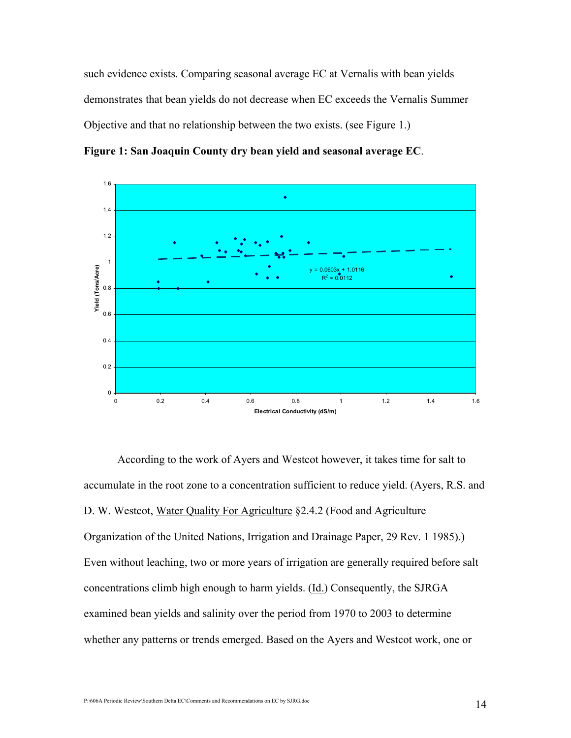such evidence exists. Comparing seasonal average EC at Vernalis with bean yields demonstrates that bean yields do not decrease when EC exceeds the Vernalis Summer Objective and that no relationship between the two exists. (see Figure 1.)

**Figure 1: San Joaquin County dry bean yield and seasonal average EC**.

According to the work of Ayers and Westcot however, it takes time for salt to accumulate in the root zone to a concentration sufficient to reduce yield. (Ayers, R.S. and D. W. Westcot, Water Quality For Agriculture §2.4.2 (Food and Agriculture Organization of the United Nations, Irrigation and Drainage Paper, 29 Rev. 1 1985).) Even without leaching, two or more years of irrigation are generally required before salt concentrations climb high enough to harm yields. (Id.) Consequently, the SJRGA examined bean yields and salinity over the period from 1970 to 2003 to determine whether any patterns or trends emerged. Based on the Ayers and Westcot work, one or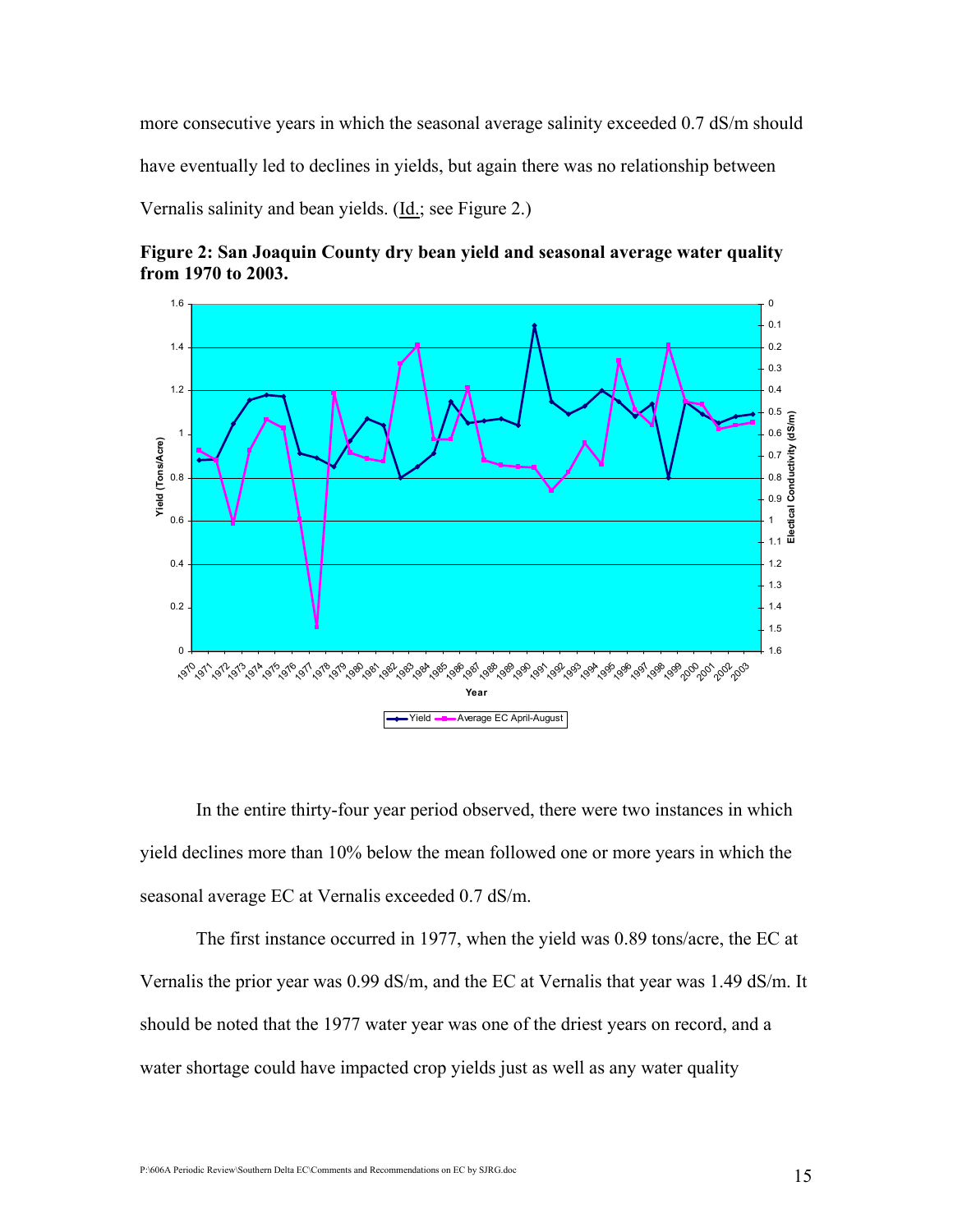more consecutive years in which the seasonal average salinity exceeded 0.7 dS/m should have eventually led to declines in yields, but again there was no relationship between Vernalis salinity and bean yields. (Id.; see Figure 2.)

**Figure 2: San Joaquin County dry bean yield and seasonal average water quality from 1970 to 2003.**

In the entire thirty-four year period observed, there were two instances in which yield declines more than 10% below the mean followed one or more years in which the seasonal average EC at Vernalis exceeded 0.7 dS/m.

The first instance occurred in 1977, when the yield was 0.89 tons/acre, the EC at Vernalis the prior year was 0.99 dS/m, and the EC at Vernalis that year was 1.49 dS/m. It should be noted that the 1977 water year was one of the driest years on record, and a water shortage could have impacted crop yields just as well as any water quality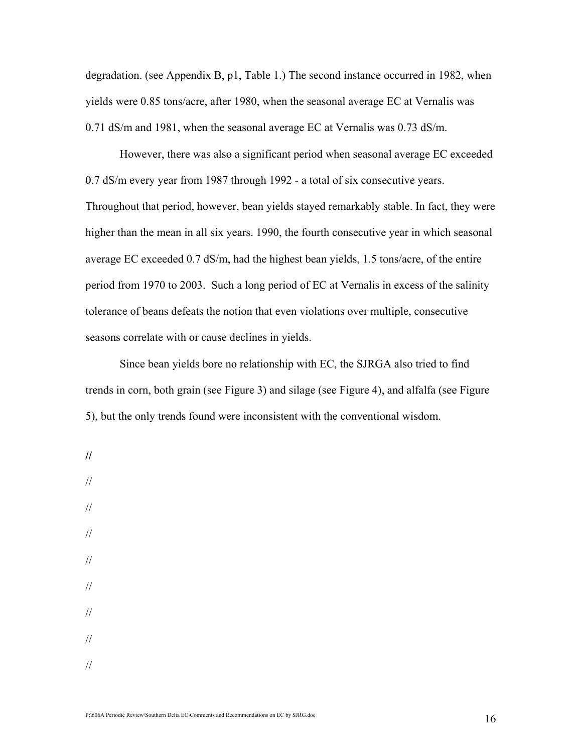degradation. (see Appendix B, p1, Table 1.) The second instance occurred in 1982, when yields were 0.85 tons/acre, after 1980, when the seasonal average EC at Vernalis was 0.71 dS/m and 1981, when the seasonal average EC at Vernalis was 0.73 dS/m.

However, there was also a significant period when seasonal average EC exceeded 0.7 dS/m every year from 1987 through 1992 - a total of six consecutive years. Throughout that period, however, bean yields stayed remarkably stable. In fact, they were higher than the mean in all six years. 1990, the fourth consecutive year in which seasonal average EC exceeded 0.7 dS/m, had the highest bean yields, 1.5 tons/acre, of the entire period from 1970 to 2003. Such a long period of EC at Vernalis in excess of the salinity tolerance of beans defeats the notion that even violations over multiple, consecutive seasons correlate with or cause declines in yields.

Since bean yields bore no relationship with EC, the SJRGA also tried to find trends in corn, both grain (see Figure 3) and silage (see Figure 4), and alfalfa (see Figure 5), but the only trends found were inconsistent with the conventional wisdom.

//

//

//

//

//

//

//

//

//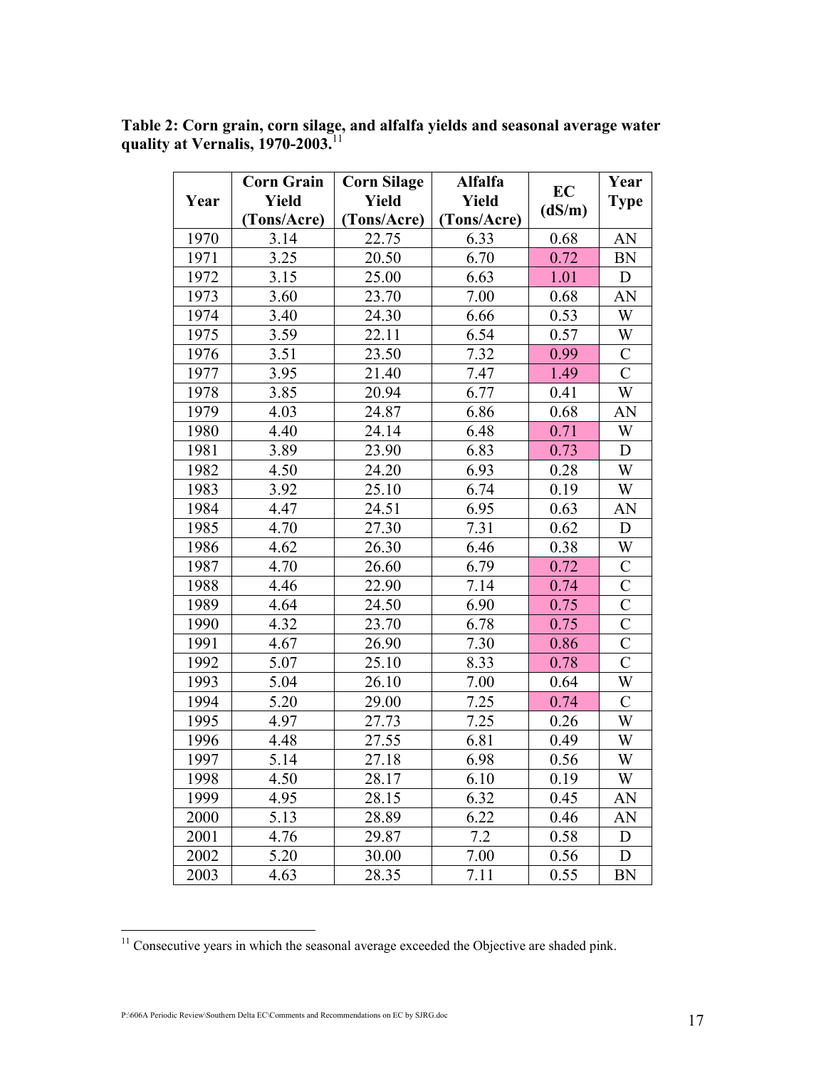**Table 2: Corn grain, corn silage, and alfalfa yields and seasonal average water quality at Vernalis, 1970-2003.**[11]

| Year | Corn Grain Yield (Tons/Acre) | Corn Silage Yield (Tons/Acre) | Alfalfa Yield (Tons/Acre) | EC (dS/m) | Year Type |
|---|---|---|---|---|---|
| 1970 | 3.14 | 22.75 | 6.33 | 0.68 | AN |
| 1971 | 3.25 | 20.50 | 6.70 | 0.72 | BN |
| 1972 | 3.15 | 25.00 | 6.63 | 1.01 | D |
| 1973 | 3.60 | 23.70 | 7.00 | 0.68 | AN |
| 1974 | 3.40 | 24.30 | 6.66 | 0.53 | W |
| 1975 | 3.59 | 22.11 | 6.54 | 0.57 | W |
| 1976 | 3.51 | 23.50 | 7.32 | 0.99 | C |
| 1977 | 3.95 | 21.40 | 7.47 | 1.49 | C |
| 1978 | 3.85 | 20.94 | 6.77 | 0.41 | W |
| 1979 | 4.03 | 24.87 | 6.86 | 0.68 | AN |
| 1980 | 4.40 | 24.14 | 6.48 | 0.71 | W |
| 1981 | 3.89 | 23.90 | 6.83 | 0.73 | D |
| 1982 | 4.50 | 24.20 | 6.93 | 0.28 | W |
| 1983 | 3.92 | 25.10 | 6.74 | 0.19 | W |
| 1984 | 4.47 | 24.51 | 6.95 | 0.63 | AN |
| 1985 | 4.70 | 27.30 | 7.31 | 0.62 | D |
| 1986 | 4.62 | 26.30 | 6.46 | 0.38 | W |
| 1987 | 4.70 | 26.60 | 6.79 | 0.72 | C |
| 1988 | 4.46 | 22.90 | 7.14 | 0.74 | C |
| 1989 | 4.64 | 24.50 | 6.90 | 0.75 | C |
| 1990 | 4.32 | 23.70 | 6.78 | 0.75 | C |
| 1991 | 4.67 | 26.90 | 7.30 | 0.86 | C |
| 1992 | 5.07 | 25.10 | 8.33 | 0.78 | C |
| 1993 | 5.04 | 26.10 | 7.00 | 0.64 | W |
| 1994 | 5.20 | 29.00 | 7.25 | 0.74 | C |
| 1995 | 4.97 | 27.73 | 7.25 | 0.26 | W |
| 1996 | 4.48 | 27.55 | 6.81 | 0.49 | W |
| 1997 | 5.14 | 27.18 | 6.98 | 0.56 | W |
| 1998 | 4.50 | 28.17 | 6.10 | 0.19 | W |
| 1999 | 4.95 | 28.15 | 6.32 | 0.45 | AN |
| 2000 | 5.13 | 28.89 | 6.22 | 0.46 | AN |
| 2001 | 4.76 | 29.87 | 7.2 | 0.58 | D |
| 2002 | 5.20 | 30.00 | 7.00 | 0.56 | D |
| 2003 | 4.63 | 28.35 | 7.11 | 0.55 | BN |

[11] Consecutive years in which the seasonal average exceeded the Objective are shaded pink.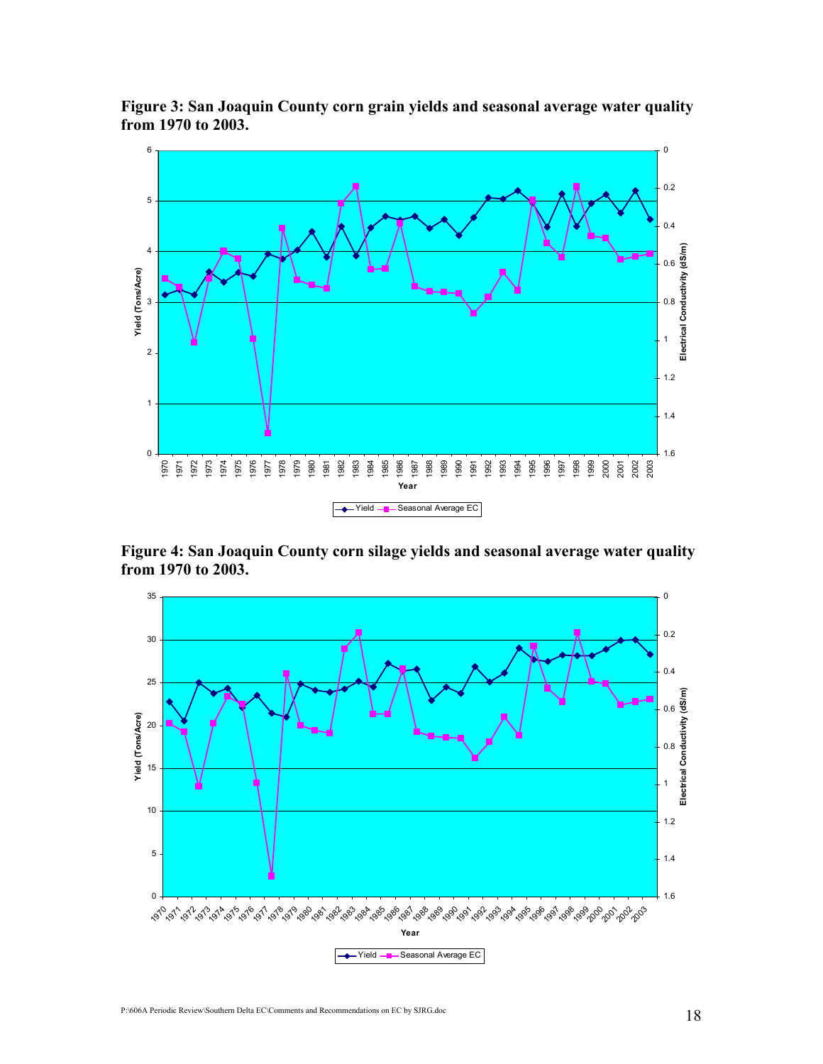**Figure 3: San Joaquin County corn grain yields and seasonal average water quality from 1970 to 2003.**

**Figure 4: San Joaquin County corn silage yields and seasonal average water quality from 1970 to 2003.**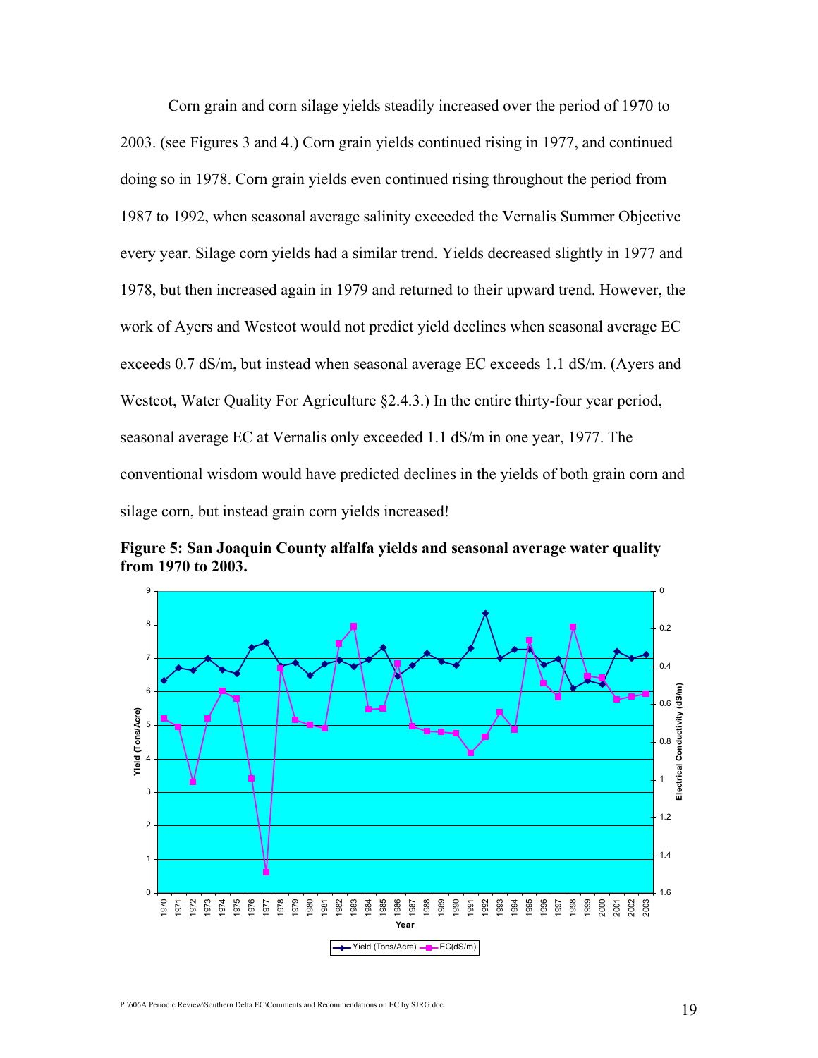Corn grain and corn silage yields steadily increased over the period of 1970 to 2003. (see Figures 3 and 4.) Corn grain yields continued rising in 1977, and continued doing so in 1978. Corn grain yields even continued rising throughout the period from 1987 to 1992, when seasonal average salinity exceeded the Vernalis Summer Objective every year. Silage corn yields had a similar trend. Yields decreased slightly in 1977 and 1978, but then increased again in 1979 and returned to their upward trend. However, the work of Ayers and Westcot would not predict yield declines when seasonal average EC exceeds 0.7 dS/m, but instead when seasonal average EC exceeds 1.1 dS/m. (Ayers and Westcot, Water Quality For Agriculture §2.4.3.) In the entire thirty-four year period, seasonal average EC at Vernalis only exceeded 1.1 dS/m in one year, 1977. The conventional wisdom would have predicted declines in the yields of both grain corn and silage corn, but instead grain corn yields increased!

**Figure 5: San Joaquin County alfalfa yields and seasonal average water quality from 1970 to 2003.**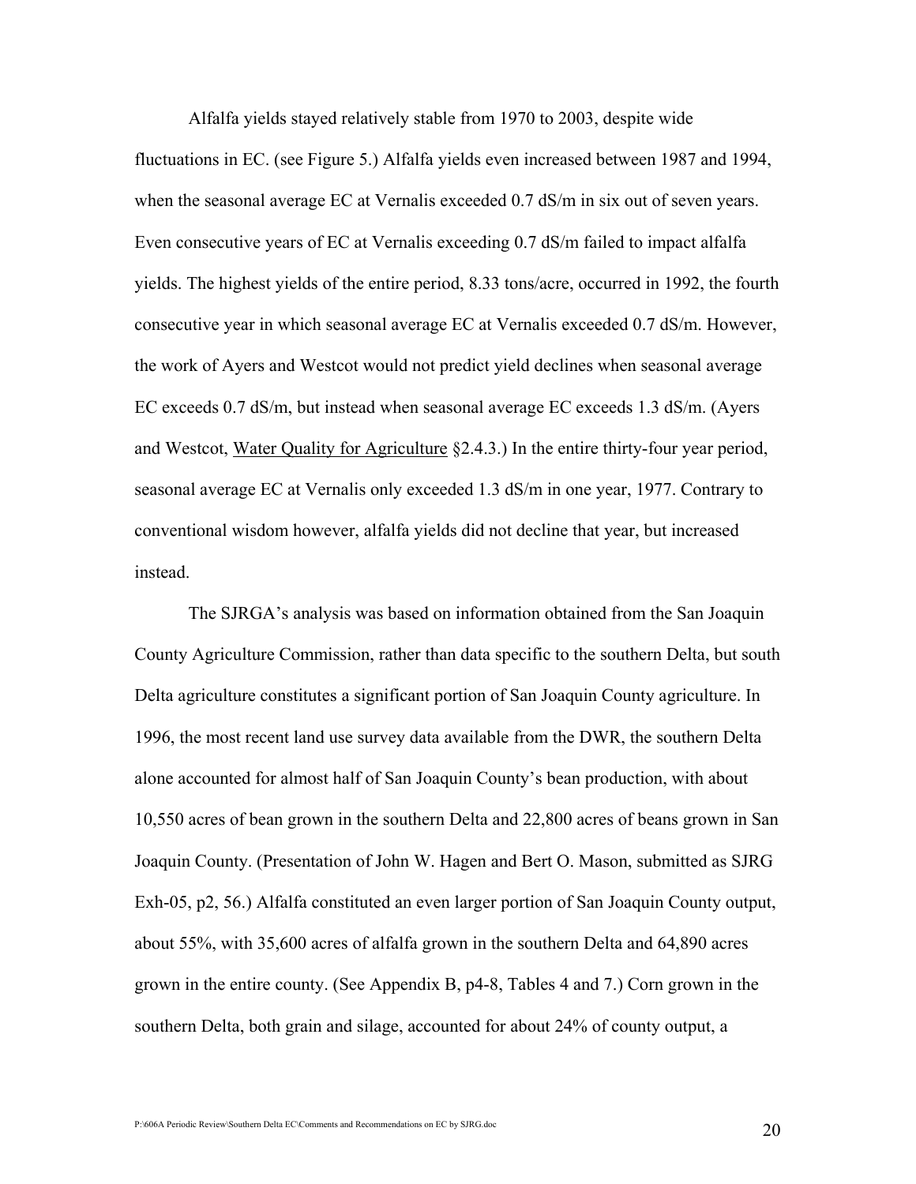Alfalfa yields stayed relatively stable from 1970 to 2003, despite wide fluctuations in EC. (see Figure 5.) Alfalfa yields even increased between 1987 and 1994, when the seasonal average EC at Vernalis exceeded 0.7 dS/m in six out of seven years. Even consecutive years of EC at Vernalis exceeding 0.7 dS/m failed to impact alfalfa yields. The highest yields of the entire period, 8.33 tons/acre, occurred in 1992, the fourth consecutive year in which seasonal average EC at Vernalis exceeded 0.7 dS/m. However, the work of Ayers and Westcot would not predict yield declines when seasonal average EC exceeds 0.7 dS/m, but instead when seasonal average EC exceeds 1.3 dS/m. (Ayers and Westcot, Water Quality for Agriculture §2.4.3.) In the entire thirty-four year period, seasonal average EC at Vernalis only exceeded 1.3 dS/m in one year, 1977. Contrary to conventional wisdom however, alfalfa yields did not decline that year, but increased instead.

The SJRGA's analysis was based on information obtained from the San Joaquin County Agriculture Commission, rather than data specific to the southern Delta, but south Delta agriculture constitutes a significant portion of San Joaquin County agriculture. In 1996, the most recent land use survey data available from the DWR, the southern Delta alone accounted for almost half of San Joaquin County's bean production, with about 10,550 acres of bean grown in the southern Delta and 22,800 acres of beans grown in San Joaquin County. (Presentation of John W. Hagen and Bert O. Mason, submitted as SJRG Exh-05, p2, 56.) Alfalfa constituted an even larger portion of San Joaquin County output, about 55%, with 35,600 acres of alfalfa grown in the southern Delta and 64,890 acres grown in the entire county. (See Appendix B, p4-8, Tables 4 and 7.) Corn grown in the southern Delta, both grain and silage, accounted for about 24% of county output, a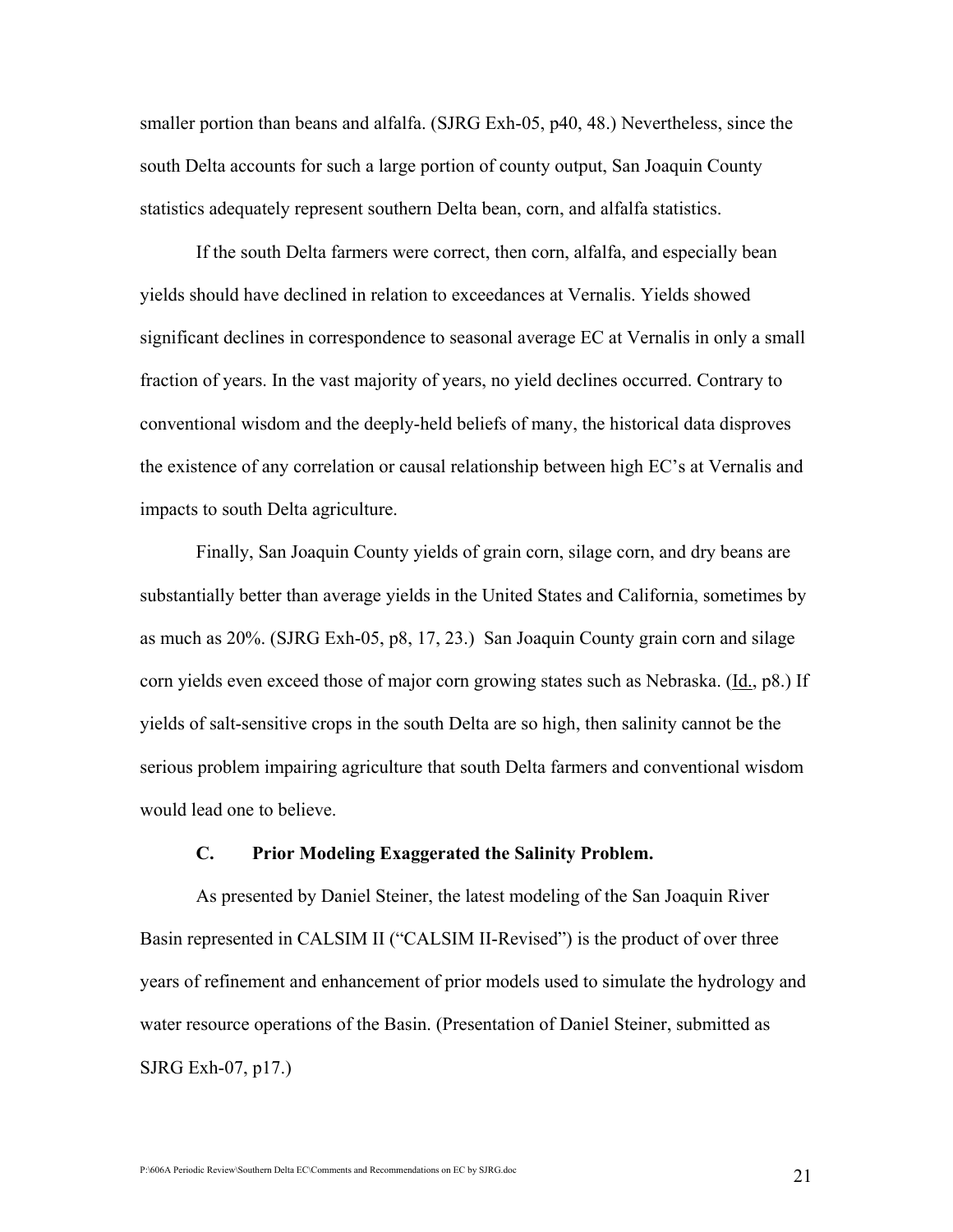smaller portion than beans and alfalfa. (SJRG Exh-05, p40, 48.) Nevertheless, since the south Delta accounts for such a large portion of county output, San Joaquin County statistics adequately represent southern Delta bean, corn, and alfalfa statistics.

If the south Delta farmers were correct, then corn, alfalfa, and especially bean yields should have declined in relation to exceedances at Vernalis. Yields showed significant declines in correspondence to seasonal average EC at Vernalis in only a small fraction of years. In the vast majority of years, no yield declines occurred. Contrary to conventional wisdom and the deeply-held beliefs of many, the historical data disproves the existence of any correlation or causal relationship between high EC's at Vernalis and impacts to south Delta agriculture.

Finally, San Joaquin County yields of grain corn, silage corn, and dry beans are substantially better than average yields in the United States and California, sometimes by as much as 20%. (SJRG Exh-05, p8, 17, 23.) San Joaquin County grain corn and silage corn yields even exceed those of major corn growing states such as Nebraska. (Id., p8.) If yields of salt-sensitive crops in the south Delta are so high, then salinity cannot be the serious problem impairing agriculture that south Delta farmers and conventional wisdom would lead one to believe.

### C. Prior Modeling Exaggerated the Salinity Problem.

As presented by Daniel Steiner, the latest modeling of the San Joaquin River Basin represented in CALSIM II ("CALSIM II-Revised") is the product of over three years of refinement and enhancement of prior models used to simulate the hydrology and water resource operations of the Basin. (Presentation of Daniel Steiner, submitted as SJRG Exh-07, p17.)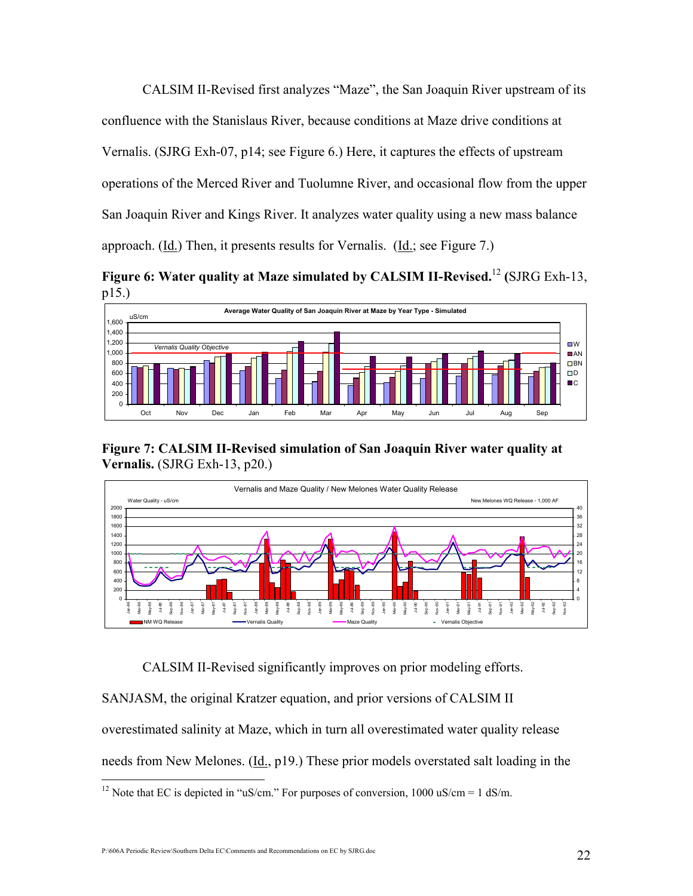CALSIM II-Revised first analyzes "Maze", the San Joaquin River upstream of its confluence with the Stanislaus River, because conditions at Maze drive conditions at Vernalis. (SJRG Exh-07, p14; see Figure 6.) Here, it captures the effects of upstream operations of the Merced River and Tuolumne River, and occasional flow from the upper San Joaquin River and Kings River. It analyzes water quality using a new mass balance approach. (Id.) Then, it presents results for Vernalis. (Id.; see Figure 7.)

**Figure 6: Water quality at Maze simulated by CALSIM II-Revised.**[12] **(**SJRG Exh-13, p15.)

**Figure 7: CALSIM II-Revised simulation of San Joaquin River water quality at Vernalis.** (SJRG Exh-13, p20.)

CALSIM II-Revised significantly improves on prior modeling efforts. SANJASM, the original Kratzer equation, and prior versions of CALSIM II overestimated salinity at Maze, which in turn all overestimated water quality release needs from New Melones. (Id., p19.) These prior models overstated salt loading in the

---

[12] Note that EC is depicted in "uS/cm." For purposes of conversion, 1000 uS/cm = 1 dS/m.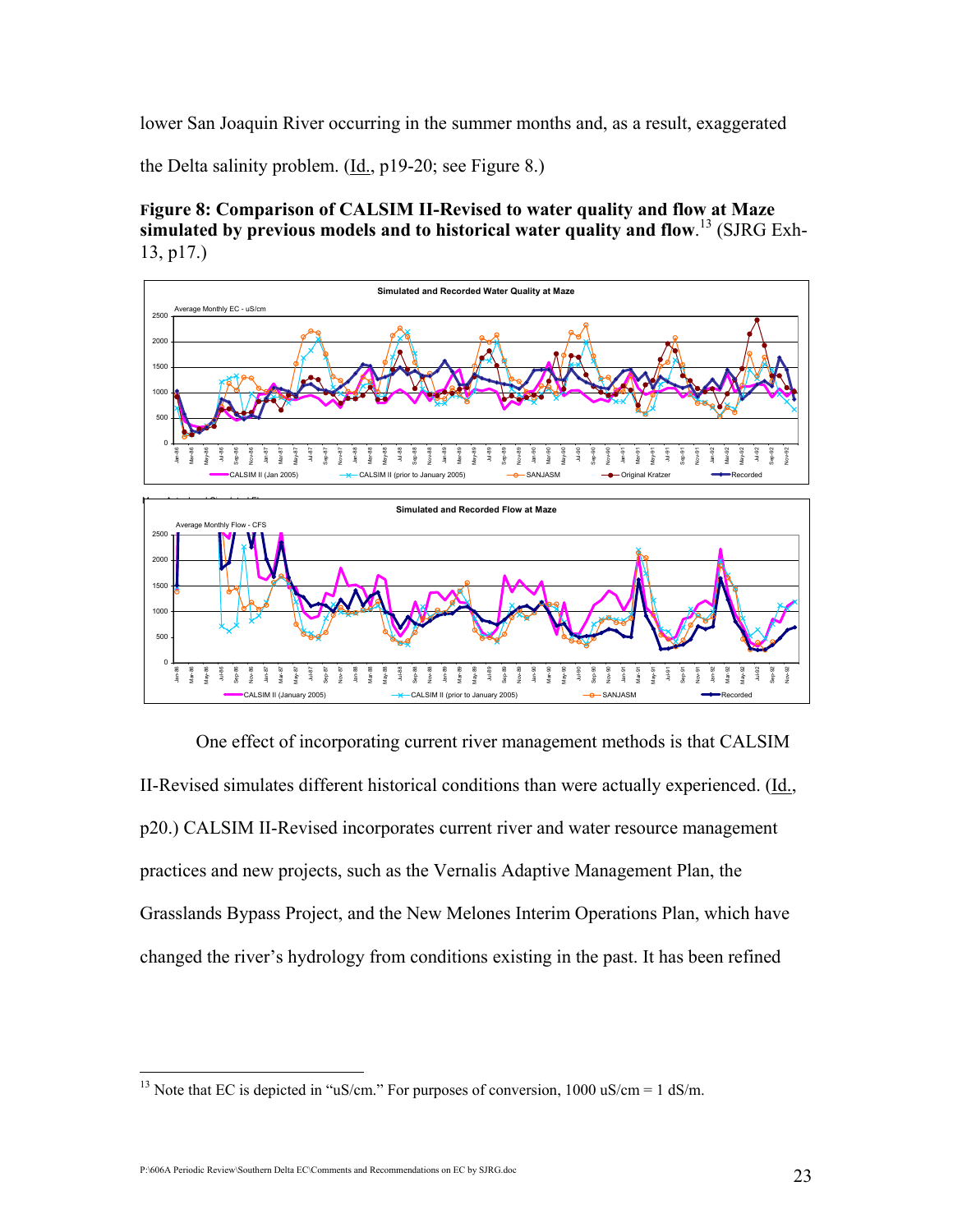lower San Joaquin River occurring in the summer months and, as a result, exaggerated the Delta salinity problem. (Id., p19-20; see Figure 8.)

**Figure 8: Comparison of CALSIM II-Revised to water quality and flow at Maze simulated by previous models and to historical water quality and flow**.[13] (SJRG Exh-13, p17.)

One effect of incorporating current river management methods is that CALSIM II-Revised simulates different historical conditions than were actually experienced. (Id., p20.) CALSIM II-Revised incorporates current river and water resource management practices and new projects, such as the Vernalis Adaptive Management Plan, the Grasslands Bypass Project, and the New Melones Interim Operations Plan, which have changed the river's hydrology from conditions existing in the past. It has been refined

[13] Note that EC is depicted in "uS/cm." For purposes of conversion, 1000 uS/cm = 1 dS/m.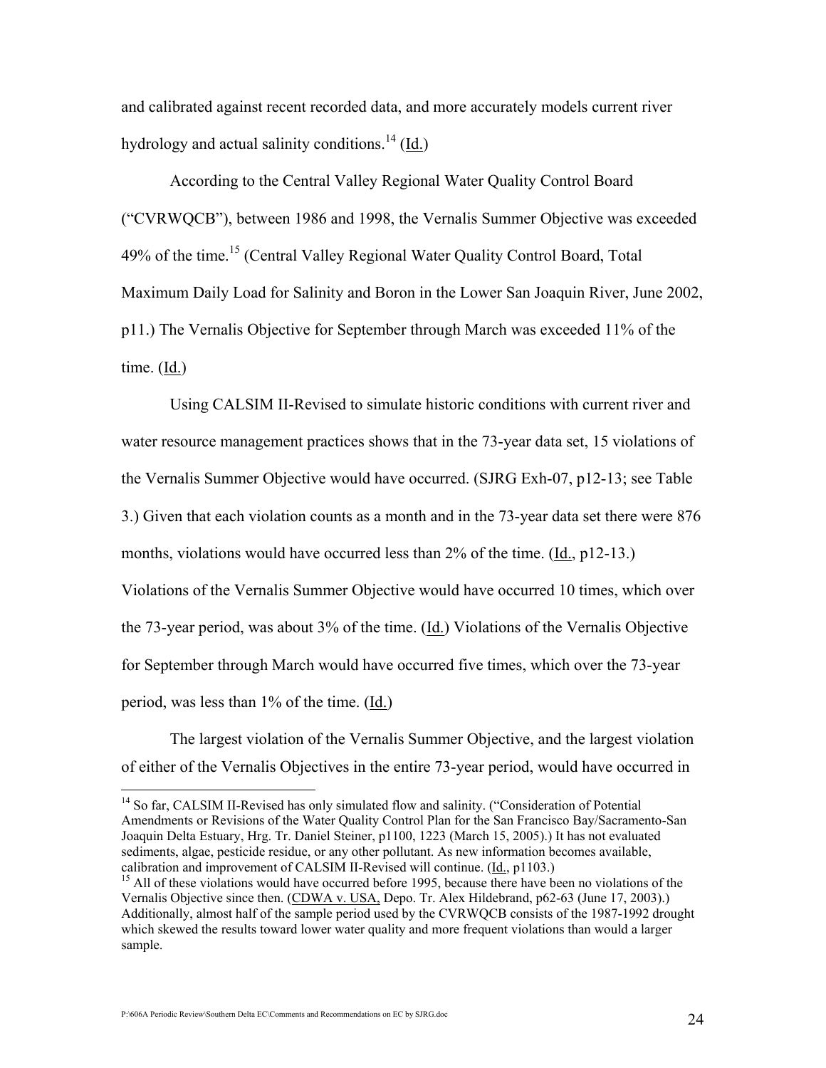and calibrated against recent recorded data, and more accurately models current river hydrology and actual salinity conditions.[14] (Id.)

According to the Central Valley Regional Water Quality Control Board ("CVRWQCB"), between 1986 and 1998, the Vernalis Summer Objective was exceeded 49% of the time.[15] (Central Valley Regional Water Quality Control Board, Total Maximum Daily Load for Salinity and Boron in the Lower San Joaquin River, June 2002, p11.) The Vernalis Objective for September through March was exceeded 11% of the time. (Id.)

Using CALSIM II-Revised to simulate historic conditions with current river and water resource management practices shows that in the 73-year data set, 15 violations of the Vernalis Summer Objective would have occurred. (SJRG Exh-07, p12-13; see Table 3.) Given that each violation counts as a month and in the 73-year data set there were 876 months, violations would have occurred less than 2% of the time. (Id., p12-13.) Violations of the Vernalis Summer Objective would have occurred 10 times, which over the 73-year period, was about 3% of the time. (Id.) Violations of the Vernalis Objective for September through March would have occurred five times, which over the 73-year period, was less than 1% of the time. (Id.)

The largest violation of the Vernalis Summer Objective, and the largest violation of either of the Vernalis Objectives in the entire 73-year period, would have occurred in

---

[14] So far, CALSIM II-Revised has only simulated flow and salinity. ("Consideration of Potential Amendments or Revisions of the Water Quality Control Plan for the San Francisco Bay/Sacramento-San Joaquin Delta Estuary, Hrg. Tr. Daniel Steiner, p1100, 1223 (March 15, 2005).) It has not evaluated sediments, algae, pesticide residue, or any other pollutant. As new information becomes available, calibration and improvement of CALSIM II-Revised will continue. (Id., p1103.)

[15] All of these violations would have occurred before 1995, because there have been no violations of the Vernalis Objective since then. (CDWA v. USA, Depo. Tr. Alex Hildebrand, p62-63 (June 17, 2003).) Additionally, almost half of the sample period used by the CVRWQCB consists of the 1987-1992 drought which skewed the results toward lower water quality and more frequent violations than would a larger sample.

P:\606A Periodic Review\Southern Delta EC\Comments and Recommendations on EC by SJRG.doc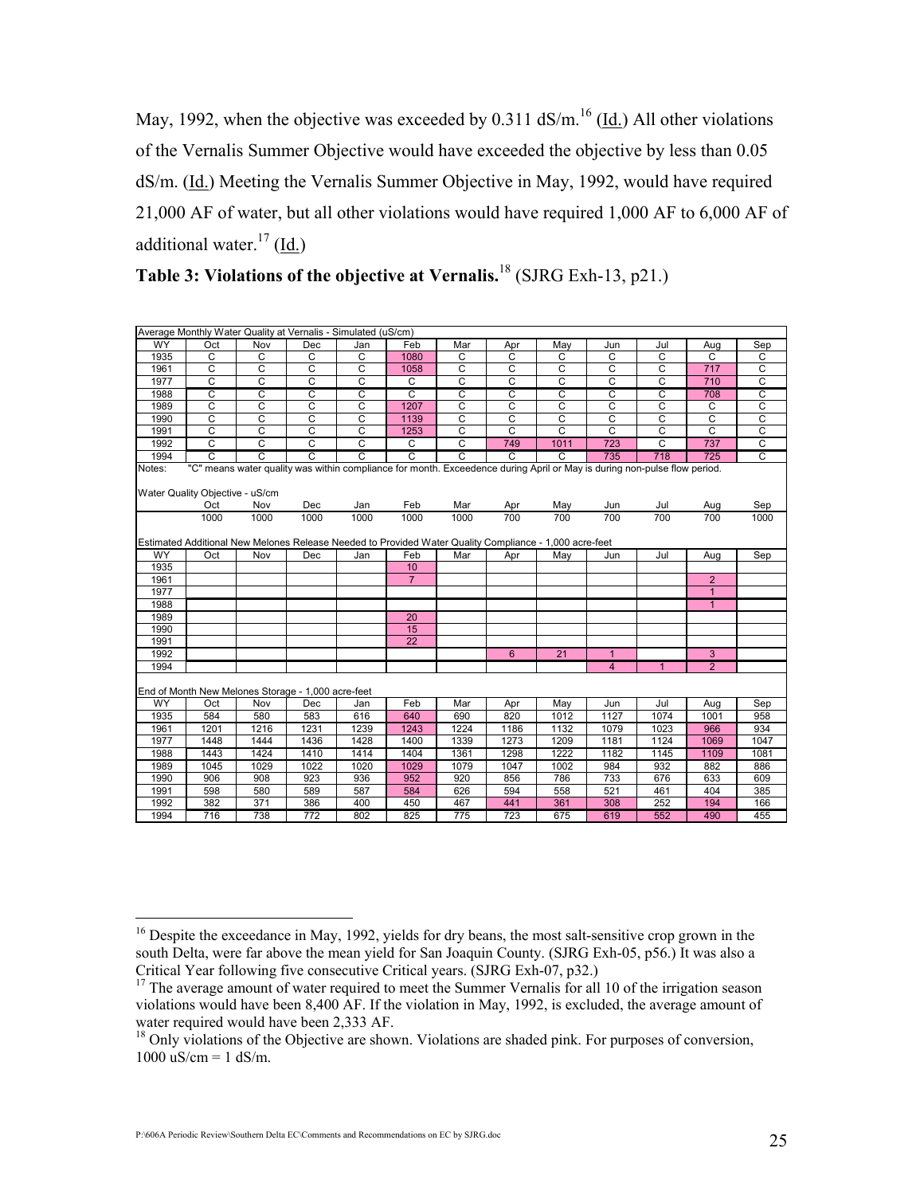May, 1992, when the objective was exceeded by 0.311 dS/m.[16] (Id.) All other violations of the Vernalis Summer Objective would have exceeded the objective by less than 0.05 dS/m. (Id.) Meeting the Vernalis Summer Objective in May, 1992, would have required 21,000 AF of water, but all other violations would have required 1,000 AF to 6,000 AF of additional water.[17] (Id.)

**Table 3: Violations of the objective at Vernalis.**[18] (SJRG Exh-13, p21.)

Average Monthly Water Quality at Vernalis - Simulated (uS/cm)

| WY | Oct | Nov | Dec | Jan | Feb | Mar | Apr | May | Jun | Jul | Aug | Sep |
|---|---|---|---|---|---|---|---|---|---|---|---|---|
| 1935 | C | C | C | C | 1080 | C | C | C | C | C | C | C |
| 1961 | C | C | C | C | 1058 | C | C | C | C | C | 717 | C |
| 1977 | C | C | C | C | C | C | C | C | C | C | 710 | C |
| 1988 | C | C | C | C | C | C | C | C | C | C | 708 | C |
| 1989 | C | C | C | C | 1207 | C | C | C | C | C | C | C |
| 1990 | C | C | C | C | 1139 | C | C | C | C | C | C | C |
| 1991 | C | C | C | C | 1253 | C | C | C | C | C | C | C |
| 1992 | C | C | C | C | C | C | 749 | 1011 | 723 | C | 737 | C |
| 1994 | C | C | C | C | C | C | C | C | 735 | 718 | 725 | C |

Notes: "C" means water quality was within compliance for month. Exceedence during April or May is during non-pulse flow period.

Water Quality Objective - uS/cm

| Oct | Nov | Dec | Jan | Feb | Mar | Apr | May | Jun | Jul | Aug | Sep |
|---|---|---|---|---|---|---|---|---|---|---|---|
| 1000 | 1000 | 1000 | 1000 | 1000 | 1000 | 700 | 700 | 700 | 700 | 700 | 1000 |

Estimated Additional New Melones Release Needed to Provided Water Quality Compliance - 1,000 acre-feet

| WY | Oct | Nov | Dec | Jan | Feb | Mar | Apr | May | Jun | Jul | Aug | Sep |
|---|---|---|---|---|---|---|---|---|---|---|---|---|
| 1935 | | | | | 10 | | | | | | | |
| 1961 | | | | | 7 | | | | | | 2 | |
| 1977 | | | | | | | | | | | 1 | |
| 1988 | | | | | | | | | | | 1 | |
| 1989 | | | | | 20 | | | | | | | |
| 1990 | | | | | 15 | | | | | | | |
| 1991 | | | | | 22 | | | | | | | |
| 1992 | | | | | | | 6 | 21 | 1 | | 3 | |
| 1994 | | | | | | | | | 4 | 1 | 2 | |

End of Month New Melones Storage - 1,000 acre-feet

| WY | Oct | Nov | Dec | Jan | Feb | Mar | Apr | May | Jun | Jul | Aug | Sep |
|---|---|---|---|---|---|---|---|---|---|---|---|---|
| 1935 | 584 | 580 | 583 | 616 | 640 | 690 | 820 | 1012 | 1127 | 1074 | 1001 | 958 |
| 1961 | 1201 | 1216 | 1231 | 1239 | 1243 | 1224 | 1186 | 1132 | 1079 | 1023 | 966 | 934 |
| 1977 | 1448 | 1444 | 1436 | 1428 | 1400 | 1339 | 1273 | 1209 | 1181 | 1124 | 1069 | 1047 |
| 1988 | 1443 | 1424 | 1410 | 1414 | 1404 | 1361 | 1298 | 1222 | 1182 | 1145 | 1109 | 1081 |
| 1989 | 1045 | 1029 | 1022 | 1020 | 1029 | 1079 | 1047 | 1002 | 984 | 932 | 882 | 886 |
| 1990 | 906 | 908 | 923 | 936 | 952 | 920 | 856 | 786 | 733 | 676 | 633 | 609 |
| 1991 | 598 | 580 | 589 | 587 | 584 | 626 | 594 | 558 | 521 | 461 | 404 | 385 |
| 1992 | 382 | 371 | 386 | 400 | 450 | 467 | 441 | 361 | 308 | 252 | 194 | 166 |
| 1994 | 716 | 738 | 772 | 802 | 825 | 775 | 723 | 675 | 619 | 552 | 490 | 455 |

---

[16] Despite the exceedance in May, 1992, yields for dry beans, the most salt-sensitive crop grown in the south Delta, were far above the mean yield for San Joaquin County. (SJRG Exh-05, p56.) It was also a Critical Year following five consecutive Critical years. (SJRG Exh-07, p32.)

[17] The average amount of water required to meet the Summer Vernalis for all 10 of the irrigation season violations would have been 8,400 AF. If the violation in May, 1992, is excluded, the average amount of water required would have been 2,333 AF.

[18] Only violations of the Objective are shown. Violations are shaded pink. For purposes of conversion, 1000 uS/cm = 1 dS/m.

P:\606A Periodic Review\Southern Delta EC\Comments and Recommendations on EC by SJRG.doc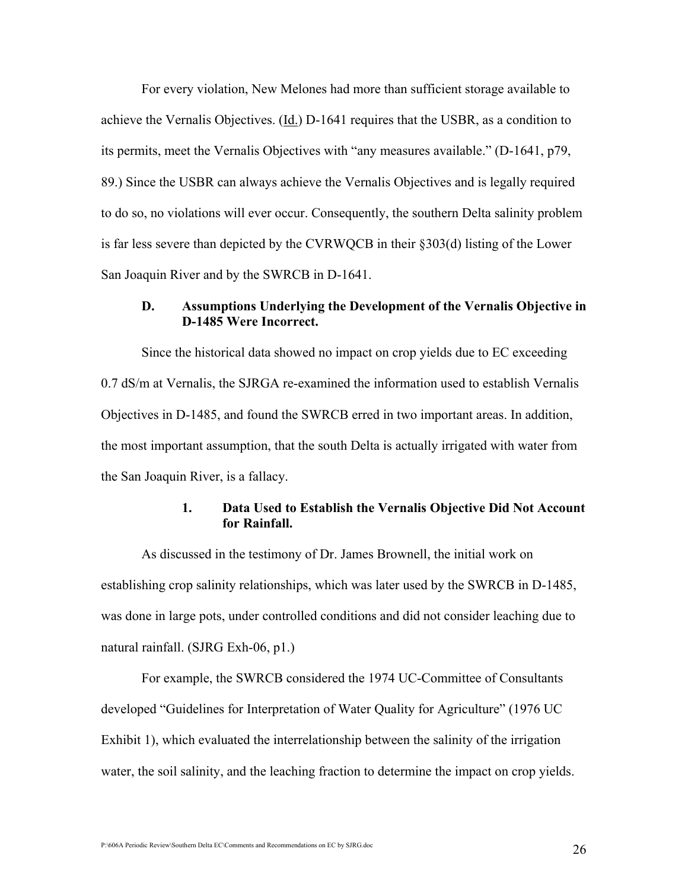For every violation, New Melones had more than sufficient storage available to achieve the Vernalis Objectives. (Id.) D-1641 requires that the USBR, as a condition to its permits, meet the Vernalis Objectives with "any measures available." (D-1641, p79, 89.) Since the USBR can always achieve the Vernalis Objectives and is legally required to do so, no violations will ever occur. Consequently, the southern Delta salinity problem is far less severe than depicted by the CVRWQCB in their §303(d) listing of the Lower San Joaquin River and by the SWRCB in D-1641.

### D. Assumptions Underlying the Development of the Vernalis Objective in D-1485 Were Incorrect.

Since the historical data showed no impact on crop yields due to EC exceeding 0.7 dS/m at Vernalis, the SJRGA re-examined the information used to establish Vernalis Objectives in D-1485, and found the SWRCB erred in two important areas. In addition, the most important assumption, that the south Delta is actually irrigated with water from the San Joaquin River, is a fallacy.

#### 1. Data Used to Establish the Vernalis Objective Did Not Account for Rainfall.

As discussed in the testimony of Dr. James Brownell, the initial work on establishing crop salinity relationships, which was later used by the SWRCB in D-1485, was done in large pots, under controlled conditions and did not consider leaching due to natural rainfall. (SJRG Exh-06, p1.)

For example, the SWRCB considered the 1974 UC-Committee of Consultants developed "Guidelines for Interpretation of Water Quality for Agriculture" (1976 UC Exhibit 1), which evaluated the interrelationship between the salinity of the irrigation water, the soil salinity, and the leaching fraction to determine the impact on crop yields.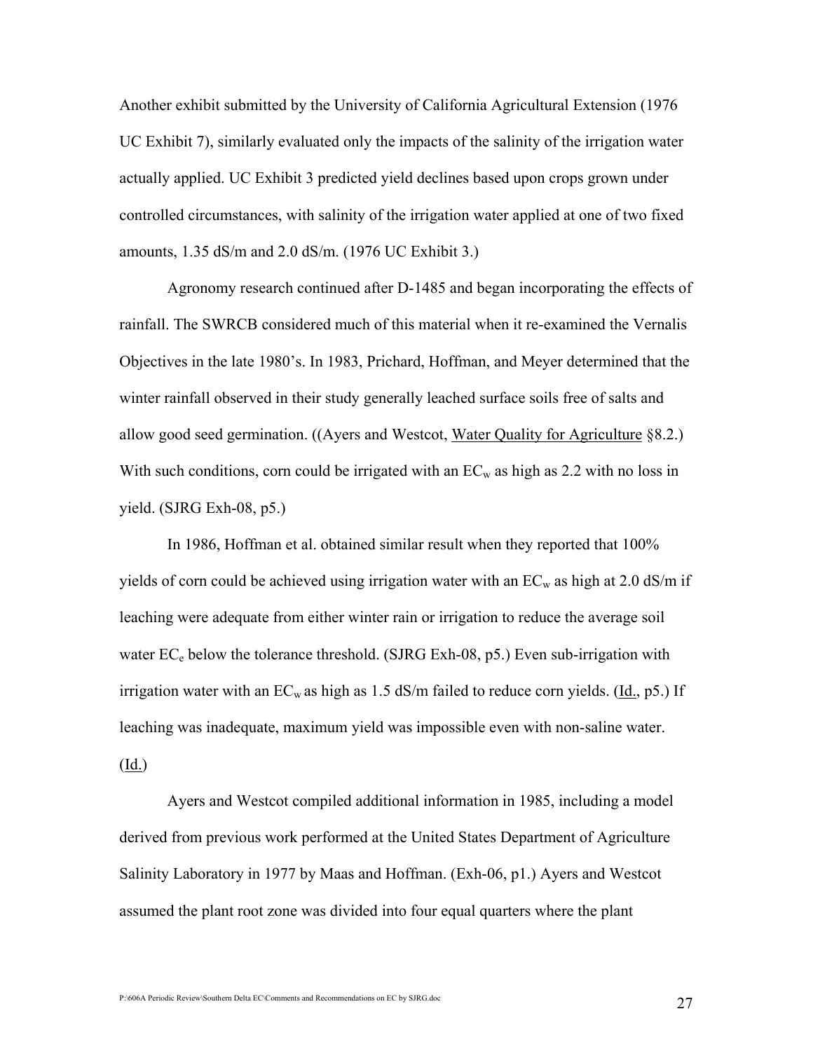Another exhibit submitted by the University of California Agricultural Extension (1976 UC Exhibit 7), similarly evaluated only the impacts of the salinity of the irrigation water actually applied. UC Exhibit 3 predicted yield declines based upon crops grown under controlled circumstances, with salinity of the irrigation water applied at one of two fixed amounts, 1.35 dS/m and 2.0 dS/m. (1976 UC Exhibit 3.)

Agronomy research continued after D-1485 and began incorporating the effects of rainfall. The SWRCB considered much of this material when it re-examined the Vernalis Objectives in the late 1980's. In 1983, Prichard, Hoffman, and Meyer determined that the winter rainfall observed in their study generally leached surface soils free of salts and allow good seed germination. ((Ayers and Westcot, Water Quality for Agriculture §8.2.) With such conditions, corn could be irrigated with an $EC_w$ as high as 2.2 with no loss in yield. (SJRG Exh-08, p5.)

In 1986, Hoffman et al. obtained similar result when they reported that 100% yields of corn could be achieved using irrigation water with an $EC_w$ as high at 2.0 dS/m if leaching were adequate from either winter rain or irrigation to reduce the average soil water $EC_e$ below the tolerance threshold. (SJRG Exh-08, p5.) Even sub-irrigation with irrigation water with an $EC_w$ as high as 1.5 dS/m failed to reduce corn yields. (Id., p5.) If leaching was inadequate, maximum yield was impossible even with non-saline water. (Id.)

Ayers and Westcot compiled additional information in 1985, including a model derived from previous work performed at the United States Department of Agriculture Salinity Laboratory in 1977 by Maas and Hoffman. (Exh-06, p1.) Ayers and Westcot assumed the plant root zone was divided into four equal quarters where the plant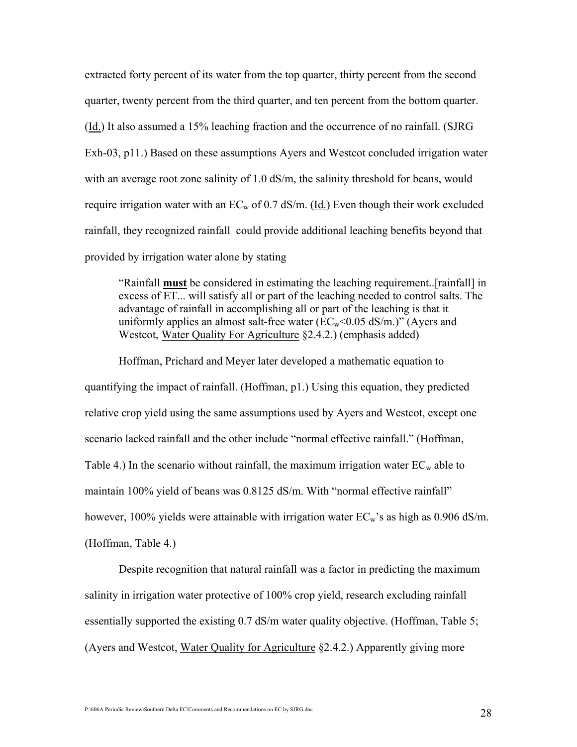extracted forty percent of its water from the top quarter, thirty percent from the second quarter, twenty percent from the third quarter, and ten percent from the bottom quarter. (Id.) It also assumed a 15% leaching fraction and the occurrence of no rainfall. (SJRG Exh-03, p11.) Based on these assumptions Ayers and Westcot concluded irrigation water with an average root zone salinity of 1.0 dS/m, the salinity threshold for beans, would require irrigation water with an $EC_w$ of 0.7 dS/m. (Id.) Even though their work excluded rainfall, they recognized rainfall could provide additional leaching benefits beyond that provided by irrigation water alone by stating

> "Rainfall **must** be considered in estimating the leaching requirement..[rainfall] in excess of ET... will satisfy all or part of the leaching needed to control salts. The advantage of rainfall in accomplishing all or part of the leaching is that it uniformly applies an almost salt-free water ($EC_w$<0.05 dS/m.)" (Ayers and Westcot, Water Quality For Agriculture §2.4.2.) (emphasis added)

Hoffman, Prichard and Meyer later developed a mathematic equation to quantifying the impact of rainfall. (Hoffman, p1.) Using this equation, they predicted relative crop yield using the same assumptions used by Ayers and Westcot, except one scenario lacked rainfall and the other include "normal effective rainfall." (Hoffman, Table 4.) In the scenario without rainfall, the maximum irrigation water $EC_w$ able to maintain 100% yield of beans was 0.8125 dS/m. With "normal effective rainfall" however, 100% yields were attainable with irrigation water $EC_w$'s as high as 0.906 dS/m. (Hoffman, Table 4.)

Despite recognition that natural rainfall was a factor in predicting the maximum salinity in irrigation water protective of 100% crop yield, research excluding rainfall essentially supported the existing 0.7 dS/m water quality objective. (Hoffman, Table 5; (Ayers and Westcot, Water Quality for Agriculture §2.4.2.) Apparently giving more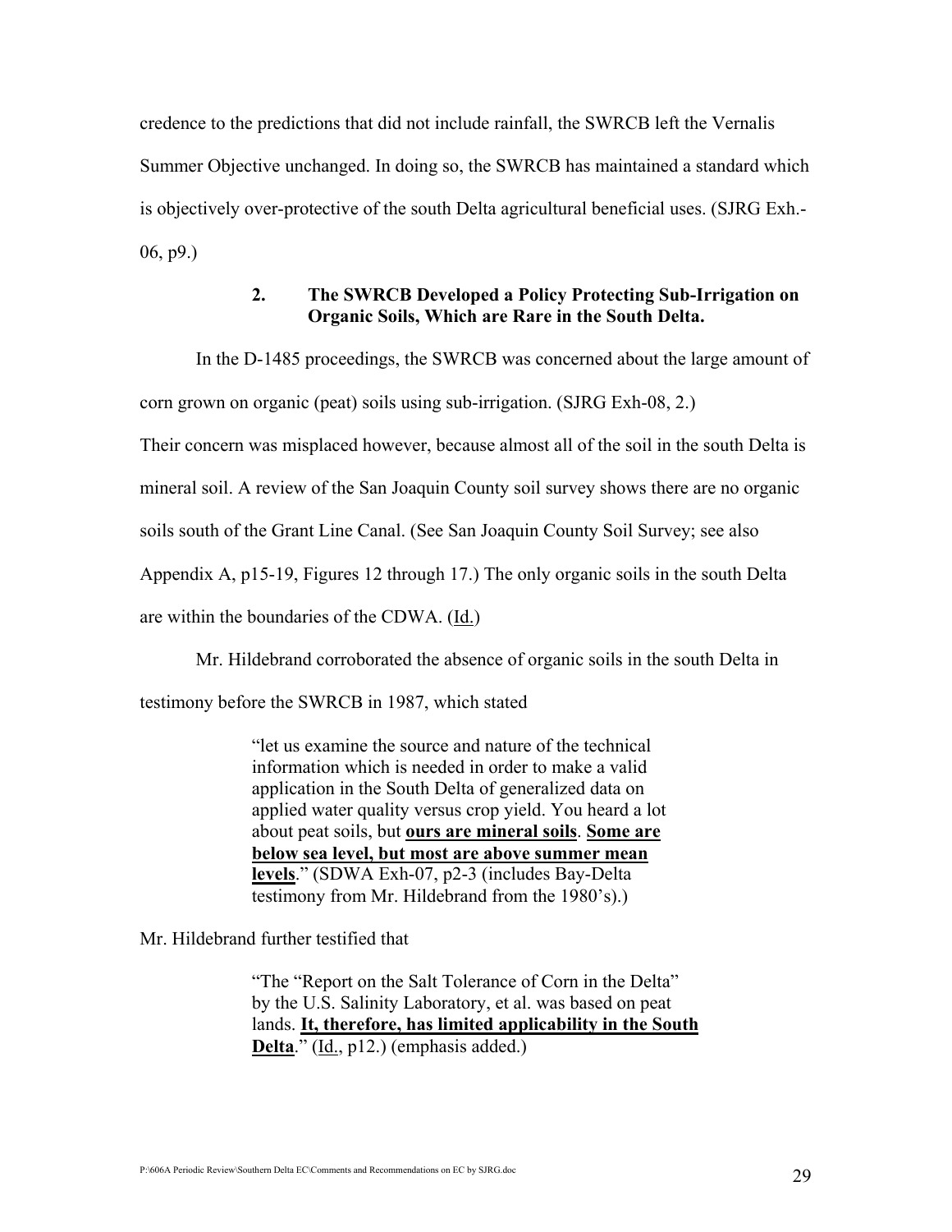credence to the predictions that did not include rainfall, the SWRCB left the Vernalis Summer Objective unchanged. In doing so, the SWRCB has maintained a standard which is objectively over-protective of the south Delta agricultural beneficial uses. (SJRG Exh.-06, p9.)

### 2. The SWRCB Developed a Policy Protecting Sub-Irrigation on Organic Soils, Which are Rare in the South Delta.

In the D-1485 proceedings, the SWRCB was concerned about the large amount of corn grown on organic (peat) soils using sub-irrigation. (SJRG Exh-08, 2.) Their concern was misplaced however, because almost all of the soil in the south Delta is mineral soil. A review of the San Joaquin County soil survey shows there are no organic soils south of the Grant Line Canal. (See San Joaquin County Soil Survey; see also Appendix A, p15-19, Figures 12 through 17.) The only organic soils in the south Delta are within the boundaries of the CDWA. (Id.)

Mr. Hildebrand corroborated the absence of organic soils in the south Delta in testimony before the SWRCB in 1987, which stated

> "let us examine the source and nature of the technical information which is needed in order to make a valid application in the South Delta of generalized data on applied water quality versus crop yield. You heard a lot about peat soils, but **ours are mineral soils**. **Some are below sea level, but most are above summer mean levels**." (SDWA Exh-07, p2-3 (includes Bay-Delta testimony from Mr. Hildebrand from the 1980's).)

Mr. Hildebrand further testified that

> "The "Report on the Salt Tolerance of Corn in the Delta" by the U.S. Salinity Laboratory, et al. was based on peat lands. **It, therefore, has limited applicability in the South Delta**." (Id., p12.) (emphasis added.)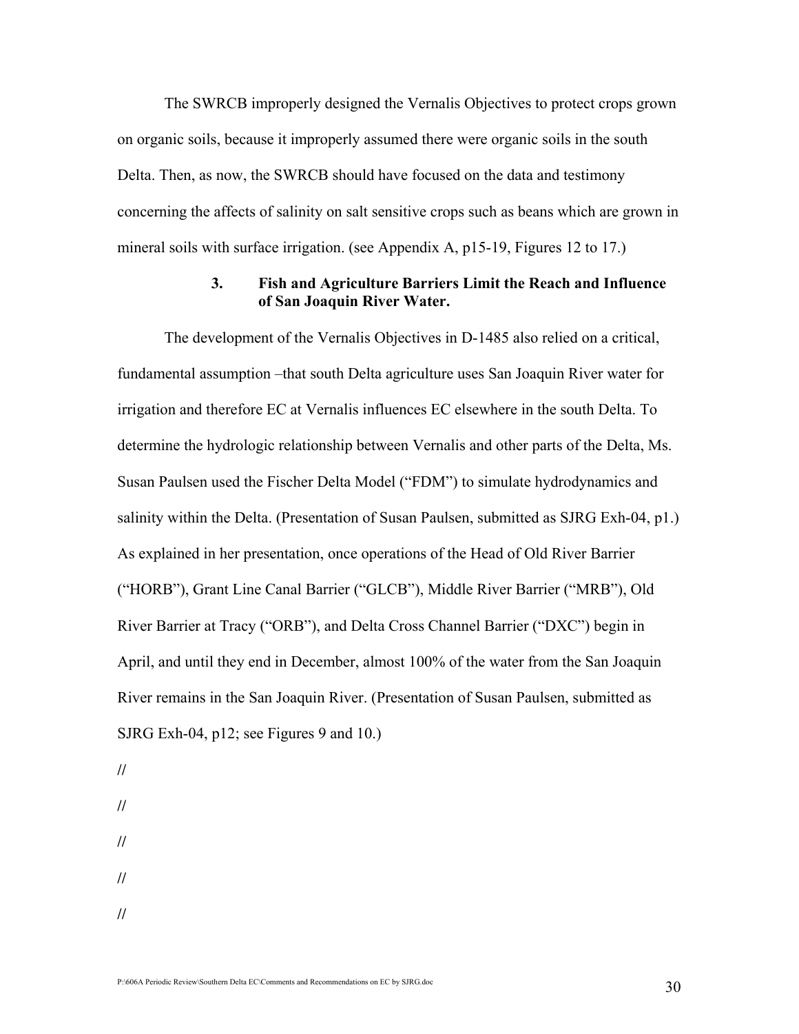The SWRCB improperly designed the Vernalis Objectives to protect crops grown on organic soils, because it improperly assumed there were organic soils in the south Delta. Then, as now, the SWRCB should have focused on the data and testimony concerning the affects of salinity on salt sensitive crops such as beans which are grown in mineral soils with surface irrigation. (see Appendix A, p15-19, Figures 12 to 17.)

### 3. Fish and Agriculture Barriers Limit the Reach and Influence of San Joaquin River Water.

The development of the Vernalis Objectives in D-1485 also relied on a critical, fundamental assumption –that south Delta agriculture uses San Joaquin River water for irrigation and therefore EC at Vernalis influences EC elsewhere in the south Delta. To determine the hydrologic relationship between Vernalis and other parts of the Delta, Ms. Susan Paulsen used the Fischer Delta Model ("FDM") to simulate hydrodynamics and salinity within the Delta. (Presentation of Susan Paulsen, submitted as SJRG Exh-04, p1.) As explained in her presentation, once operations of the Head of Old River Barrier ("HORB"), Grant Line Canal Barrier ("GLCB"), Middle River Barrier ("MRB"), Old River Barrier at Tracy ("ORB"), and Delta Cross Channel Barrier ("DXC") begin in April, and until they end in December, almost 100% of the water from the San Joaquin River remains in the San Joaquin River. (Presentation of Susan Paulsen, submitted as SJRG Exh-04, p12; see Figures 9 and 10.)

//

//

//

//

//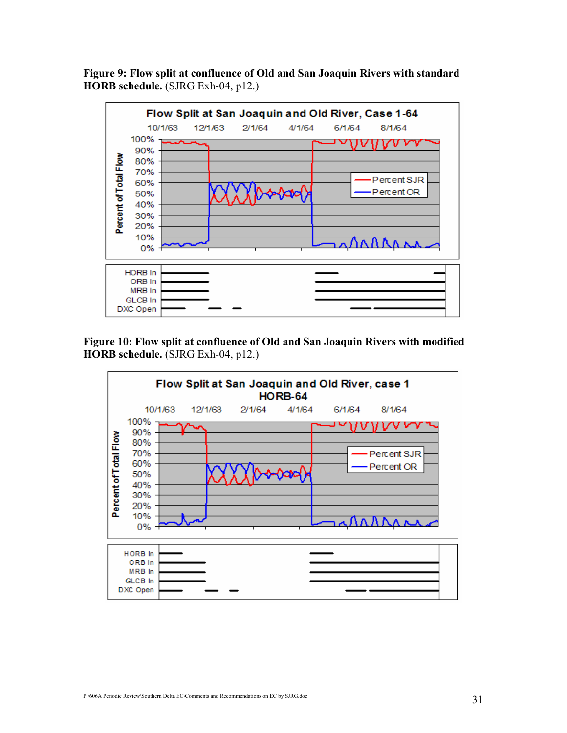**Figure 9: Flow split at confluence of Old and San Joaquin Rivers with standard HORB schedule.** (SJRG Exh-04, p12.)

**Figure 10: Flow split at confluence of Old and San Joaquin Rivers with modified HORB schedule.** (SJRG Exh-04, p12.)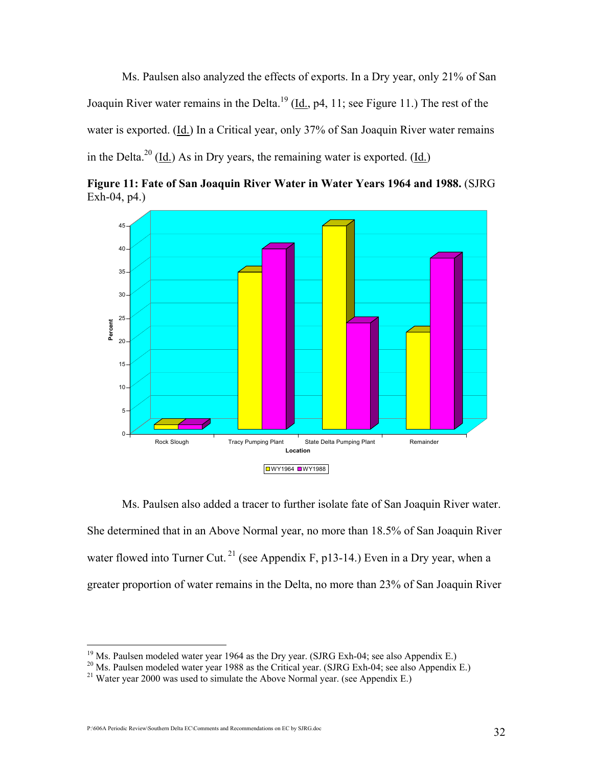Ms. Paulsen also analyzed the effects of exports. In a Dry year, only 21% of San Joaquin River water remains in the Delta.[19] (Id., p4, 11; see Figure 11.) The rest of the water is exported. (Id.) In a Critical year, only 37% of San Joaquin River water remains in the Delta.[20] (Id.) As in Dry years, the remaining water is exported. (Id.)

**Figure 11: Fate of San Joaquin River Water in Water Years 1964 and 1988.** (SJRG Exh-04, p4.)

Ms. Paulsen also added a tracer to further isolate fate of San Joaquin River water. She determined that in an Above Normal year, no more than 18.5% of San Joaquin River water flowed into Turner Cut.[21] (see Appendix F, p13-14.) Even in a Dry year, when a greater proportion of water remains in the Delta, no more than 23% of San Joaquin River

---

[19] Ms. Paulsen modeled water year 1964 as the Dry year. (SJRG Exh-04; see also Appendix E.)

[20] Ms. Paulsen modeled water year 1988 as the Critical year. (SJRG Exh-04; see also Appendix E.)

[21] Water year 2000 was used to simulate the Above Normal year. (see Appendix E.)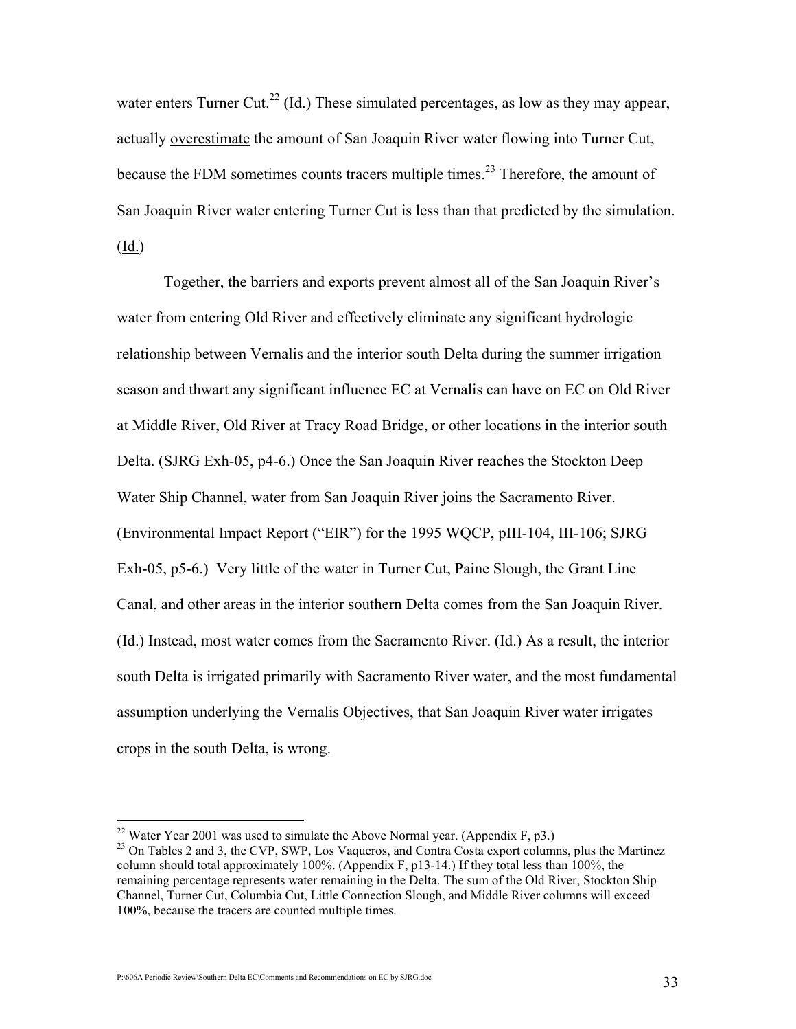water enters Turner Cut.[22] (Id.) These simulated percentages, as low as they may appear, actually overestimate the amount of San Joaquin River water flowing into Turner Cut, because the FDM sometimes counts tracers multiple times.[23] Therefore, the amount of San Joaquin River water entering Turner Cut is less than that predicted by the simulation. (Id.)

Together, the barriers and exports prevent almost all of the San Joaquin River's water from entering Old River and effectively eliminate any significant hydrologic relationship between Vernalis and the interior south Delta during the summer irrigation season and thwart any significant influence EC at Vernalis can have on EC on Old River at Middle River, Old River at Tracy Road Bridge, or other locations in the interior south Delta. (SJRG Exh-05, p4-6.) Once the San Joaquin River reaches the Stockton Deep Water Ship Channel, water from San Joaquin River joins the Sacramento River. (Environmental Impact Report ("EIR") for the 1995 WQCP, pIII-104, III-106; SJRG Exh-05, p5-6.) Very little of the water in Turner Cut, Paine Slough, the Grant Line Canal, and other areas in the interior southern Delta comes from the San Joaquin River. (Id.) Instead, most water comes from the Sacramento River. (Id.) As a result, the interior south Delta is irrigated primarily with Sacramento River water, and the most fundamental assumption underlying the Vernalis Objectives, that San Joaquin River water irrigates crops in the south Delta, is wrong.

---

[22] Water Year 2001 was used to simulate the Above Normal year. (Appendix F, p3.)

[23] On Tables 2 and 3, the CVP, SWP, Los Vaqueros, and Contra Costa export columns, plus the Martinez column should total approximately 100%. (Appendix F, p13-14.) If they total less than 100%, the remaining percentage represents water remaining in the Delta. The sum of the Old River, Stockton Ship Channel, Turner Cut, Columbia Cut, Little Connection Slough, and Middle River columns will exceed 100%, because the tracers are counted multiple times.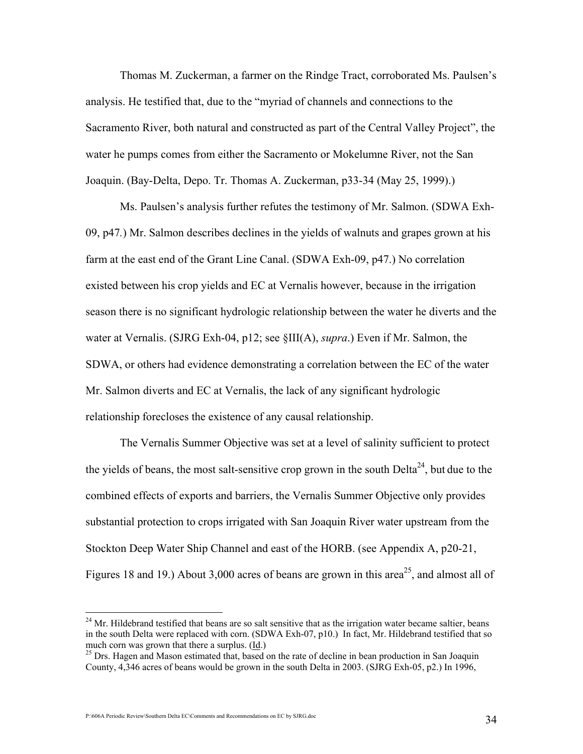Thomas M. Zuckerman, a farmer on the Rindge Tract, corroborated Ms. Paulsen's analysis. He testified that, due to the "myriad of channels and connections to the Sacramento River, both natural and constructed as part of the Central Valley Project", the water he pumps comes from either the Sacramento or Mokelumne River, not the San Joaquin. (Bay-Delta, Depo. Tr. Thomas A. Zuckerman, p33-34 (May 25, 1999).)

Ms. Paulsen's analysis further refutes the testimony of Mr. Salmon. (SDWA Exh-09, p47.) Mr. Salmon describes declines in the yields of walnuts and grapes grown at his farm at the east end of the Grant Line Canal. (SDWA Exh-09, p47.) No correlation existed between his crop yields and EC at Vernalis however, because in the irrigation season there is no significant hydrologic relationship between the water he diverts and the water at Vernalis. (SJRG Exh-04, p12; see §III(A), *supra*.) Even if Mr. Salmon, the SDWA, or others had evidence demonstrating a correlation between the EC of the water Mr. Salmon diverts and EC at Vernalis, the lack of any significant hydrologic relationship forecloses the existence of any causal relationship.

The Vernalis Summer Objective was set at a level of salinity sufficient to protect the yields of beans, the most salt-sensitive crop grown in the south Delta[24], but due to the combined effects of exports and barriers, the Vernalis Summer Objective only provides substantial protection to crops irrigated with San Joaquin River water upstream from the Stockton Deep Water Ship Channel and east of the HORB. (see Appendix A, p20-21, Figures 18 and 19.) About 3,000 acres of beans are grown in this area[25], and almost all of

[24] Mr. Hildebrand testified that beans are so salt sensitive that as the irrigation water became saltier, beans in the south Delta were replaced with corn. (SDWA Exh-07, p10.) In fact, Mr. Hildebrand testified that so much corn was grown that there a surplus. (Id.)

[25] Drs. Hagen and Mason estimated that, based on the rate of decline in bean production in San Joaquin County, 4,346 acres of beans would be grown in the south Delta in 2003. (SJRG Exh-05, p2.) In 1996,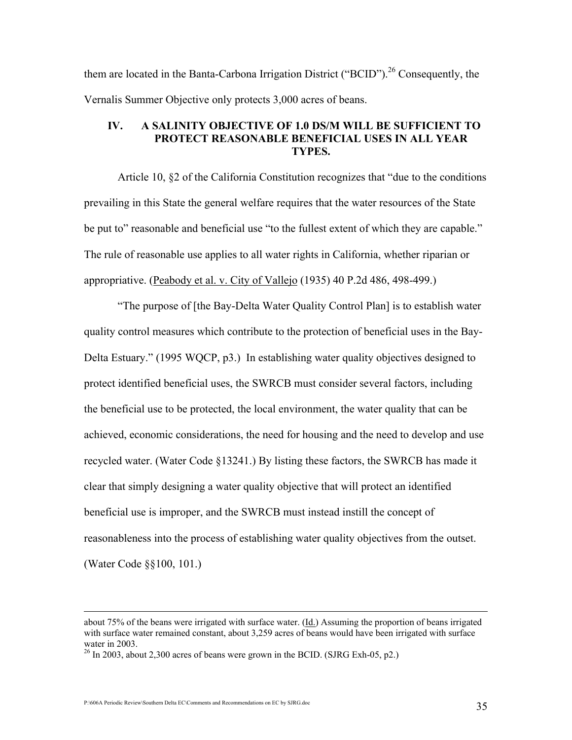them are located in the Banta-Carbona Irrigation District ("BCID").[26] Consequently, the Vernalis Summer Objective only protects 3,000 acres of beans.

## IV. A SALINITY OBJECTIVE OF 1.0 DS/M WILL BE SUFFICIENT TO PROTECT REASONABLE BENEFICIAL USES IN ALL YEAR TYPES.

Article 10, §2 of the California Constitution recognizes that "due to the conditions prevailing in this State the general welfare requires that the water resources of the State be put to" reasonable and beneficial use "to the fullest extent of which they are capable." The rule of reasonable use applies to all water rights in California, whether riparian or appropriative. (Peabody et al. v. City of Vallejo (1935) 40 P.2d 486, 498-499.)

"The purpose of [the Bay-Delta Water Quality Control Plan] is to establish water quality control measures which contribute to the protection of beneficial uses in the Bay-Delta Estuary." (1995 WQCP, p3.) In establishing water quality objectives designed to protect identified beneficial uses, the SWRCB must consider several factors, including the beneficial use to be protected, the local environment, the water quality that can be achieved, economic considerations, the need for housing and the need to develop and use recycled water. (Water Code §13241.) By listing these factors, the SWRCB has made it clear that simply designing a water quality objective that will protect an identified beneficial use is improper, and the SWRCB must instead instill the concept of reasonableness into the process of establishing water quality objectives from the outset. (Water Code §§100, 101.)

---

about 75% of the beans were irrigated with surface water. (Id.) Assuming the proportion of beans irrigated with surface water remained constant, about 3,259 acres of beans would have been irrigated with surface water in 2003.

[26] In 2003, about 2,300 acres of beans were grown in the BCID. (SJRG Exh-05, p2.)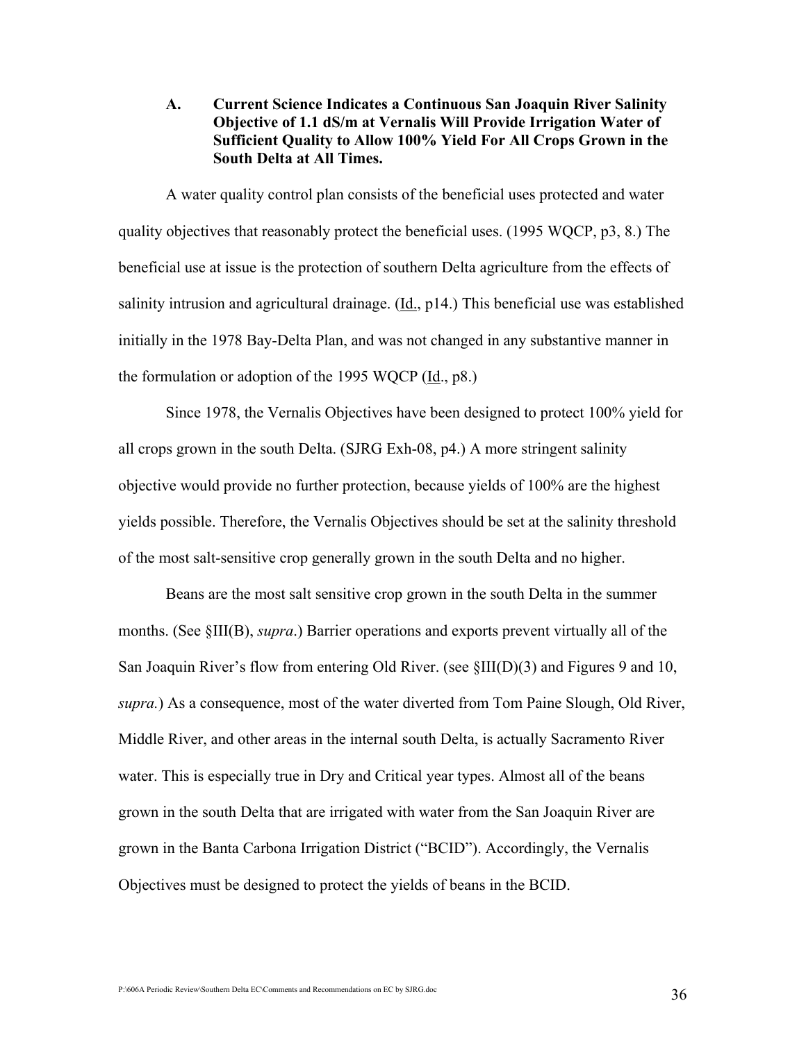### A. Current Science Indicates a Continuous San Joaquin River Salinity Objective of 1.1 dS/m at Vernalis Will Provide Irrigation Water of Sufficient Quality to Allow 100% Yield For All Crops Grown in the South Delta at All Times.

A water quality control plan consists of the beneficial uses protected and water quality objectives that reasonably protect the beneficial uses. (1995 WQCP, p3, 8.) The beneficial use at issue is the protection of southern Delta agriculture from the effects of salinity intrusion and agricultural drainage. (Id., p14.) This beneficial use was established initially in the 1978 Bay-Delta Plan, and was not changed in any substantive manner in the formulation or adoption of the 1995 WQCP (Id., p8.)

Since 1978, the Vernalis Objectives have been designed to protect 100% yield for all crops grown in the south Delta. (SJRG Exh-08, p4.) A more stringent salinity objective would provide no further protection, because yields of 100% are the highest yields possible. Therefore, the Vernalis Objectives should be set at the salinity threshold of the most salt-sensitive crop generally grown in the south Delta and no higher.

Beans are the most salt sensitive crop grown in the south Delta in the summer months. (See §III(B), *supra*.) Barrier operations and exports prevent virtually all of the San Joaquin River's flow from entering Old River. (see §III(D)(3) and Figures 9 and 10, *supra.*) As a consequence, most of the water diverted from Tom Paine Slough, Old River, Middle River, and other areas in the internal south Delta, is actually Sacramento River water. This is especially true in Dry and Critical year types. Almost all of the beans grown in the south Delta that are irrigated with water from the San Joaquin River are grown in the Banta Carbona Irrigation District ("BCID"). Accordingly, the Vernalis Objectives must be designed to protect the yields of beans in the BCID.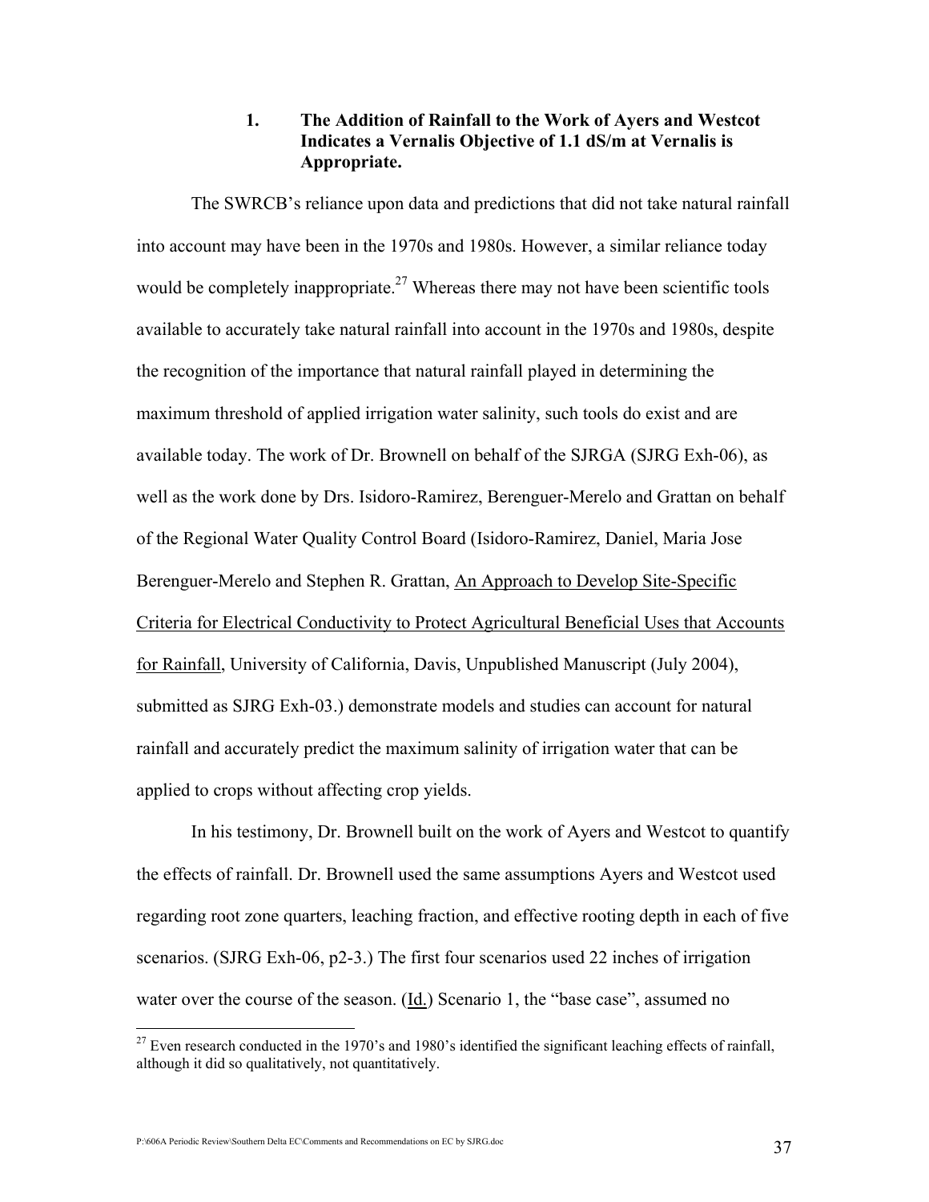### 1. The Addition of Rainfall to the Work of Ayers and Westcot Indicates a Vernalis Objective of 1.1 dS/m at Vernalis is Appropriate.

The SWRCB's reliance upon data and predictions that did not take natural rainfall into account may have been in the 1970s and 1980s. However, a similar reliance today would be completely inappropriate.[27] Whereas there may not have been scientific tools available to accurately take natural rainfall into account in the 1970s and 1980s, despite the recognition of the importance that natural rainfall played in determining the maximum threshold of applied irrigation water salinity, such tools do exist and are available today. The work of Dr. Brownell on behalf of the SJRGA (SJRG Exh-06), as well as the work done by Drs. Isidoro-Ramirez, Berenguer-Merelo and Grattan on behalf of the Regional Water Quality Control Board (Isidoro-Ramirez, Daniel, Maria Jose Berenguer-Merelo and Stephen R. Grattan, An Approach to Develop Site-Specific Criteria for Electrical Conductivity to Protect Agricultural Beneficial Uses that Accounts for Rainfall, University of California, Davis, Unpublished Manuscript (July 2004), submitted as SJRG Exh-03.) demonstrate models and studies can account for natural rainfall and accurately predict the maximum salinity of irrigation water that can be applied to crops without affecting crop yields.

In his testimony, Dr. Brownell built on the work of Ayers and Westcot to quantify the effects of rainfall. Dr. Brownell used the same assumptions Ayers and Westcot used regarding root zone quarters, leaching fraction, and effective rooting depth in each of five scenarios. (SJRG Exh-06, p2-3.) The first four scenarios used 22 inches of irrigation water over the course of the season. (Id.) Scenario 1, the "base case", assumed no

---

[27] Even research conducted in the 1970's and 1980's identified the significant leaching effects of rainfall, although it did so qualitatively, not quantitatively.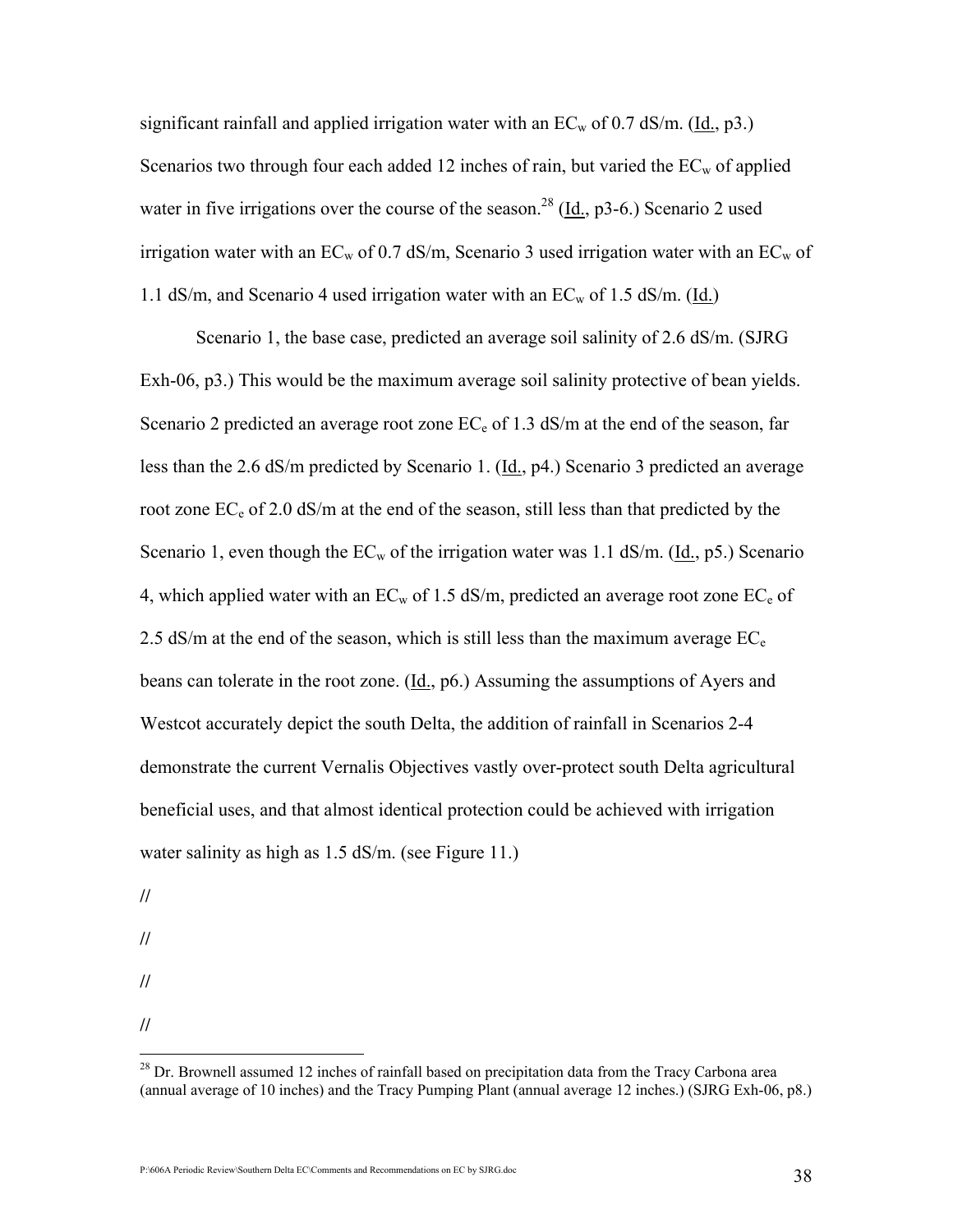significant rainfall and applied irrigation water with an $EC_w$ of 0.7 dS/m. (Id., p3.) Scenarios two through four each added 12 inches of rain, but varied the $EC_w$ of applied water in five irrigations over the course of the season.[28] (Id., p3-6.) Scenario 2 used irrigation water with an $EC_w$ of 0.7 dS/m, Scenario 3 used irrigation water with an $EC_w$ of 1.1 dS/m, and Scenario 4 used irrigation water with an $EC_w$ of 1.5 dS/m. (Id.)

Scenario 1, the base case, predicted an average soil salinity of 2.6 dS/m. (SJRG Exh-06, p3.) This would be the maximum average soil salinity protective of bean yields. Scenario 2 predicted an average root zone $EC_e$ of 1.3 dS/m at the end of the season, far less than the 2.6 dS/m predicted by Scenario 1. (Id., p4.) Scenario 3 predicted an average root zone $EC_e$ of 2.0 dS/m at the end of the season, still less than that predicted by the Scenario 1, even though the $EC_w$ of the irrigation water was 1.1 dS/m. (Id., p5.) Scenario 4, which applied water with an $EC_w$ of 1.5 dS/m, predicted an average root zone $EC_e$ of 2.5 dS/m at the end of the season, which is still less than the maximum average $EC_e$ beans can tolerate in the root zone. (Id., p6.) Assuming the assumptions of Ayers and Westcot accurately depict the south Delta, the addition of rainfall in Scenarios 2-4 demonstrate the current Vernalis Objectives vastly over-protect south Delta agricultural beneficial uses, and that almost identical protection could be achieved with irrigation water salinity as high as 1.5 dS/m. (see Figure 11.)

//

//

//

//

[28] Dr. Brownell assumed 12 inches of rainfall based on precipitation data from the Tracy Carbona area (annual average of 10 inches) and the Tracy Pumping Plant (annual average 12 inches.) (SJRG Exh-06, p8.)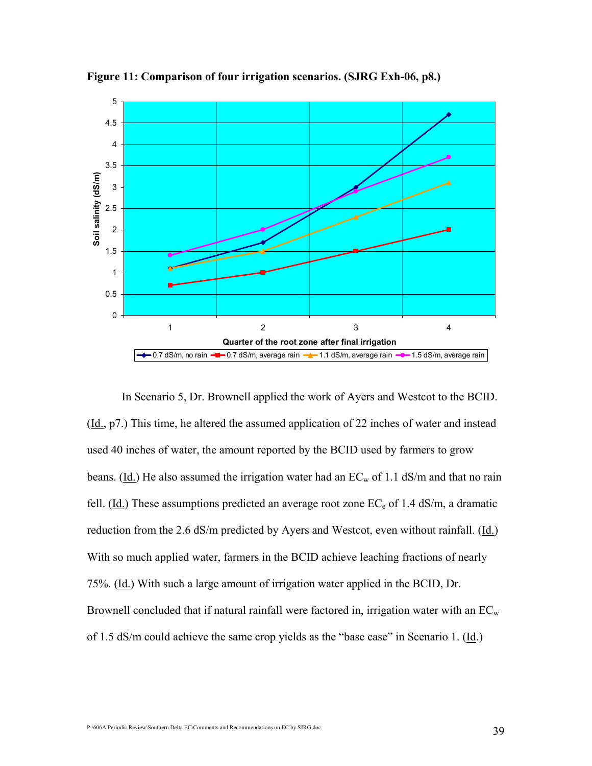**Figure 11: Comparison of four irrigation scenarios. (SJRG Exh-06, p8.)**

In Scenario 5, Dr. Brownell applied the work of Ayers and Westcot to the BCID. (Id., p7.) This time, he altered the assumed application of 22 inches of water and instead used 40 inches of water, the amount reported by the BCID used by farmers to grow beans. (Id.) He also assumed the irrigation water had an $EC_w$ of 1.1 dS/m and that no rain fell. (Id.) These assumptions predicted an average root zone $EC_e$ of 1.4 dS/m, a dramatic reduction from the 2.6 dS/m predicted by Ayers and Westcot, even without rainfall. (Id.) With so much applied water, farmers in the BCID achieve leaching fractions of nearly 75%. (Id.) With such a large amount of irrigation water applied in the BCID, Dr. Brownell concluded that if natural rainfall were factored in, irrigation water with an $EC_w$ of 1.5 dS/m could achieve the same crop yields as the "base case" in Scenario 1. (Id.)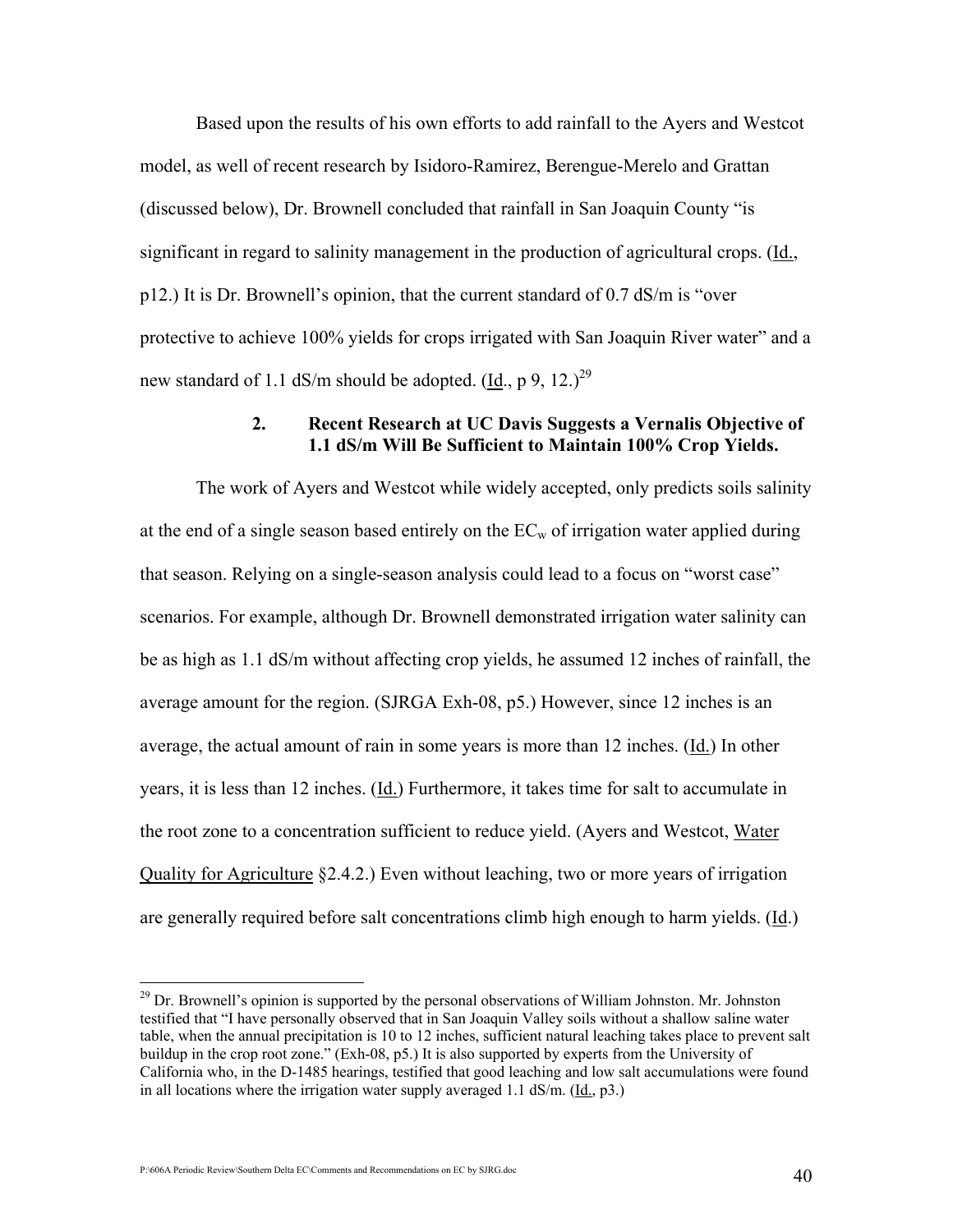Based upon the results of his own efforts to add rainfall to the Ayers and Westcot model, as well of recent research by Isidoro-Ramirez, Berengue-Merelo and Grattan (discussed below), Dr. Brownell concluded that rainfall in San Joaquin County "is significant in regard to salinity management in the production of agricultural crops. (Id., p12.) It is Dr. Brownell's opinion, that the current standard of 0.7 dS/m is "over protective to achieve 100% yields for crops irrigated with San Joaquin River water" and a new standard of 1.1 dS/m should be adopted. (Id., p 9, 12.)[29]

### 2. Recent Research at UC Davis Suggests a Vernalis Objective of 1.1 dS/m Will Be Sufficient to Maintain 100% Crop Yields.

The work of Ayers and Westcot while widely accepted, only predicts soils salinity at the end of a single season based entirely on the $EC_w$ of irrigation water applied during that season. Relying on a single-season analysis could lead to a focus on "worst case" scenarios. For example, although Dr. Brownell demonstrated irrigation water salinity can be as high as 1.1 dS/m without affecting crop yields, he assumed 12 inches of rainfall, the average amount for the region. (SJRGA Exh-08, p5.) However, since 12 inches is an average, the actual amount of rain in some years is more than 12 inches. (Id.) In other years, it is less than 12 inches. (Id.) Furthermore, it takes time for salt to accumulate in the root zone to a concentration sufficient to reduce yield. (Ayers and Westcot, Water Quality for Agriculture §2.4.2.) Even without leaching, two or more years of irrigation are generally required before salt concentrations climb high enough to harm yields. (Id.)

---

[29] Dr. Brownell's opinion is supported by the personal observations of William Johnston. Mr. Johnston testified that "I have personally observed that in San Joaquin Valley soils without a shallow saline water table, when the annual precipitation is 10 to 12 inches, sufficient natural leaching takes place to prevent salt buildup in the crop root zone." (Exh-08, p5.) It is also supported by experts from the University of California who, in the D-1485 hearings, testified that good leaching and low salt accumulations were found in all locations where the irrigation water supply averaged 1.1 dS/m. (Id., p3.)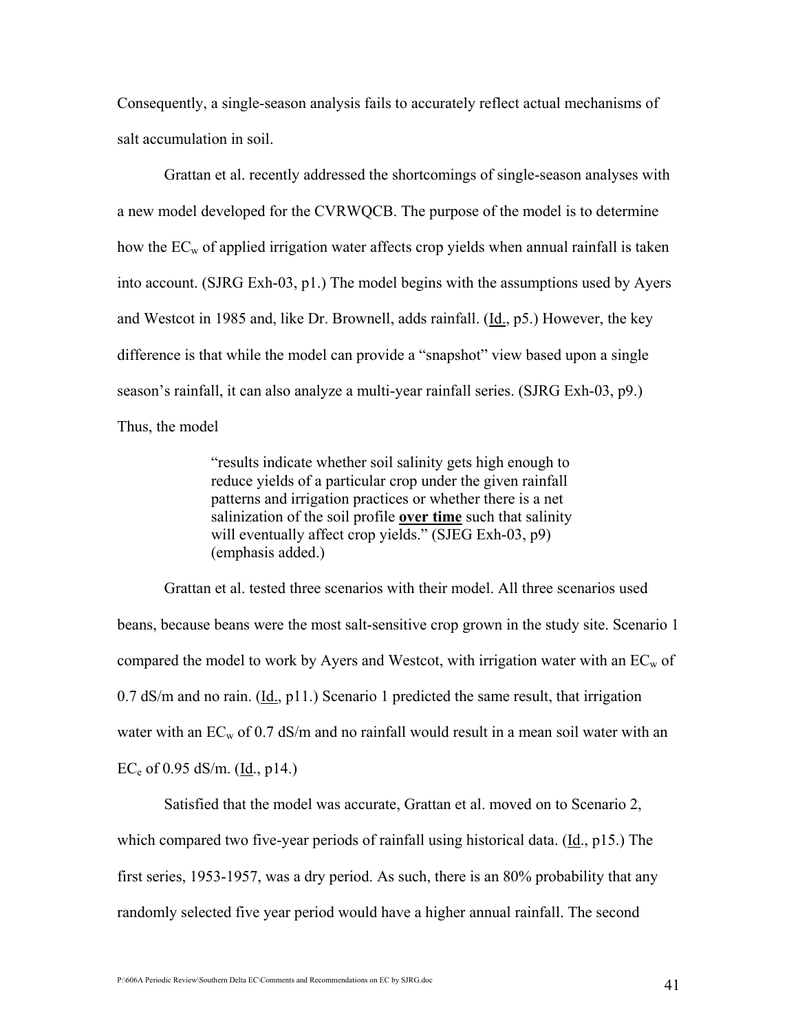Consequently, a single-season analysis fails to accurately reflect actual mechanisms of salt accumulation in soil.

Grattan et al. recently addressed the shortcomings of single-season analyses with a new model developed for the CVRWQCB. The purpose of the model is to determine how the $EC_w$ of applied irrigation water affects crop yields when annual rainfall is taken into account. (SJRG Exh-03, p1.) The model begins with the assumptions used by Ayers and Westcot in 1985 and, like Dr. Brownell, adds rainfall. (Id., p5.) However, the key difference is that while the model can provide a "snapshot" view based upon a single season's rainfall, it can also analyze a multi-year rainfall series. (SJRG Exh-03, p9.) Thus, the model

> "results indicate whether soil salinity gets high enough to reduce yields of a particular crop under the given rainfall patterns and irrigation practices or whether there is a net salinization of the soil profile **over time** such that salinity will eventually affect crop yields." (SJEG Exh-03, p9) (emphasis added.)

Grattan et al. tested three scenarios with their model. All three scenarios used beans, because beans were the most salt-sensitive crop grown in the study site. Scenario 1 compared the model to work by Ayers and Westcot, with irrigation water with an $EC_w$ of 0.7 dS/m and no rain. (Id., p11.) Scenario 1 predicted the same result, that irrigation water with an $EC_w$ of 0.7 dS/m and no rainfall would result in a mean soil water with an $EC_e$ of 0.95 dS/m. (Id., p14.)

Satisfied that the model was accurate, Grattan et al. moved on to Scenario 2, which compared two five-year periods of rainfall using historical data. (Id., p15.) The first series, 1953-1957, was a dry period. As such, there is an 80% probability that any randomly selected five year period would have a higher annual rainfall. The second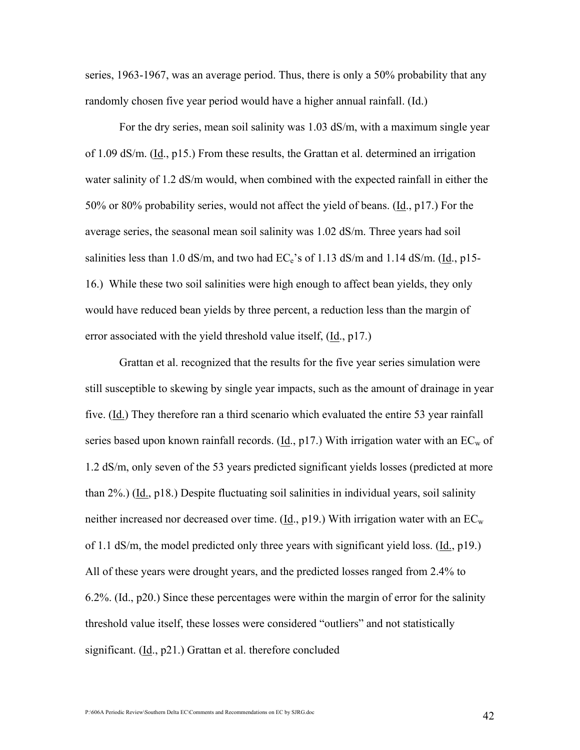series, 1963-1967, was an average period. Thus, there is only a 50% probability that any randomly chosen five year period would have a higher annual rainfall. (Id.)

For the dry series, mean soil salinity was 1.03 dS/m, with a maximum single year of 1.09 dS/m. (Id., p15.) From these results, the Grattan et al. determined an irrigation water salinity of 1.2 dS/m would, when combined with the expected rainfall in either the 50% or 80% probability series, would not affect the yield of beans. (Id., p17.) For the average series, the seasonal mean soil salinity was 1.02 dS/m. Three years had soil salinities less than 1.0 dS/m, and two had $EC_e$'s of 1.13 dS/m and 1.14 dS/m. (Id., p15-16.) While these two soil salinities were high enough to affect bean yields, they only would have reduced bean yields by three percent, a reduction less than the margin of error associated with the yield threshold value itself, (Id., p17.)

Grattan et al. recognized that the results for the five year series simulation were still susceptible to skewing by single year impacts, such as the amount of drainage in year five. (Id.) They therefore ran a third scenario which evaluated the entire 53 year rainfall series based upon known rainfall records. (Id., p17.) With irrigation water with an $EC_w$ of 1.2 dS/m, only seven of the 53 years predicted significant yields losses (predicted at more than 2%.) (Id., p18.) Despite fluctuating soil salinities in individual years, soil salinity neither increased nor decreased over time. (Id., p19.) With irrigation water with an $EC_w$ of 1.1 dS/m, the model predicted only three years with significant yield loss. (Id., p19.) All of these years were drought years, and the predicted losses ranged from 2.4% to 6.2%. (Id., p20.) Since these percentages were within the margin of error for the salinity threshold value itself, these losses were considered "outliers" and not statistically significant. (Id., p21.) Grattan et al. therefore concluded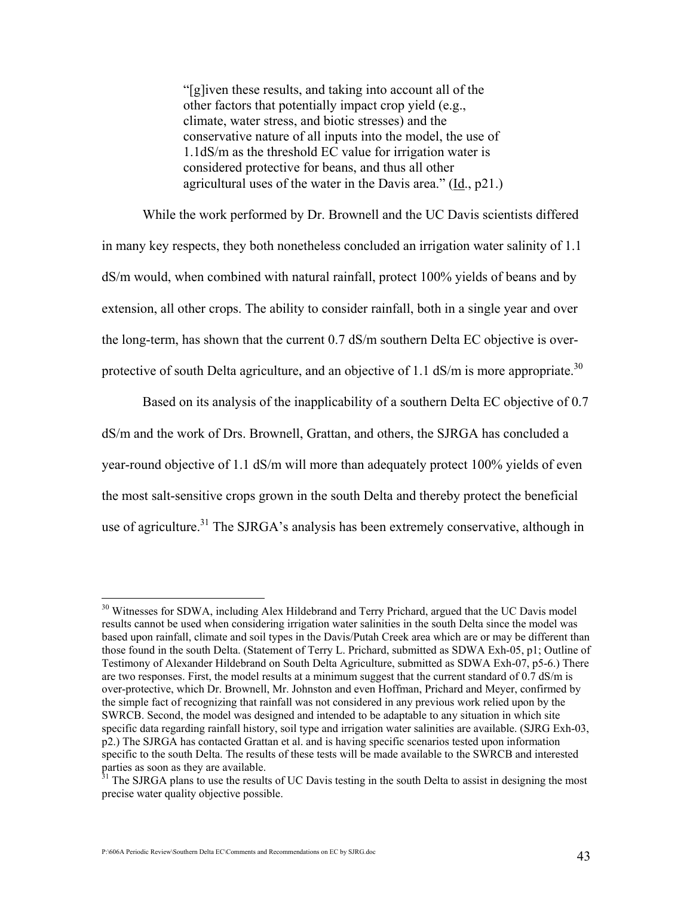> "[g]iven these results, and taking into account all of the other factors that potentially impact crop yield (e.g., climate, water stress, and biotic stresses) and the conservative nature of all inputs into the model, the use of 1.1dS/m as the threshold EC value for irrigation water is considered protective for beans, and thus all other agricultural uses of the water in the Davis area." (Id., p21.)

While the work performed by Dr. Brownell and the UC Davis scientists differed in many key respects, they both nonetheless concluded an irrigation water salinity of 1.1 dS/m would, when combined with natural rainfall, protect 100% yields of beans and by extension, all other crops. The ability to consider rainfall, both in a single year and over the long-term, has shown that the current 0.7 dS/m southern Delta EC objective is over-protective of south Delta agriculture, and an objective of 1.1 dS/m is more appropriate.[30]

Based on its analysis of the inapplicability of a southern Delta EC objective of 0.7 dS/m and the work of Drs. Brownell, Grattan, and others, the SJRGA has concluded a year-round objective of 1.1 dS/m will more than adequately protect 100% yields of even the most salt-sensitive crops grown in the south Delta and thereby protect the beneficial use of agriculture.[31] The SJRGA's analysis has been extremely conservative, although in

---

[30] Witnesses for SDWA, including Alex Hildebrand and Terry Prichard, argued that the UC Davis model results cannot be used when considering irrigation water salinities in the south Delta since the model was based upon rainfall, climate and soil types in the Davis/Putah Creek area which are or may be different than those found in the south Delta. (Statement of Terry L. Prichard, submitted as SDWA Exh-05, p1; Outline of Testimony of Alexander Hildebrand on South Delta Agriculture, submitted as SDWA Exh-07, p5-6.) There are two responses. First, the model results at a minimum suggest that the current standard of 0.7 dS/m is over-protective, which Dr. Brownell, Mr. Johnston and even Hoffman, Prichard and Meyer, confirmed by the simple fact of recognizing that rainfall was not considered in any previous work relied upon by the SWRCB. Second, the model was designed and intended to be adaptable to any situation in which site specific data regarding rainfall history, soil type and irrigation water salinities are available. (SJRG Exh-03, p2.) The SJRGA has contacted Grattan et al. and is having specific scenarios tested upon information specific to the south Delta. The results of these tests will be made available to the SWRCB and interested parties as soon as they are available.

[31] The SJRGA plans to use the results of UC Davis testing in the south Delta to assist in designing the most precise water quality objective possible.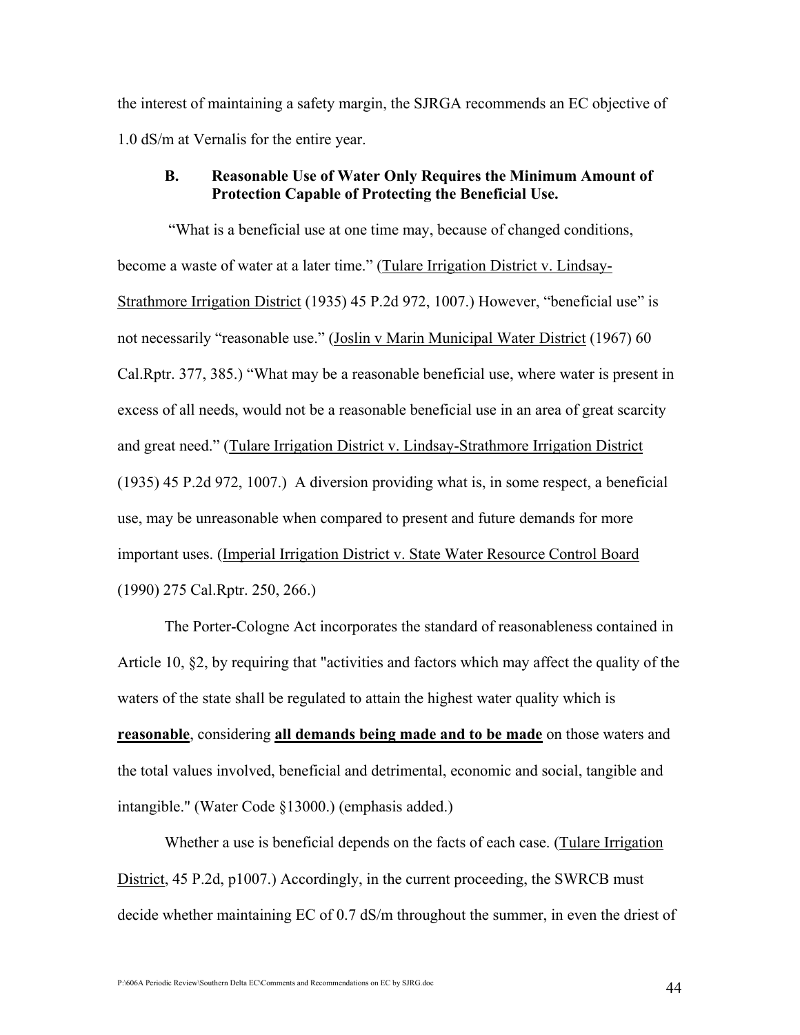the interest of maintaining a safety margin, the SJRGA recommends an EC objective of 1.0 dS/m at Vernalis for the entire year.

### B. Reasonable Use of Water Only Requires the Minimum Amount of Protection Capable of Protecting the Beneficial Use.

"What is a beneficial use at one time may, because of changed conditions, become a waste of water at a later time." (Tulare Irrigation District v. Lindsay-Strathmore Irrigation District (1935) 45 P.2d 972, 1007.) However, "beneficial use" is not necessarily "reasonable use." (Joslin v Marin Municipal Water District (1967) 60 Cal.Rptr. 377, 385.) "What may be a reasonable beneficial use, where water is present in excess of all needs, would not be a reasonable beneficial use in an area of great scarcity and great need." (Tulare Irrigation District v. Lindsay-Strathmore Irrigation District (1935) 45 P.2d 972, 1007.) A diversion providing what is, in some respect, a beneficial use, may be unreasonable when compared to present and future demands for more important uses. (Imperial Irrigation District v. State Water Resource Control Board (1990) 275 Cal.Rptr. 250, 266.)

The Porter-Cologne Act incorporates the standard of reasonableness contained in Article 10, §2, by requiring that "activities and factors which may affect the quality of the waters of the state shall be regulated to attain the highest water quality which is **reasonable**, considering **all demands being made and to be made** on those waters and the total values involved, beneficial and detrimental, economic and social, tangible and intangible." (Water Code §13000.) (emphasis added.)

Whether a use is beneficial depends on the facts of each case. (Tulare Irrigation District, 45 P.2d, p1007.) Accordingly, in the current proceeding, the SWRCB must decide whether maintaining EC of 0.7 dS/m throughout the summer, in even the driest of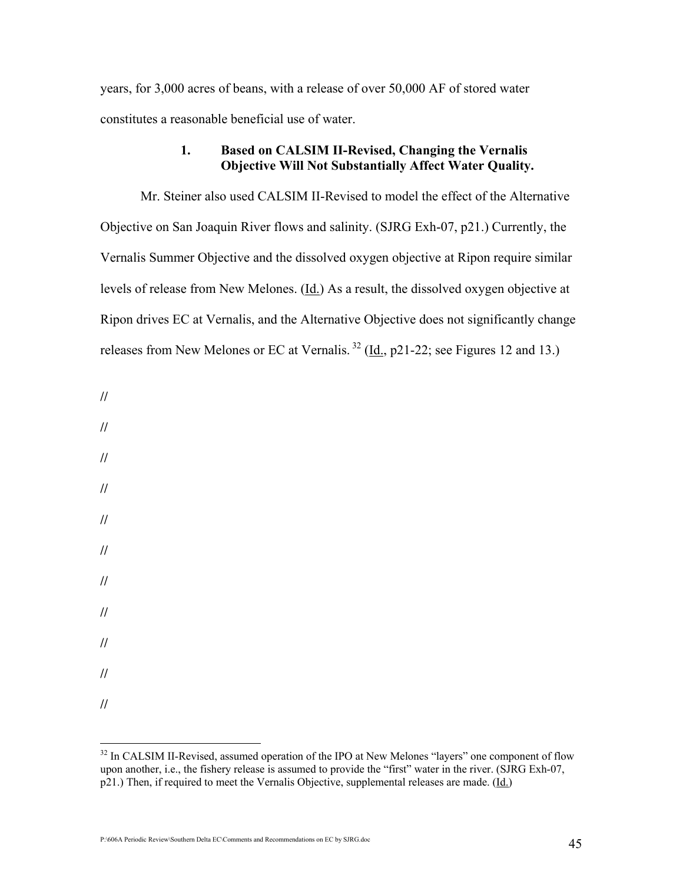years, for 3,000 acres of beans, with a release of over 50,000 AF of stored water constitutes a reasonable beneficial use of water.

### 1. Based on CALSIM II-Revised, Changing the Vernalis Objective Will Not Substantially Affect Water Quality.

Mr. Steiner also used CALSIM II-Revised to model the effect of the Alternative Objective on San Joaquin River flows and salinity. (SJRG Exh-07, p21.) Currently, the Vernalis Summer Objective and the dissolved oxygen objective at Ripon require similar levels of release from New Melones. (Id.) As a result, the dissolved oxygen objective at Ripon drives EC at Vernalis, and the Alternative Objective does not significantly change releases from New Melones or EC at Vernalis.[32] (Id., p21-22; see Figures 12 and 13.)

//

//

//

//

//

//

//

//

//

//

//

---

[32] In CALSIM II-Revised, assumed operation of the IPO at New Melones "layers" one component of flow upon another, i.e., the fishery release is assumed to provide the "first" water in the river. (SJRG Exh-07, p21.) Then, if required to meet the Vernalis Objective, supplemental releases are made. (Id.)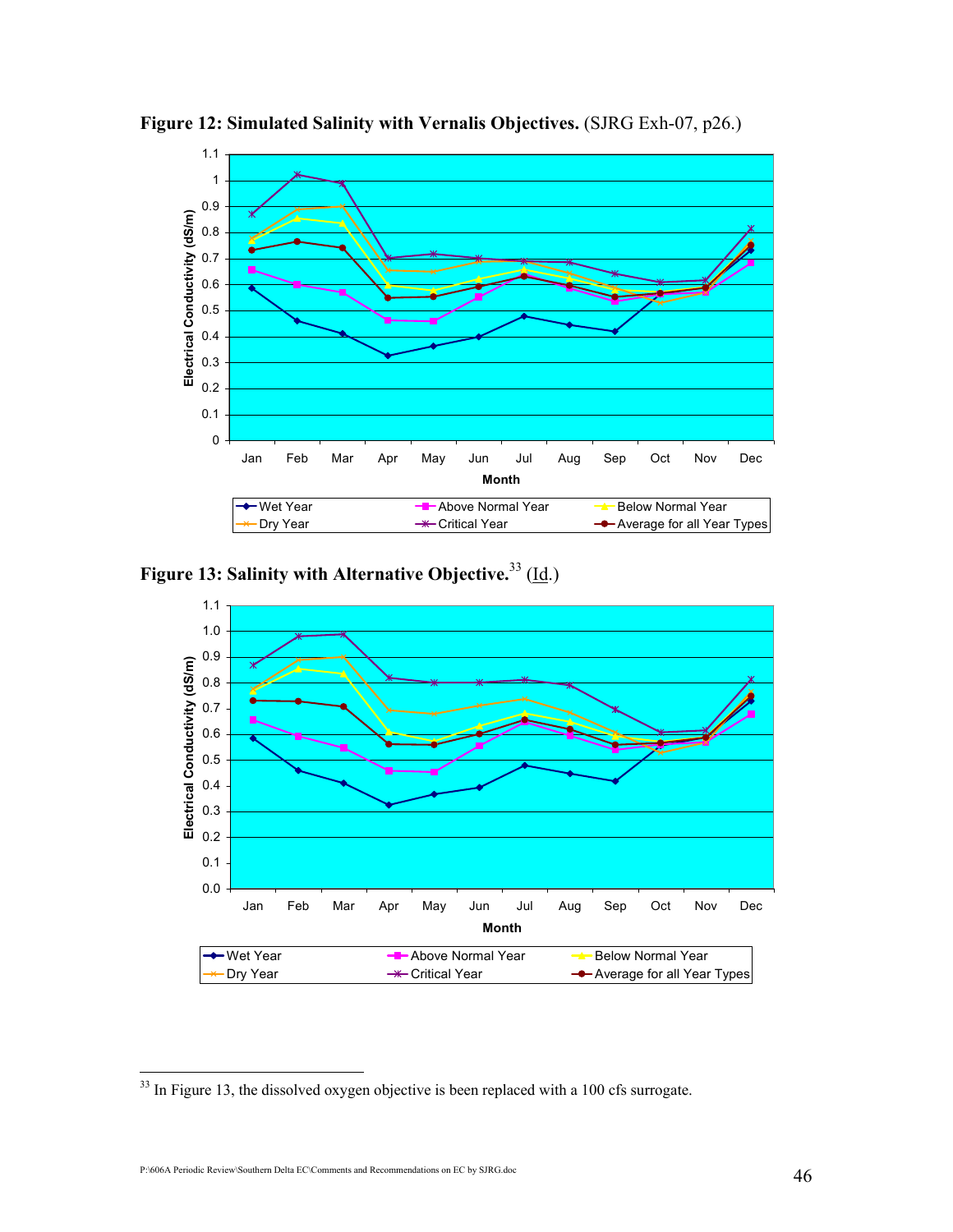**Figure 12: Simulated Salinity with Vernalis Objectives.** (SJRG Exh-07, p26.)

**Figure 13: Salinity with Alternative Objective.**[33] (Id.)

---

[33] In Figure 13, the dissolved oxygen objective is been replaced with a 100 cfs surrogate.

P:\606A Periodic Review\Southern Delta EC\Comments and Recommendations on EC by SJRG.doc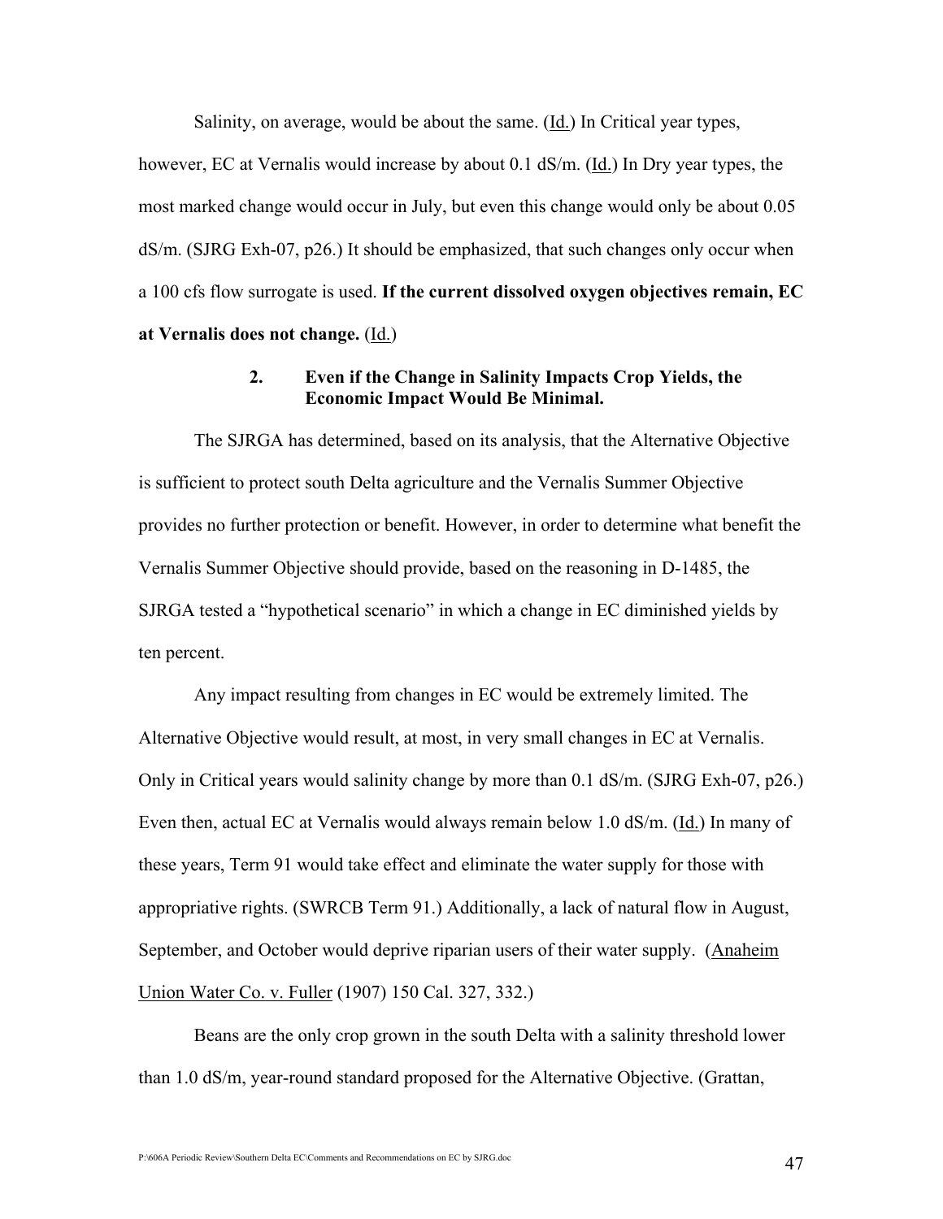Salinity, on average, would be about the same. (Id.) In Critical year types, however, EC at Vernalis would increase by about 0.1 dS/m. (Id.) In Dry year types, the most marked change would occur in July, but even this change would only be about 0.05 dS/m. (SJRG Exh-07, p26.) It should be emphasized, that such changes only occur when a 100 cfs flow surrogate is used. **If the current dissolved oxygen objectives remain, EC at Vernalis does not change.** (Id.)

### 2. Even if the Change in Salinity Impacts Crop Yields, the Economic Impact Would Be Minimal.

The SJRGA has determined, based on its analysis, that the Alternative Objective is sufficient to protect south Delta agriculture and the Vernalis Summer Objective provides no further protection or benefit. However, in order to determine what benefit the Vernalis Summer Objective should provide, based on the reasoning in D-1485, the SJRGA tested a "hypothetical scenario" in which a change in EC diminished yields by ten percent.

Any impact resulting from changes in EC would be extremely limited. The Alternative Objective would result, at most, in very small changes in EC at Vernalis. Only in Critical years would salinity change by more than 0.1 dS/m. (SJRG Exh-07, p26.) Even then, actual EC at Vernalis would always remain below 1.0 dS/m. (Id.) In many of these years, Term 91 would take effect and eliminate the water supply for those with appropriative rights. (SWRCB Term 91.) Additionally, a lack of natural flow in August, September, and October would deprive riparian users of their water supply. (Anaheim Union Water Co. v. Fuller (1907) 150 Cal. 327, 332.)

Beans are the only crop grown in the south Delta with a salinity threshold lower than 1.0 dS/m, year-round standard proposed for the Alternative Objective. (Grattan,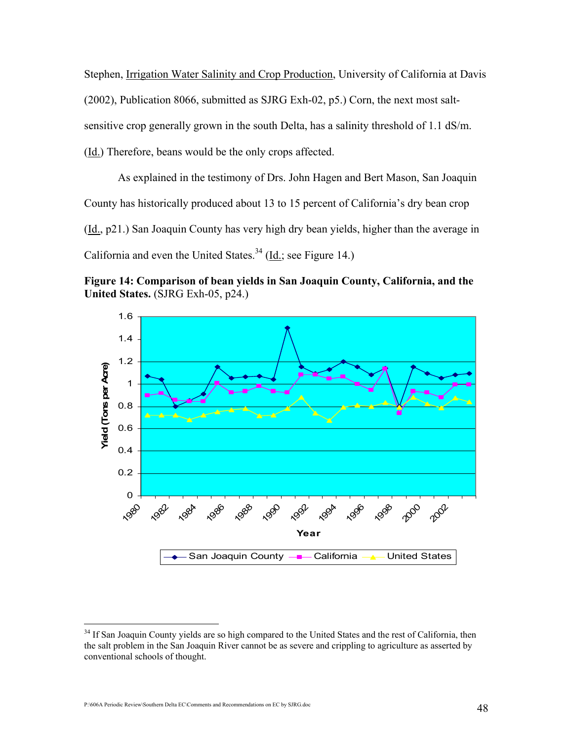Stephen, Irrigation Water Salinity and Crop Production, University of California at Davis (2002), Publication 8066, submitted as SJRG Exh-02, p5.) Corn, the next most salt-sensitive crop generally grown in the south Delta, has a salinity threshold of 1.1 dS/m. (Id.) Therefore, beans would be the only crops affected.

As explained in the testimony of Drs. John Hagen and Bert Mason, San Joaquin County has historically produced about 13 to 15 percent of California's dry bean crop (Id., p21.) San Joaquin County has very high dry bean yields, higher than the average in California and even the United States.[34] (Id.; see Figure 14.)

**Figure 14: Comparison of bean yields in San Joaquin County, California, and the United States.** (SJRG Exh-05, p24.)

---

[34] If San Joaquin County yields are so high compared to the United States and the rest of California, then the salt problem in the San Joaquin River cannot be as severe and crippling to agriculture as asserted by conventional schools of thought.

P:\606A Periodic Review\Southern Delta EC\Comments and Recommendations on EC by SJRG.doc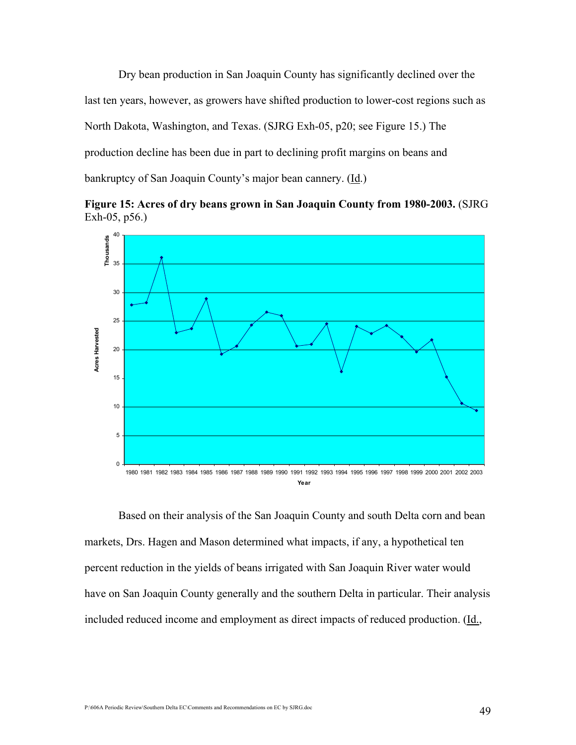Dry bean production in San Joaquin County has significantly declined over the last ten years, however, as growers have shifted production to lower-cost regions such as North Dakota, Washington, and Texas. (SJRG Exh-05, p20; see Figure 15.) The production decline has been due in part to declining profit margins on beans and bankruptcy of San Joaquin County's major bean cannery. (Id.)

**Figure 15: Acres of dry beans grown in San Joaquin County from 1980-2003.** (SJRG Exh-05, p56.)

Based on their analysis of the San Joaquin County and south Delta corn and bean markets, Drs. Hagen and Mason determined what impacts, if any, a hypothetical ten percent reduction in the yields of beans irrigated with San Joaquin River water would have on San Joaquin County generally and the southern Delta in particular. Their analysis included reduced income and employment as direct impacts of reduced production. (Id.,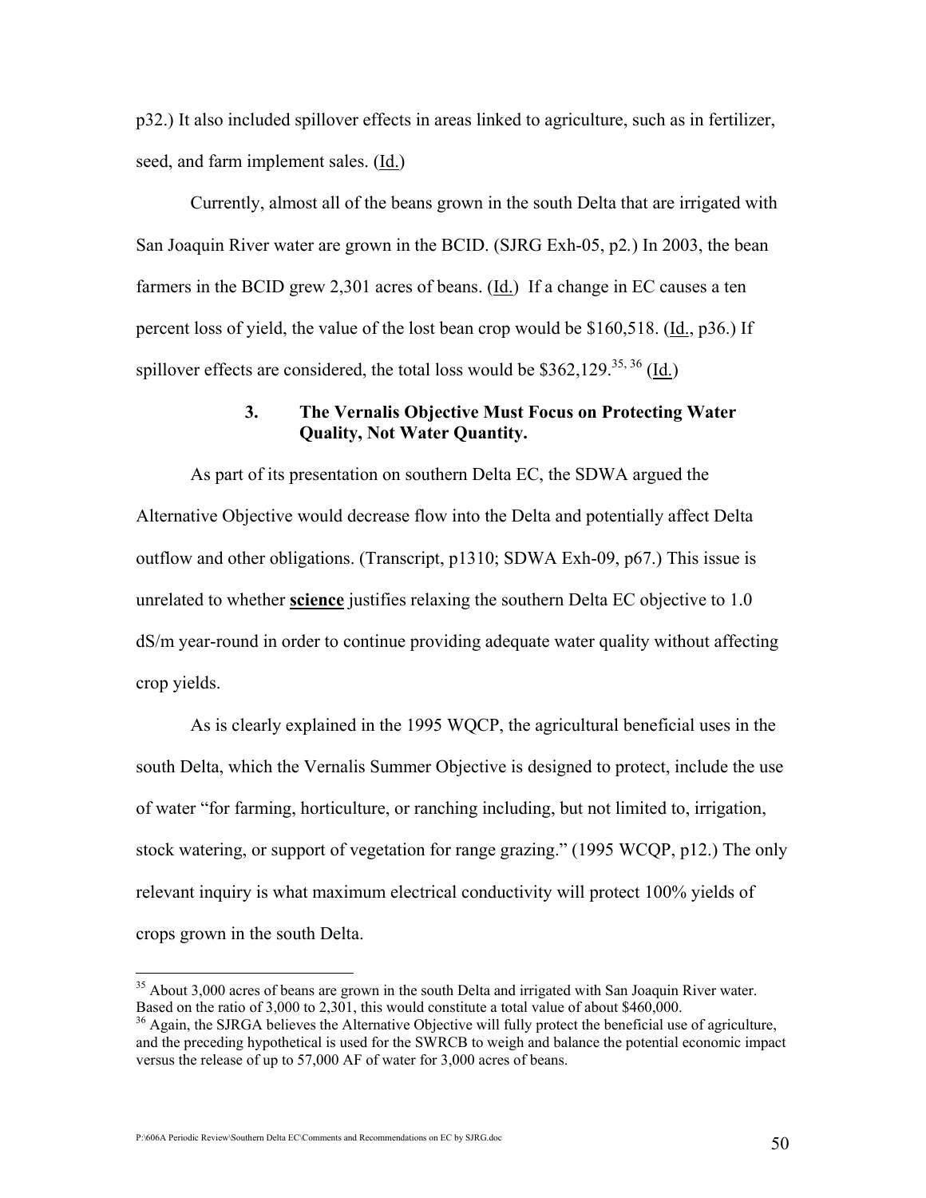p32.) It also included spillover effects in areas linked to agriculture, such as in fertilizer, seed, and farm implement sales. (Id.)

Currently, almost all of the beans grown in the south Delta that are irrigated with San Joaquin River water are grown in the BCID. (SJRG Exh-05, p2.) In 2003, the bean farmers in the BCID grew 2,301 acres of beans. (Id.) If a change in EC causes a ten percent loss of yield, the value of the lost bean crop would be $160,518. (Id., p36.) If spillover effects are considered, the total loss would be $362,129.[35, 36] (Id.)

### 3. The Vernalis Objective Must Focus on Protecting Water Quality, Not Water Quantity.

As part of its presentation on southern Delta EC, the SDWA argued the Alternative Objective would decrease flow into the Delta and potentially affect Delta outflow and other obligations. (Transcript, p1310; SDWA Exh-09, p67.) This issue is unrelated to whether **science** justifies relaxing the southern Delta EC objective to 1.0 dS/m year-round in order to continue providing adequate water quality without affecting crop yields.

As is clearly explained in the 1995 WQCP, the agricultural beneficial uses in the south Delta, which the Vernalis Summer Objective is designed to protect, include the use of water "for farming, horticulture, or ranching including, but not limited to, irrigation, stock watering, or support of vegetation for range grazing." (1995 WCQP, p12.) The only relevant inquiry is what maximum electrical conductivity will protect 100% yields of crops grown in the south Delta.

---

[35] About 3,000 acres of beans are grown in the south Delta and irrigated with San Joaquin River water. Based on the ratio of 3,000 to 2,301, this would constitute a total value of about $460,000.

[36] Again, the SJRGA believes the Alternative Objective will fully protect the beneficial use of agriculture, and the preceding hypothetical is used for the SWRCB to weigh and balance the potential economic impact versus the release of up to 57,000 AF of water for 3,000 acres of beans.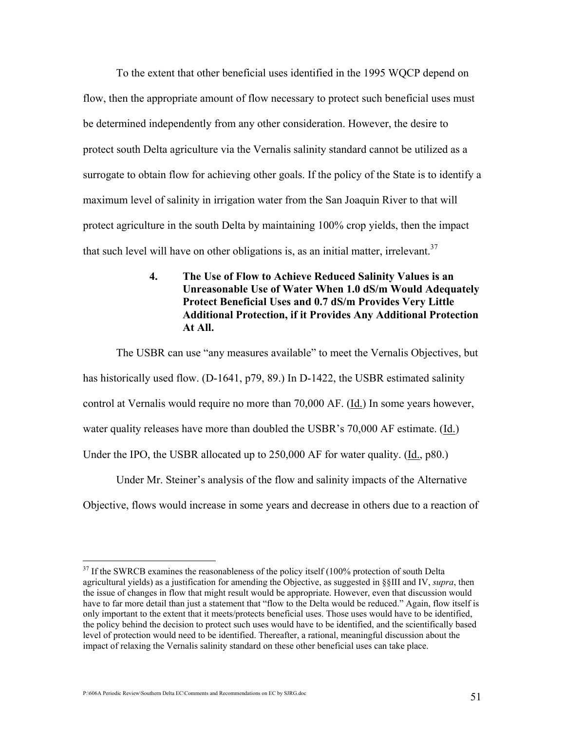To the extent that other beneficial uses identified in the 1995 WQCP depend on flow, then the appropriate amount of flow necessary to protect such beneficial uses must be determined independently from any other consideration. However, the desire to protect south Delta agriculture via the Vernalis salinity standard cannot be utilized as a surrogate to obtain flow for achieving other goals. If the policy of the State is to identify a maximum level of salinity in irrigation water from the San Joaquin River to that will protect agriculture in the south Delta by maintaining 100% crop yields, then the impact that such level will have on other obligations is, as an initial matter, irrelevant.[37]

#### 4. The Use of Flow to Achieve Reduced Salinity Values is an Unreasonable Use of Water When 1.0 dS/m Would Adequately Protect Beneficial Uses and 0.7 dS/m Provides Very Little Additional Protection, if it Provides Any Additional Protection At All.

The USBR can use "any measures available" to meet the Vernalis Objectives, but has historically used flow. (D-1641, p79, 89.) In D-1422, the USBR estimated salinity control at Vernalis would require no more than 70,000 AF. (Id.) In some years however, water quality releases have more than doubled the USBR's 70,000 AF estimate. (Id.) Under the IPO, the USBR allocated up to 250,000 AF for water quality. (Id., p80.)

Under Mr. Steiner's analysis of the flow and salinity impacts of the Alternative Objective, flows would increase in some years and decrease in others due to a reaction of

---

[37] If the SWRCB examines the reasonableness of the policy itself (100% protection of south Delta agricultural yields) as a justification for amending the Objective, as suggested in §§III and IV, *supra*, then the issue of changes in flow that might result would be appropriate. However, even that discussion would have to far more detail than just a statement that "flow to the Delta would be reduced." Again, flow itself is only important to the extent that it meets/protects beneficial uses. Those uses would have to be identified, the policy behind the decision to protect such uses would have to be identified, and the scientifically based level of protection would need to be identified. Thereafter, a rational, meaningful discussion about the impact of relaxing the Vernalis salinity standard on these other beneficial uses can take place.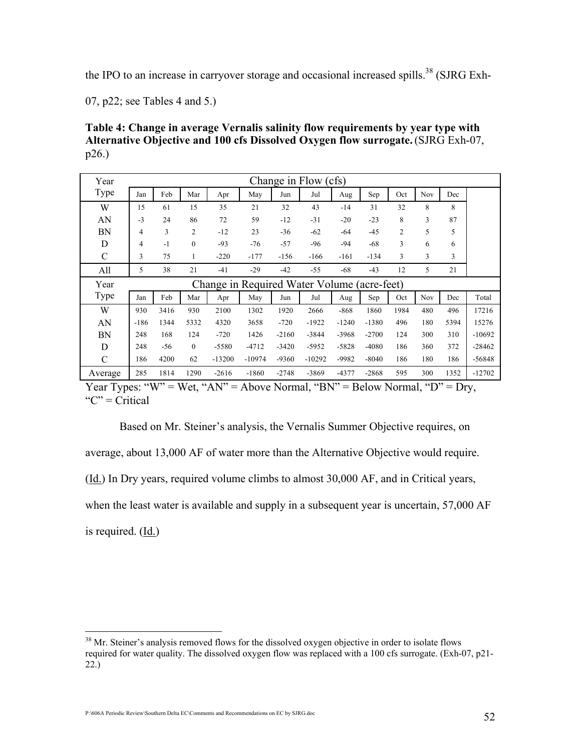the IPO to an increase in carryover storage and occasional increased spills.[38] (SJRG Exh-07, p22; see Tables 4 and 5.)

**Table 4: Change in average Vernalis salinity flow requirements by year type with Alternative Objective and 100 cfs Dissolved Oxygen flow surrogate.** (SJRG Exh-07, p26.)

| Year Type | Change in Flow (cfs) | | | | | | | | | | | | |
|---|---|---|---|---|---|---|---|---|---|---|---|---|---|
| | Jan | Feb | Mar | Apr | May | Jun | Jul | Aug | Sep | Oct | Nov | Dec | |
| W | 15 | 61 | 15 | 35 | 21 | 32 | 43 | -14 | 31 | 32 | 8 | 8 | |
| AN | -3 | 24 | 86 | 72 | 59 | -12 | -31 | -20 | -23 | 8 | 3 | 87 | |
| BN | 4 | 3 | 2 | -12 | 23 | -36 | -62 | -64 | -45 | 2 | 5 | 5 | |
| D | 4 | -1 | 0 | -93 | -76 | -57 | -96 | -94 | -68 | 3 | 6 | 6 | |
| C | 3 | 75 | 1 | -220 | -177 | -156 | -166 | -161 | -134 | 3 | 3 | 3 | |
| All | 5 | 38 | 21 | -41 | -29 | -42 | -55 | -68 | -43 | 12 | 5 | 21 | |
| **Year Type** | **Change in Required Water Volume (acre-feet)** | | | | | | | | | | | | |
| | Jan | Feb | Mar | Apr | May | Jun | Jul | Aug | Sep | Oct | Nov | Dec | Total |
| W | 930 | 3416 | 930 | 2100 | 1302 | 1920 | 2666 | -868 | 1860 | 1984 | 480 | 496 | 17216 |
| AN | -186 | 1344 | 5332 | 4320 | 3658 | -720 | -1922 | -1240 | -1380 | 496 | 180 | 5394 | 15276 |
| BN | 248 | 168 | 124 | -720 | 1426 | -2160 | -3844 | -3968 | -2700 | 124 | 300 | 310 | -10692 |
| D | 248 | -56 | 0 | -5580 | -4712 | -3420 | -5952 | -5828 | -4080 | 186 | 360 | 372 | -28462 |
| C | 186 | 4200 | 62 | -13200 | -10974 | -9360 | -10292 | -9982 | -8040 | 186 | 180 | 186 | -56848 |
| Average | 285 | 1814 | 1290 | -2616 | -1860 | -2748 | -3869 | -4377 | -2868 | 595 | 300 | 1352 | -12702 |

Year Types: "W" = Wet, "AN" = Above Normal, "BN" = Below Normal, "D" = Dry, "C" = Critical

Based on Mr. Steiner's analysis, the Vernalis Summer Objective requires, on average, about 13,000 AF of water more than the Alternative Objective would require. (Id.) In Dry years, required volume climbs to almost 30,000 AF, and in Critical years, when the least water is available and supply in a subsequent year is uncertain, 57,000 AF is required. (Id.)

[38] Mr. Steiner's analysis removed flows for the dissolved oxygen objective in order to isolate flows required for water quality. The dissolved oxygen flow was replaced with a 100 cfs surrogate. (Exh-07, p21-22.)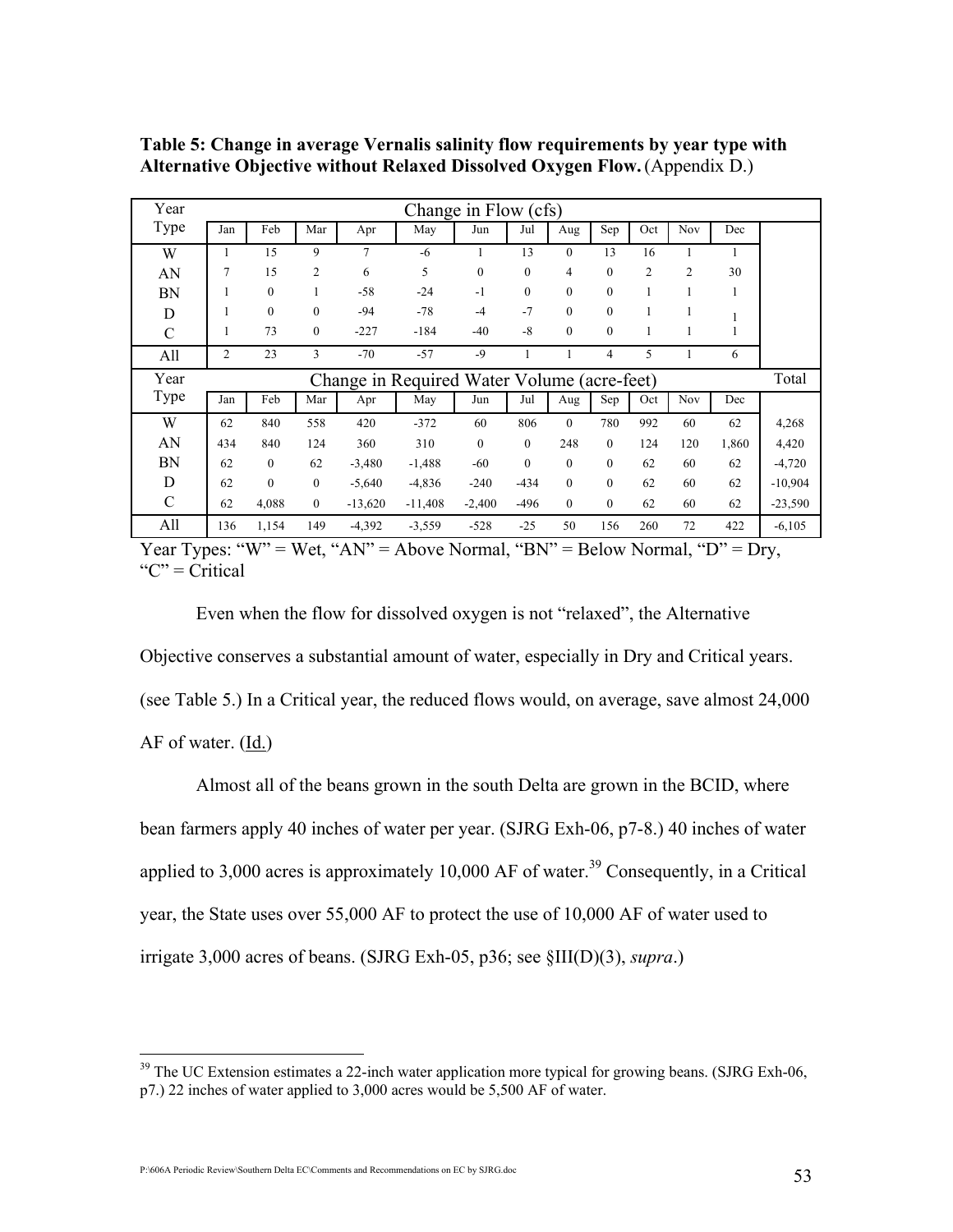**Table 5: Change in average Vernalis salinity flow requirements by year type with Alternative Objective without Relaxed Dissolved Oxygen Flow.** (Appendix D.)

| Year Type | Change in Flow (cfs) | | | | | | | | | | | | |
|---|---|---|---|---|---|---|---|---|---|---|---|---|---|
| | Jan | Feb | Mar | Apr | May | Jun | Jul | Aug | Sep | Oct | Nov | Dec | |
| W | 1 | 15 | 9 | 7 | -6 | 1 | 13 | 0 | 13 | 16 | 1 | 1 | |
| AN | 7 | 15 | 2 | 6 | 5 | 0 | 0 | 4 | 0 | 2 | 2 | 30 | |
| BN | 1 | 0 | 1 | -58 | -24 | -1 | 0 | 0 | 0 | 1 | 1 | 1 | |
| D | 1 | 0 | 0 | -94 | -78 | -4 | -7 | 0 | 0 | 1 | 1 | 1 | |
| C | 1 | 73 | 0 | -227 | -184 | -40 | -8 | 0 | 0 | 1 | 1 | 1 | |
| All | 2 | 23 | 3 | -70 | -57 | -9 | 1 | 1 | 4 | 5 | 1 | 6 | |
| **Year Type** | **Change in Required Water Volume (acre-feet)** | | | | | | | | | | | | **Total** |
| | Jan | Feb | Mar | Apr | May | Jun | Jul | Aug | Sep | Oct | Nov | Dec | |
| W | 62 | 840 | 558 | 420 | -372 | 60 | 806 | 0 | 780 | 992 | 60 | 62 | 4,268 |
| AN | 434 | 840 | 124 | 360 | 310 | 0 | 0 | 248 | 0 | 124 | 120 | 1,860 | 4,420 |
| BN | 62 | 0 | 62 | -3,480 | -1,488 | -60 | 0 | 0 | 0 | 62 | 60 | 62 | -4,720 |
| D | 62 | 0 | 0 | -5,640 | -4,836 | -240 | -434 | 0 | 0 | 62 | 60 | 62 | -10,904 |
| C | 62 | 4,088 | 0 | -13,620 | -11,408 | -2,400 | -496 | 0 | 0 | 62 | 60 | 62 | -23,590 |
| All | 136 | 1,154 | 149 | -4,392 | -3,559 | -528 | -25 | 50 | 156 | 260 | 72 | 422 | -6,105 |

Year Types: "W" = Wet, "AN" = Above Normal, "BN" = Below Normal, "D" = Dry, "C" = Critical

Even when the flow for dissolved oxygen is not "relaxed", the Alternative Objective conserves a substantial amount of water, especially in Dry and Critical years. (see Table 5.) In a Critical year, the reduced flows would, on average, save almost 24,000 AF of water. (Id.)

Almost all of the beans grown in the south Delta are grown in the BCID, where bean farmers apply 40 inches of water per year. (SJRG Exh-06, p7-8.) 40 inches of water applied to 3,000 acres is approximately 10,000 AF of water.[39] Consequently, in a Critical year, the State uses over 55,000 AF to protect the use of 10,000 AF of water used to irrigate 3,000 acres of beans. (SJRG Exh-05, p36; see §III(D)(3), *supra*.)

[39] The UC Extension estimates a 22-inch water application more typical for growing beans. (SJRG Exh-06, p7.) 22 inches of water applied to 3,000 acres would be 5,500 AF of water.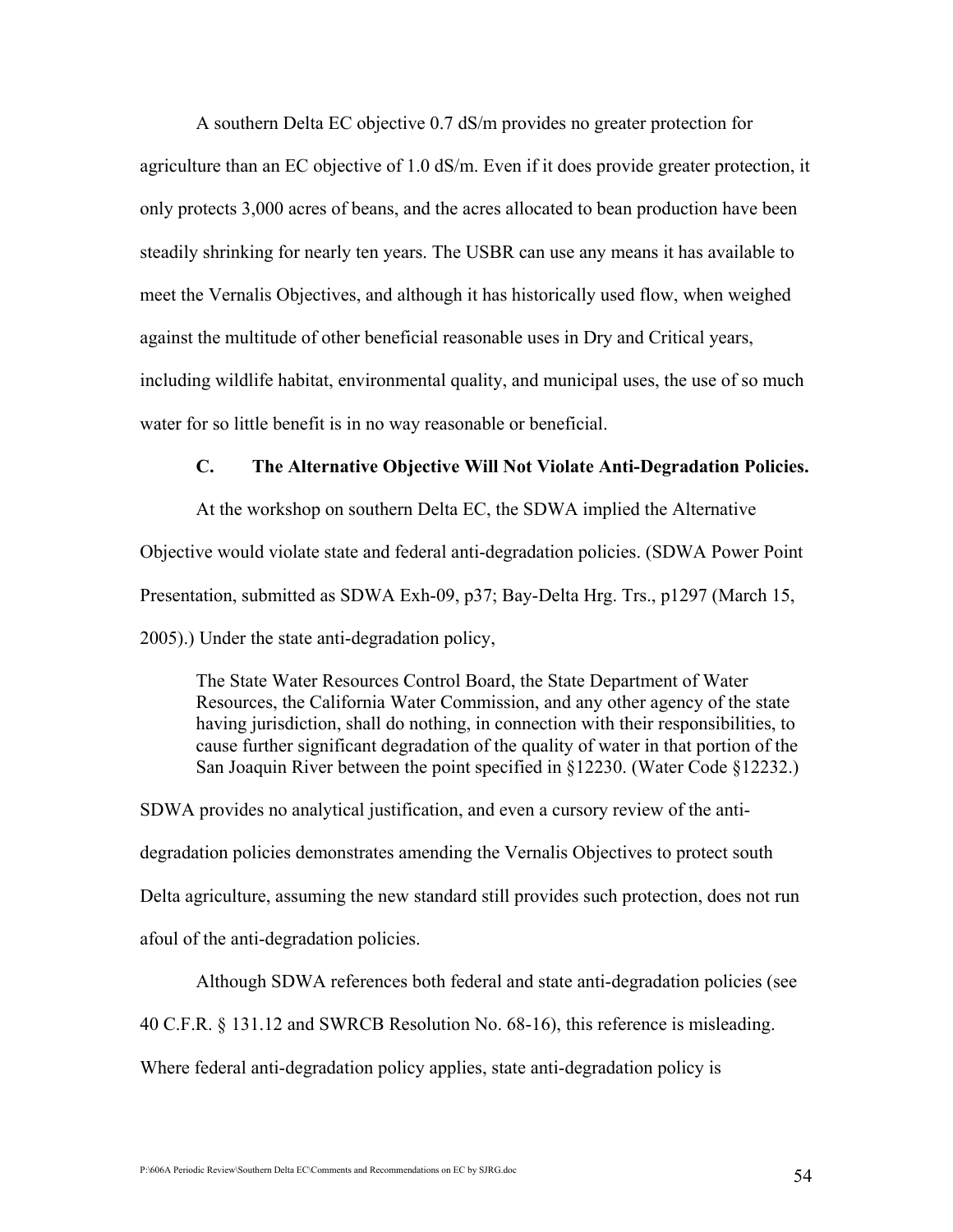A southern Delta EC objective 0.7 dS/m provides no greater protection for agriculture than an EC objective of 1.0 dS/m. Even if it does provide greater protection, it only protects 3,000 acres of beans, and the acres allocated to bean production have been steadily shrinking for nearly ten years. The USBR can use any means it has available to meet the Vernalis Objectives, and although it has historically used flow, when weighed against the multitude of other beneficial reasonable uses in Dry and Critical years, including wildlife habitat, environmental quality, and municipal uses, the use of so much water for so little benefit is in no way reasonable or beneficial.

### C. The Alternative Objective Will Not Violate Anti-Degradation Policies.

At the workshop on southern Delta EC, the SDWA implied the Alternative Objective would violate state and federal anti-degradation policies. (SDWA Power Point Presentation, submitted as SDWA Exh-09, p37; Bay-Delta Hrg. Trs., p1297 (March 15, 2005).) Under the state anti-degradation policy,

> The State Water Resources Control Board, the State Department of Water Resources, the California Water Commission, and any other agency of the state having jurisdiction, shall do nothing, in connection with their responsibilities, to cause further significant degradation of the quality of water in that portion of the San Joaquin River between the point specified in §12230. (Water Code §12232.)

SDWA provides no analytical justification, and even a cursory review of the anti-degradation policies demonstrates amending the Vernalis Objectives to protect south Delta agriculture, assuming the new standard still provides such protection, does not run afoul of the anti-degradation policies.

Although SDWA references both federal and state anti-degradation policies (see 40 C.F.R. § 131.12 and SWRCB Resolution No. 68-16), this reference is misleading. Where federal anti-degradation policy applies, state anti-degradation policy is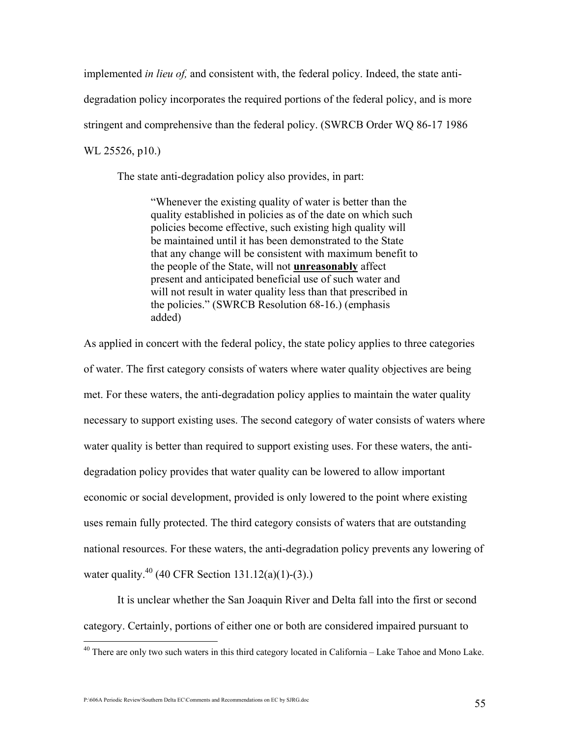implemented *in lieu of,* and consistent with, the federal policy. Indeed, the state anti-degradation policy incorporates the required portions of the federal policy, and is more stringent and comprehensive than the federal policy. (SWRCB Order WQ 86-17 1986 WL 25526, p10.)

The state anti-degradation policy also provides, in part:

> "Whenever the existing quality of water is better than the quality established in policies as of the date on which such policies become effective, such existing high quality will be maintained until it has been demonstrated to the State that any change will be consistent with maximum benefit to the people of the State, will not **unreasonably** affect present and anticipated beneficial use of such water and will not result in water quality less than that prescribed in the policies." (SWRCB Resolution 68-16.) (emphasis added)

As applied in concert with the federal policy, the state policy applies to three categories of water. The first category consists of waters where water quality objectives are being met. For these waters, the anti-degradation policy applies to maintain the water quality necessary to support existing uses. The second category of water consists of waters where water quality is better than required to support existing uses. For these waters, the anti-degradation policy provides that water quality can be lowered to allow important economic or social development, provided is only lowered to the point where existing uses remain fully protected. The third category consists of waters that are outstanding national resources. For these waters, the anti-degradation policy prevents any lowering of water quality.[40] (40 CFR Section 131.12(a)(1)-(3).)

It is unclear whether the San Joaquin River and Delta fall into the first or second category. Certainly, portions of either one or both are considered impaired pursuant to

[40] There are only two such waters in this third category located in California – Lake Tahoe and Mono Lake.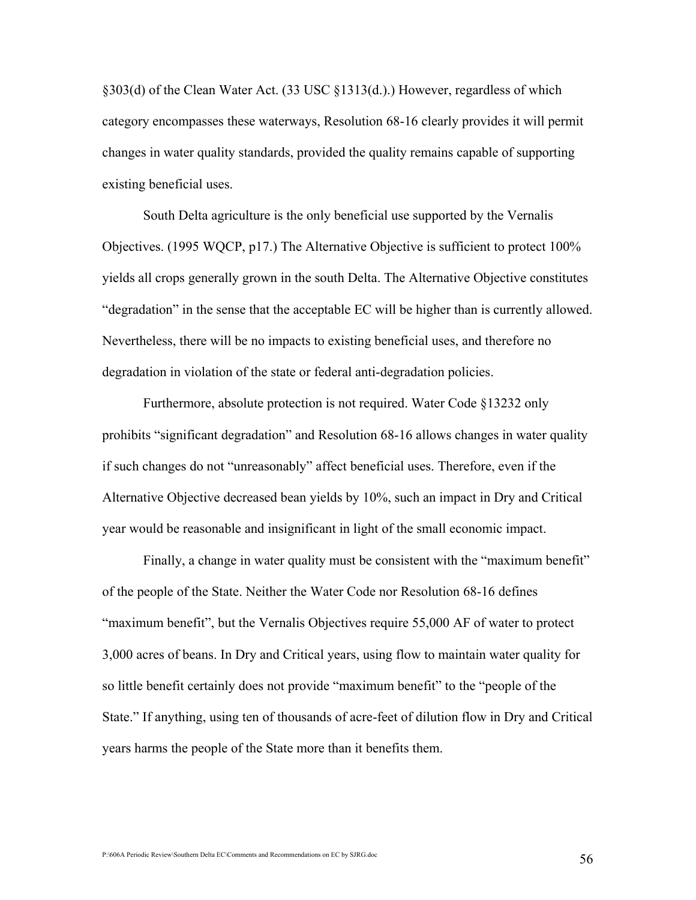§303(d) of the Clean Water Act. (33 USC §1313(d.).) However, regardless of which category encompasses these waterways, Resolution 68-16 clearly provides it will permit changes in water quality standards, provided the quality remains capable of supporting existing beneficial uses.

South Delta agriculture is the only beneficial use supported by the Vernalis Objectives. (1995 WQCP, p17.) The Alternative Objective is sufficient to protect 100% yields all crops generally grown in the south Delta. The Alternative Objective constitutes "degradation" in the sense that the acceptable EC will be higher than is currently allowed. Nevertheless, there will be no impacts to existing beneficial uses, and therefore no degradation in violation of the state or federal anti-degradation policies.

Furthermore, absolute protection is not required. Water Code §13232 only prohibits "significant degradation" and Resolution 68-16 allows changes in water quality if such changes do not "unreasonably" affect beneficial uses. Therefore, even if the Alternative Objective decreased bean yields by 10%, such an impact in Dry and Critical year would be reasonable and insignificant in light of the small economic impact.

Finally, a change in water quality must be consistent with the "maximum benefit" of the people of the State. Neither the Water Code nor Resolution 68-16 defines "maximum benefit", but the Vernalis Objectives require 55,000 AF of water to protect 3,000 acres of beans. In Dry and Critical years, using flow to maintain water quality for so little benefit certainly does not provide "maximum benefit" to the "people of the State." If anything, using ten of thousands of acre-feet of dilution flow in Dry and Critical years harms the people of the State more than it benefits them.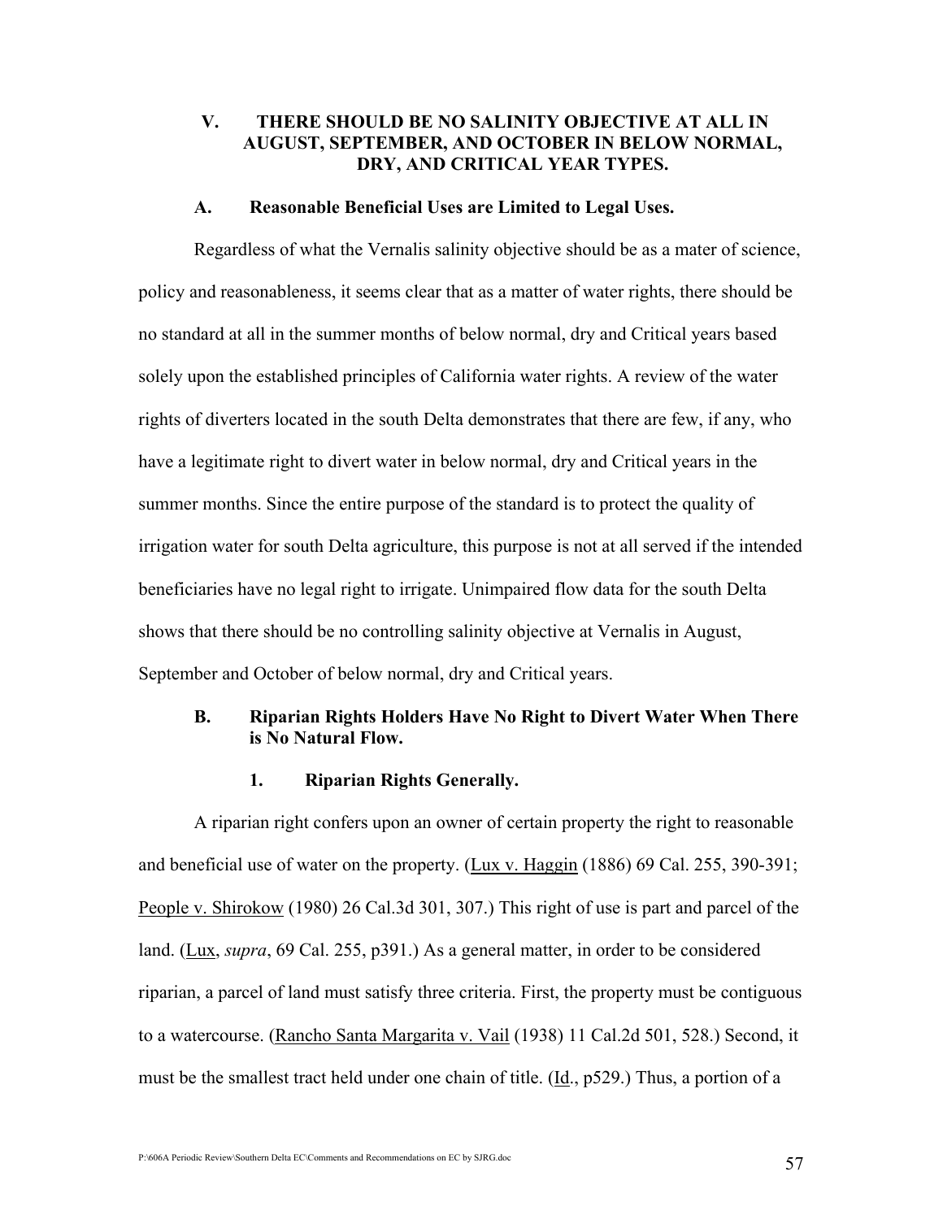## V. THERE SHOULD BE NO SALINITY OBJECTIVE AT ALL IN AUGUST, SEPTEMBER, AND OCTOBER IN BELOW NORMAL, DRY, AND CRITICAL YEAR TYPES.

### A. Reasonable Beneficial Uses are Limited to Legal Uses.

Regardless of what the Vernalis salinity objective should be as a mater of science, policy and reasonableness, it seems clear that as a matter of water rights, there should be no standard at all in the summer months of below normal, dry and Critical years based solely upon the established principles of California water rights. A review of the water rights of diverters located in the south Delta demonstrates that there are few, if any, who have a legitimate right to divert water in below normal, dry and Critical years in the summer months. Since the entire purpose of the standard is to protect the quality of irrigation water for south Delta agriculture, this purpose is not at all served if the intended beneficiaries have no legal right to irrigate. Unimpaired flow data for the south Delta shows that there should be no controlling salinity objective at Vernalis in August, September and October of below normal, dry and Critical years.

### B. Riparian Rights Holders Have No Right to Divert Water When There is No Natural Flow.

#### 1. Riparian Rights Generally.

A riparian right confers upon an owner of certain property the right to reasonable and beneficial use of water on the property. (Lux v. Haggin (1886) 69 Cal. 255, 390-391; People v. Shirokow (1980) 26 Cal.3d 301, 307.) This right of use is part and parcel of the land. (Lux, *supra*, 69 Cal. 255, p391.) As a general matter, in order to be considered riparian, a parcel of land must satisfy three criteria. First, the property must be contiguous to a watercourse. (Rancho Santa Margarita v. Vail (1938) 11 Cal.2d 501, 528.) Second, it must be the smallest tract held under one chain of title. (Id., p529.) Thus, a portion of a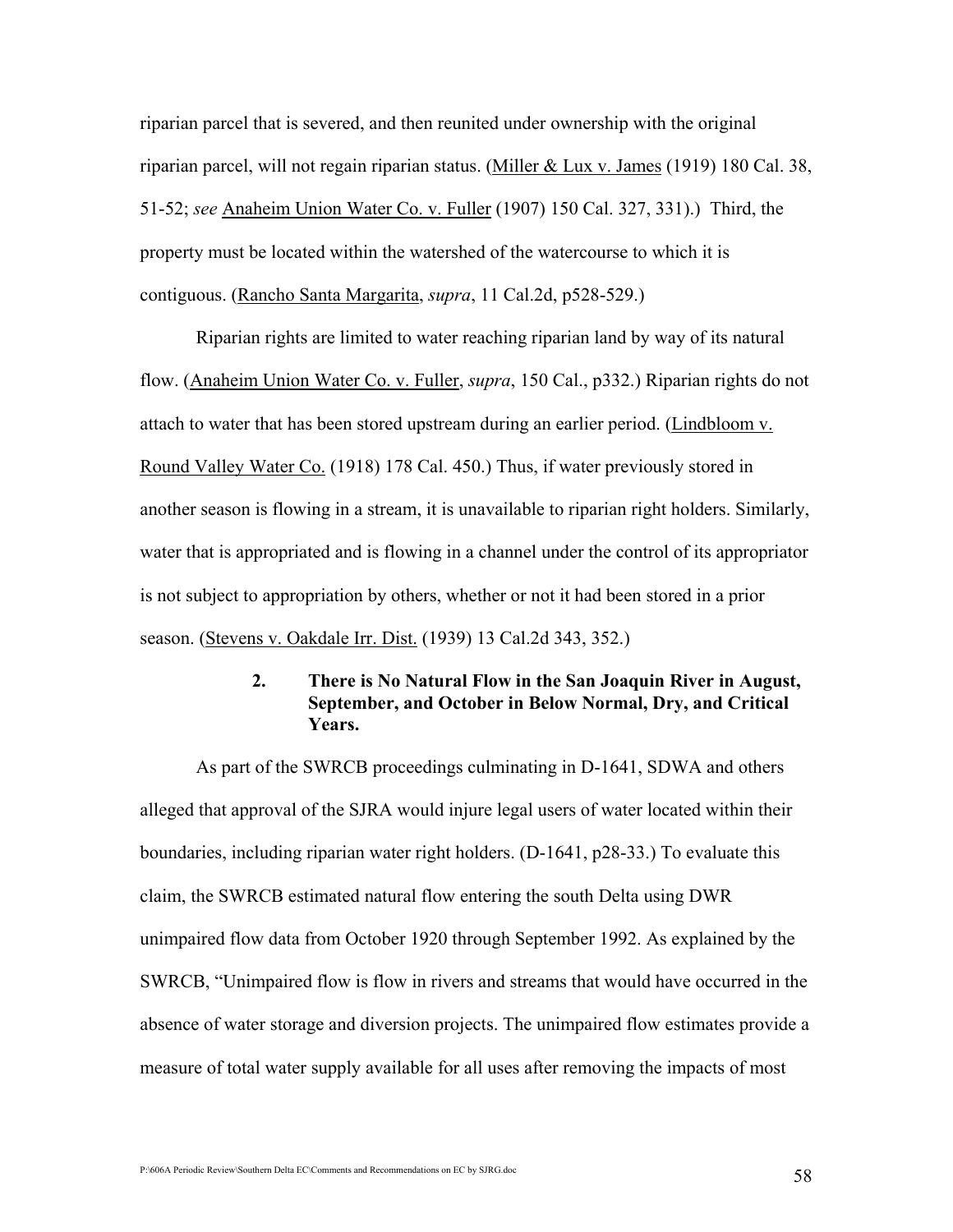riparian parcel that is severed, and then reunited under ownership with the original riparian parcel, will not regain riparian status. (Miller & Lux v. James (1919) 180 Cal. 38, 51-52; *see* Anaheim Union Water Co. v. Fuller (1907) 150 Cal. 327, 331).) Third, the property must be located within the watershed of the watercourse to which it is contiguous. (Rancho Santa Margarita, *supra*, 11 Cal.2d, p528-529.)

Riparian rights are limited to water reaching riparian land by way of its natural flow. (Anaheim Union Water Co. v. Fuller, *supra*, 150 Cal., p332.) Riparian rights do not attach to water that has been stored upstream during an earlier period. (Lindbloom v. Round Valley Water Co. (1918) 178 Cal. 450.) Thus, if water previously stored in another season is flowing in a stream, it is unavailable to riparian right holders. Similarly, water that is appropriated and is flowing in a channel under the control of its appropriator is not subject to appropriation by others, whether or not it had been stored in a prior season. (Stevens v. Oakdale Irr. Dist. (1939) 13 Cal.2d 343, 352.)

### 2. There is No Natural Flow in the San Joaquin River in August, September, and October in Below Normal, Dry, and Critical Years.

As part of the SWRCB proceedings culminating in D-1641, SDWA and others alleged that approval of the SJRA would injure legal users of water located within their boundaries, including riparian water right holders. (D-1641, p28-33.) To evaluate this claim, the SWRCB estimated natural flow entering the south Delta using DWR unimpaired flow data from October 1920 through September 1992. As explained by the SWRCB, "Unimpaired flow is flow in rivers and streams that would have occurred in the absence of water storage and diversion projects. The unimpaired flow estimates provide a measure of total water supply available for all uses after removing the impacts of most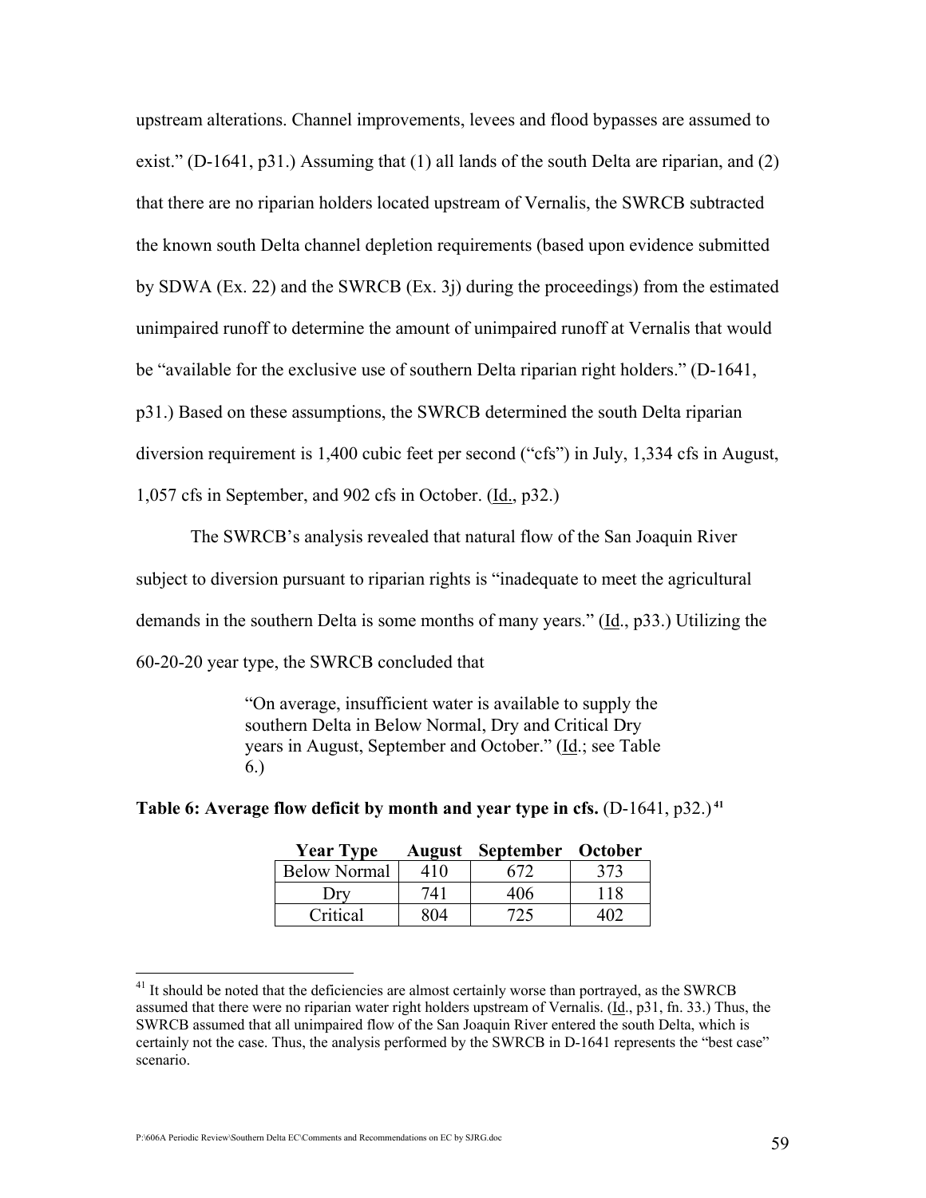upstream alterations. Channel improvements, levees and flood bypasses are assumed to exist." (D-1641, p31.) Assuming that (1) all lands of the south Delta are riparian, and (2) that there are no riparian holders located upstream of Vernalis, the SWRCB subtracted the known south Delta channel depletion requirements (based upon evidence submitted by SDWA (Ex. 22) and the SWRCB (Ex. 3j) during the proceedings) from the estimated unimpaired runoff to determine the amount of unimpaired runoff at Vernalis that would be "available for the exclusive use of southern Delta riparian right holders." (D-1641, p31.) Based on these assumptions, the SWRCB determined the south Delta riparian diversion requirement is 1,400 cubic feet per second ("cfs") in July, 1,334 cfs in August, 1,057 cfs in September, and 902 cfs in October. (Id., p32.)

The SWRCB's analysis revealed that natural flow of the San Joaquin River subject to diversion pursuant to riparian rights is "inadequate to meet the agricultural demands in the southern Delta is some months of many years." (Id., p33.) Utilizing the 60-20-20 year type, the SWRCB concluded that

> "On average, insufficient water is available to supply the southern Delta in Below Normal, Dry and Critical Dry years in August, September and October." (Id.; see Table 6.)

**Table 6: Average flow deficit by month and year type in cfs.** (D-1641, p32.)[41]

| Year Type | August | September | October |
|---|---|---|---|
| Below Normal | 410 | 672 | 373 |
| Dry | 741 | 406 | 118 |
| Critical | 804 | 725 | 402 |

[41] It should be noted that the deficiencies are almost certainly worse than portrayed, as the SWRCB assumed that there were no riparian water right holders upstream of Vernalis. (Id., p31, fn. 33.) Thus, the SWRCB assumed that all unimpaired flow of the San Joaquin River entered the south Delta, which is certainly not the case. Thus, the analysis performed by the SWRCB in D-1641 represents the "best case" scenario.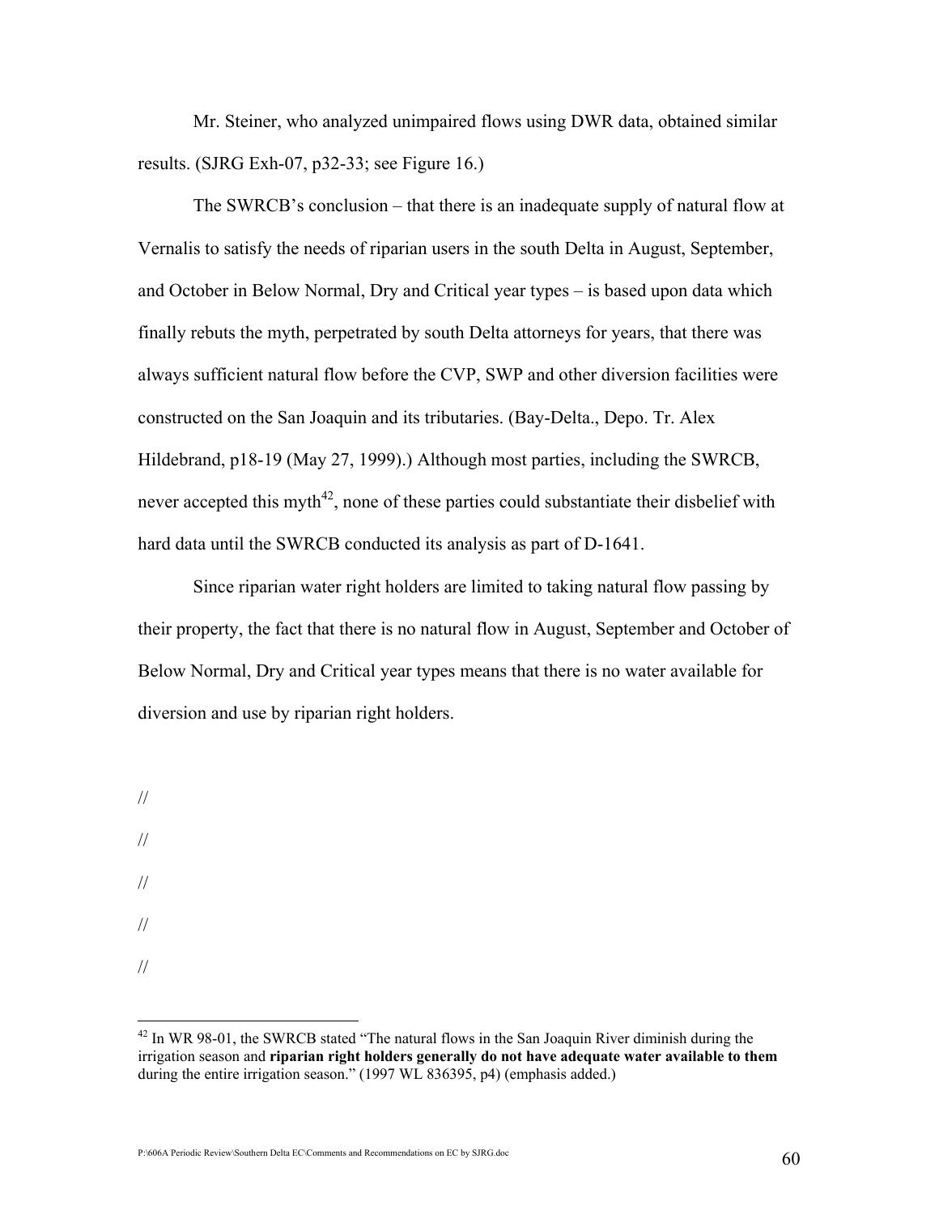Mr. Steiner, who analyzed unimpaired flows using DWR data, obtained similar results. (SJRG Exh-07, p32-33; see Figure 16.)

The SWRCB's conclusion – that there is an inadequate supply of natural flow at Vernalis to satisfy the needs of riparian users in the south Delta in August, September, and October in Below Normal, Dry and Critical year types – is based upon data which finally rebuts the myth, perpetrated by south Delta attorneys for years, that there was always sufficient natural flow before the CVP, SWP and other diversion facilities were constructed on the San Joaquin and its tributaries. (Bay-Delta., Depo. Tr. Alex Hildebrand, p18-19 (May 27, 1999).) Although most parties, including the SWRCB, never accepted this myth[42], none of these parties could substantiate their disbelief with hard data until the SWRCB conducted its analysis as part of D-1641.

Since riparian water right holders are limited to taking natural flow passing by their property, the fact that there is no natural flow in August, September and October of Below Normal, Dry and Critical year types means that there is no water available for diversion and use by riparian right holders.

//

//

//

//

//

---

[42] In WR 98-01, the SWRCB stated "The natural flows in the San Joaquin River diminish during the irrigation season and **riparian right holders generally do not have adequate water available to them** during the entire irrigation season." (1997 WL 836395, p4) (emphasis added.)

P:\606A Periodic Review\Southern Delta EC\Comments and Recommendations on EC by SJRG.doc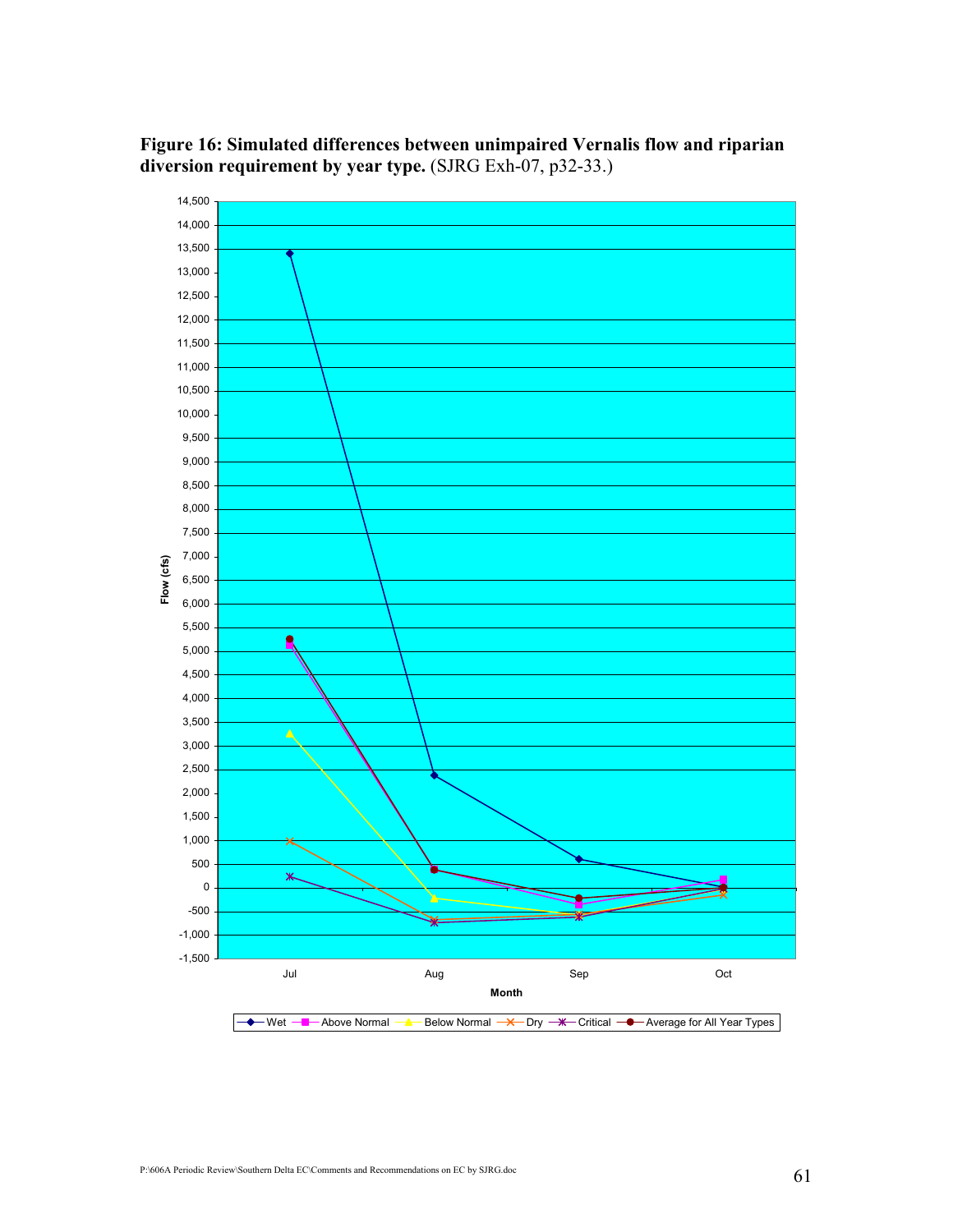**Figure 16: Simulated differences between unimpaired Vernalis flow and riparian diversion requirement by year type.** (SJRG Exh-07, p32-33.)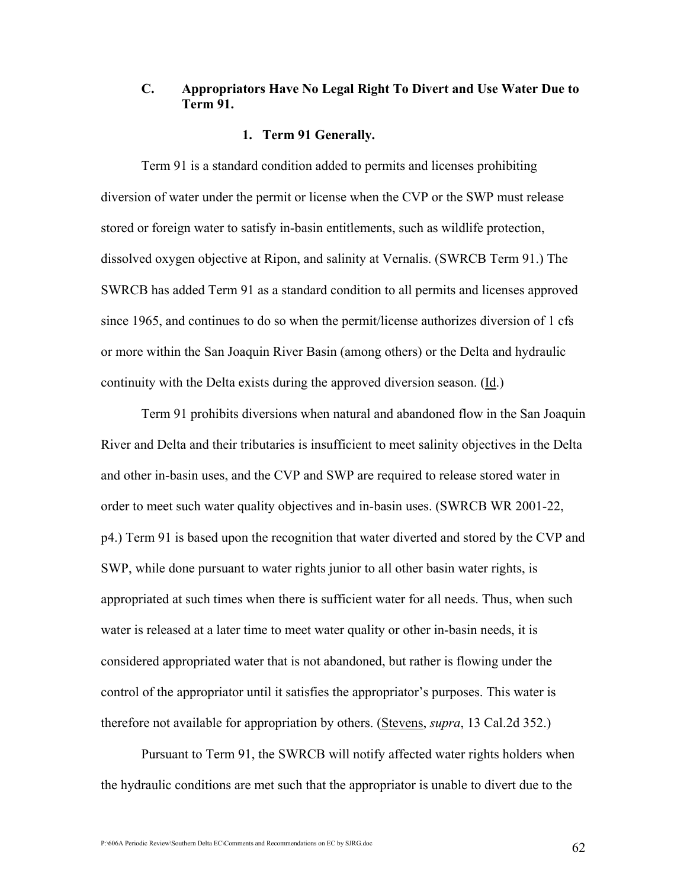### C. Appropriators Have No Legal Right To Divert and Use Water Due to Term 91.

#### 1. Term 91 Generally.

Term 91 is a standard condition added to permits and licenses prohibiting diversion of water under the permit or license when the CVP or the SWP must release stored or foreign water to satisfy in-basin entitlements, such as wildlife protection, dissolved oxygen objective at Ripon, and salinity at Vernalis. (SWRCB Term 91.) The SWRCB has added Term 91 as a standard condition to all permits and licenses approved since 1965, and continues to do so when the permit/license authorizes diversion of 1 cfs or more within the San Joaquin River Basin (among others) or the Delta and hydraulic continuity with the Delta exists during the approved diversion season. (Id.)

Term 91 prohibits diversions when natural and abandoned flow in the San Joaquin River and Delta and their tributaries is insufficient to meet salinity objectives in the Delta and other in-basin uses, and the CVP and SWP are required to release stored water in order to meet such water quality objectives and in-basin uses. (SWRCB WR 2001-22, p4.) Term 91 is based upon the recognition that water diverted and stored by the CVP and SWP, while done pursuant to water rights junior to all other basin water rights, is appropriated at such times when there is sufficient water for all needs. Thus, when such water is released at a later time to meet water quality or other in-basin needs, it is considered appropriated water that is not abandoned, but rather is flowing under the control of the appropriator until it satisfies the appropriator's purposes. This water is therefore not available for appropriation by others. (Stevens, *supra*, 13 Cal.2d 352.)

Pursuant to Term 91, the SWRCB will notify affected water rights holders when the hydraulic conditions are met such that the appropriator is unable to divert due to the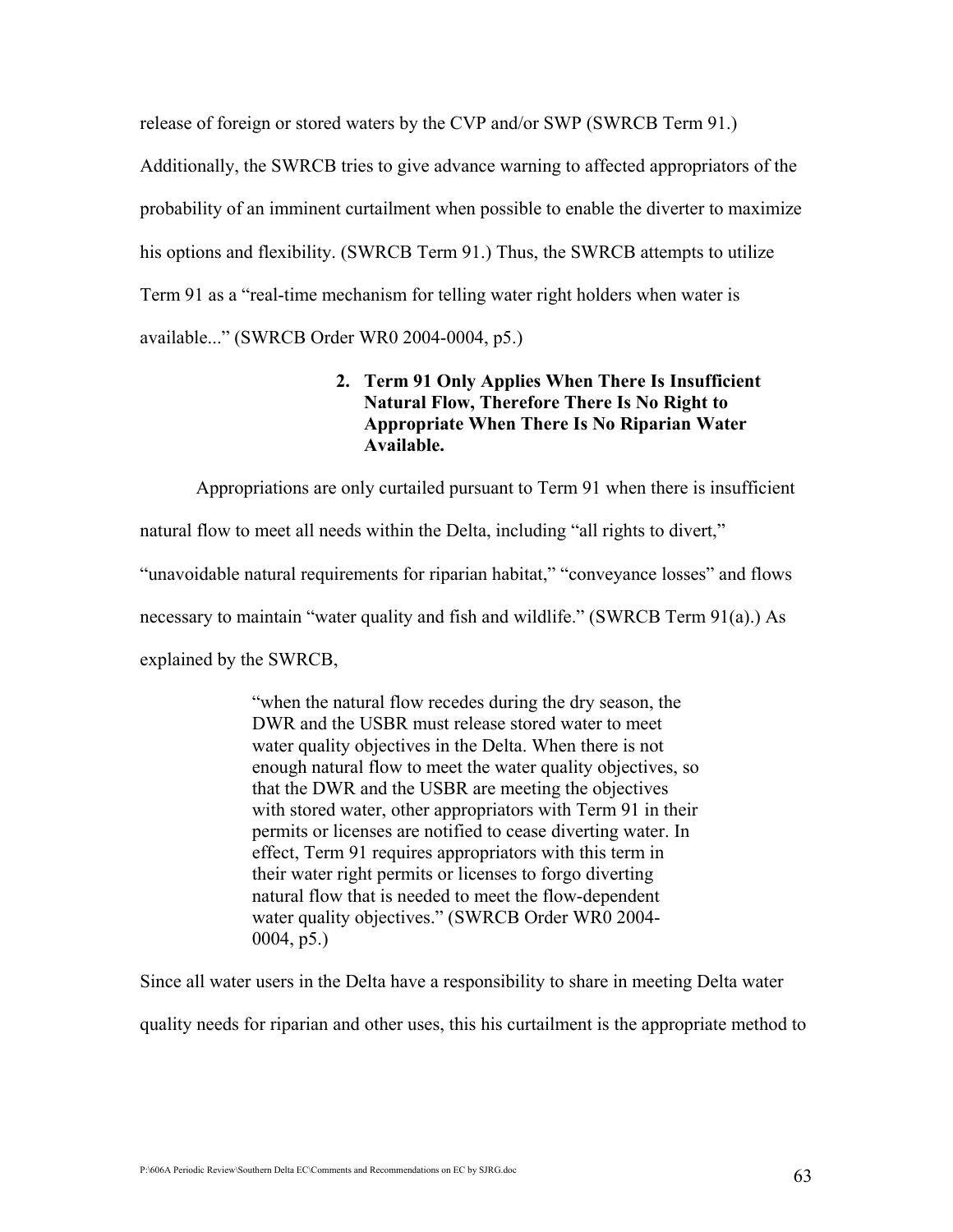release of foreign or stored waters by the CVP and/or SWP (SWRCB Term 91.) Additionally, the SWRCB tries to give advance warning to affected appropriators of the probability of an imminent curtailment when possible to enable the diverter to maximize his options and flexibility. (SWRCB Term 91.) Thus, the SWRCB attempts to utilize Term 91 as a "real-time mechanism for telling water right holders when water is available..." (SWRCB Order WR0 2004-0004, p5.)

### 2. Term 91 Only Applies When There Is Insufficient Natural Flow, Therefore There Is No Right to Appropriate When There Is No Riparian Water Available.

Appropriations are only curtailed pursuant to Term 91 when there is insufficient natural flow to meet all needs within the Delta, including "all rights to divert," "unavoidable natural requirements for riparian habitat," "conveyance losses" and flows necessary to maintain "water quality and fish and wildlife." (SWRCB Term 91(a).) As explained by the SWRCB,

> "when the natural flow recedes during the dry season, the DWR and the USBR must release stored water to meet water quality objectives in the Delta. When there is not enough natural flow to meet the water quality objectives, so that the DWR and the USBR are meeting the objectives with stored water, other appropriators with Term 91 in their permits or licenses are notified to cease diverting water. In effect, Term 91 requires appropriators with this term in their water right permits or licenses to forgo diverting natural flow that is needed to meet the flow-dependent water quality objectives." (SWRCB Order WR0 2004-0004, p5.)

Since all water users in the Delta have a responsibility to share in meeting Delta water quality needs for riparian and other uses, this his curtailment is the appropriate method to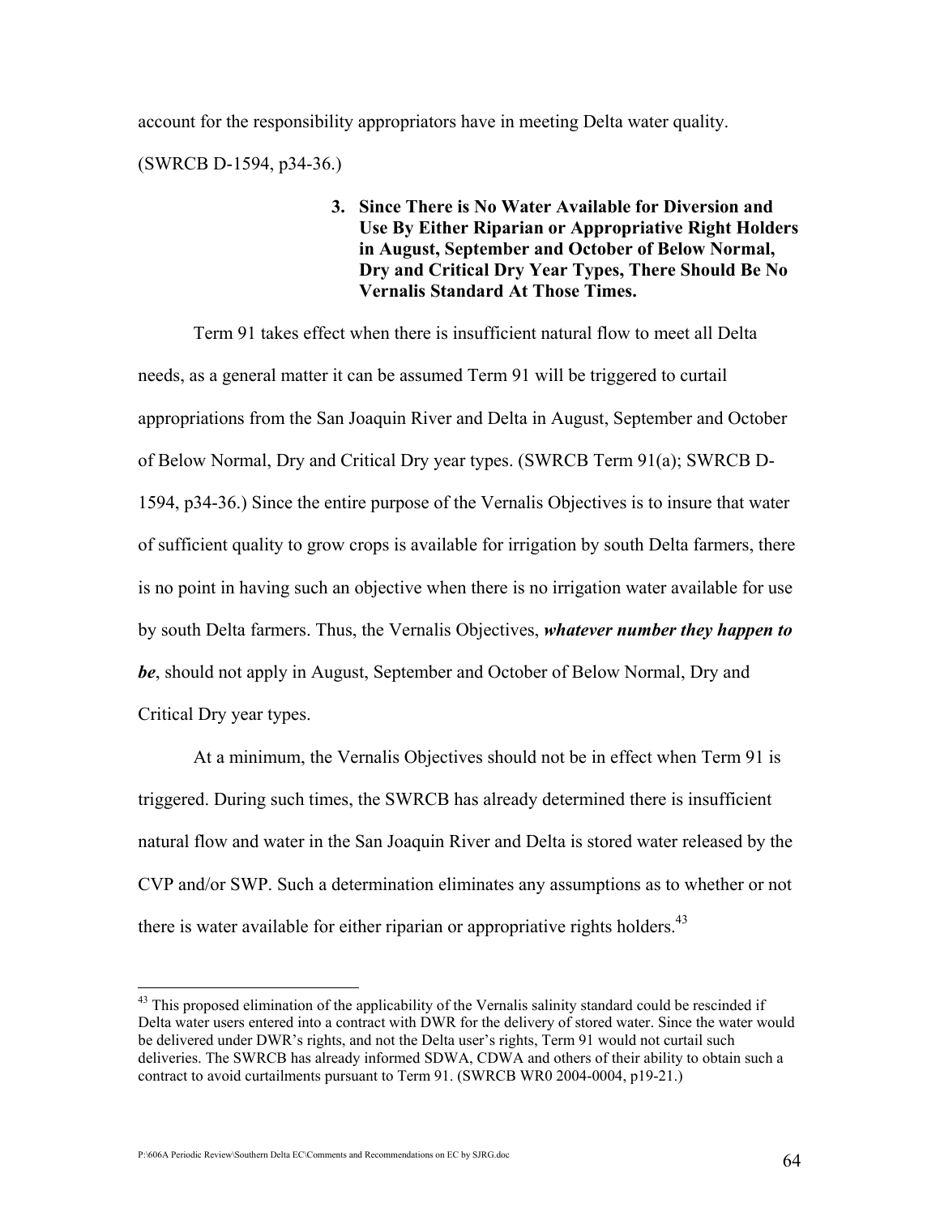account for the responsibility appropriators have in meeting Delta water quality. (SWRCB D-1594, p34-36.)

### 3. Since There is No Water Available for Diversion and Use By Either Riparian or Appropriative Right Holders in August, September and October of Below Normal, Dry and Critical Dry Year Types, There Should Be No Vernalis Standard At Those Times.

Term 91 takes effect when there is insufficient natural flow to meet all Delta needs, as a general matter it can be assumed Term 91 will be triggered to curtail appropriations from the San Joaquin River and Delta in August, September and October of Below Normal, Dry and Critical Dry year types. (SWRCB Term 91(a); SWRCB D-1594, p34-36.) Since the entire purpose of the Vernalis Objectives is to insure that water of sufficient quality to grow crops is available for irrigation by south Delta farmers, there is no point in having such an objective when there is no irrigation water available for use by south Delta farmers. Thus, the Vernalis Objectives, ***whatever number they happen to be***, should not apply in August, September and October of Below Normal, Dry and Critical Dry year types.

At a minimum, the Vernalis Objectives should not be in effect when Term 91 is triggered. During such times, the SWRCB has already determined there is insufficient natural flow and water in the San Joaquin River and Delta is stored water released by the CVP and/or SWP. Such a determination eliminates any assumptions as to whether or not there is water available for either riparian or appropriative rights holders.[43]

---

[43] This proposed elimination of the applicability of the Vernalis salinity standard could be rescinded if Delta water users entered into a contract with DWR for the delivery of stored water. Since the water would be delivered under DWR's rights, and not the Delta user's rights, Term 91 would not curtail such deliveries. The SWRCB has already informed SDWA, CDWA and others of their ability to obtain such a contract to avoid curtailments pursuant to Term 91. (SWRCB WR0 2004-0004, p19-21.)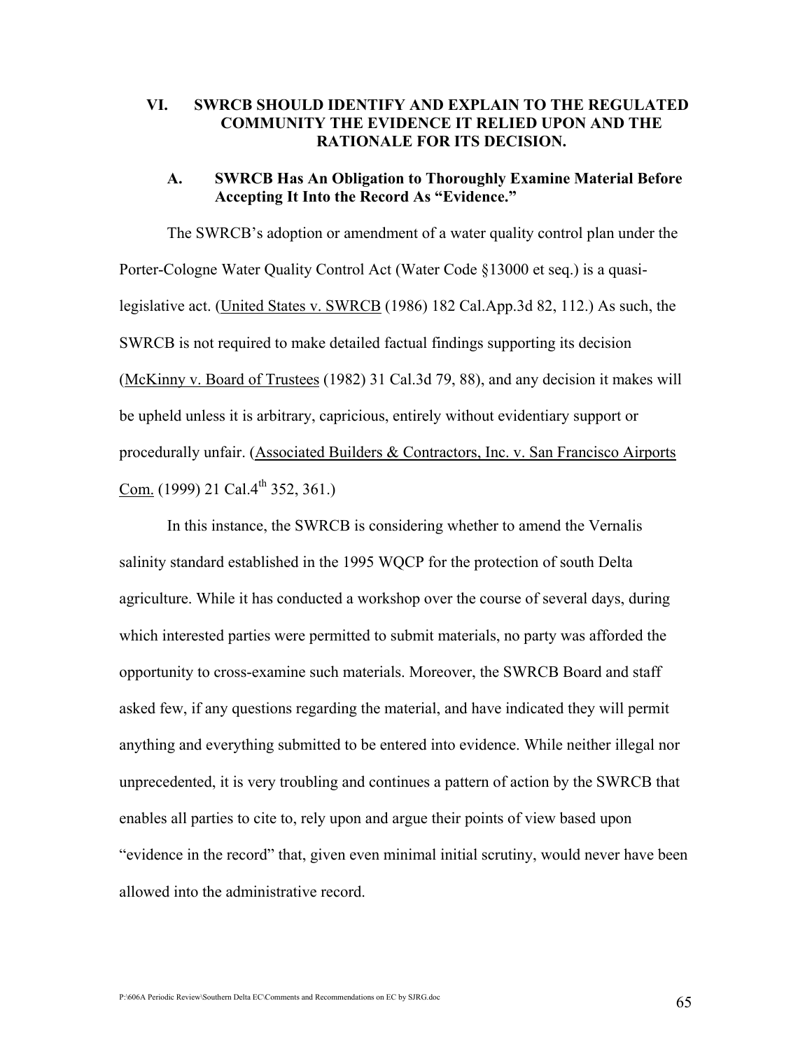## VI. SWRCB SHOULD IDENTIFY AND EXPLAIN TO THE REGULATED COMMUNITY THE EVIDENCE IT RELIED UPON AND THE RATIONALE FOR ITS DECISION.

### A. SWRCB Has An Obligation to Thoroughly Examine Material Before Accepting It Into the Record As "Evidence."

The SWRCB's adoption or amendment of a water quality control plan under the Porter-Cologne Water Quality Control Act (Water Code §13000 et seq.) is a quasi-legislative act. (United States v. SWRCB (1986) 182 Cal.App.3d 82, 112.) As such, the SWRCB is not required to make detailed factual findings supporting its decision (McKinny v. Board of Trustees (1982) 31 Cal.3d 79, 88), and any decision it makes will be upheld unless it is arbitrary, capricious, entirely without evidentiary support or procedurally unfair. (Associated Builders & Contractors, Inc. v. San Francisco Airports Com. (1999) 21 Cal.4th 352, 361.)

In this instance, the SWRCB is considering whether to amend the Vernalis salinity standard established in the 1995 WQCP for the protection of south Delta agriculture. While it has conducted a workshop over the course of several days, during which interested parties were permitted to submit materials, no party was afforded the opportunity to cross-examine such materials. Moreover, the SWRCB Board and staff asked few, if any questions regarding the material, and have indicated they will permit anything and everything submitted to be entered into evidence. While neither illegal nor unprecedented, it is very troubling and continues a pattern of action by the SWRCB that enables all parties to cite to, rely upon and argue their points of view based upon "evidence in the record" that, given even minimal initial scrutiny, would never have been allowed into the administrative record.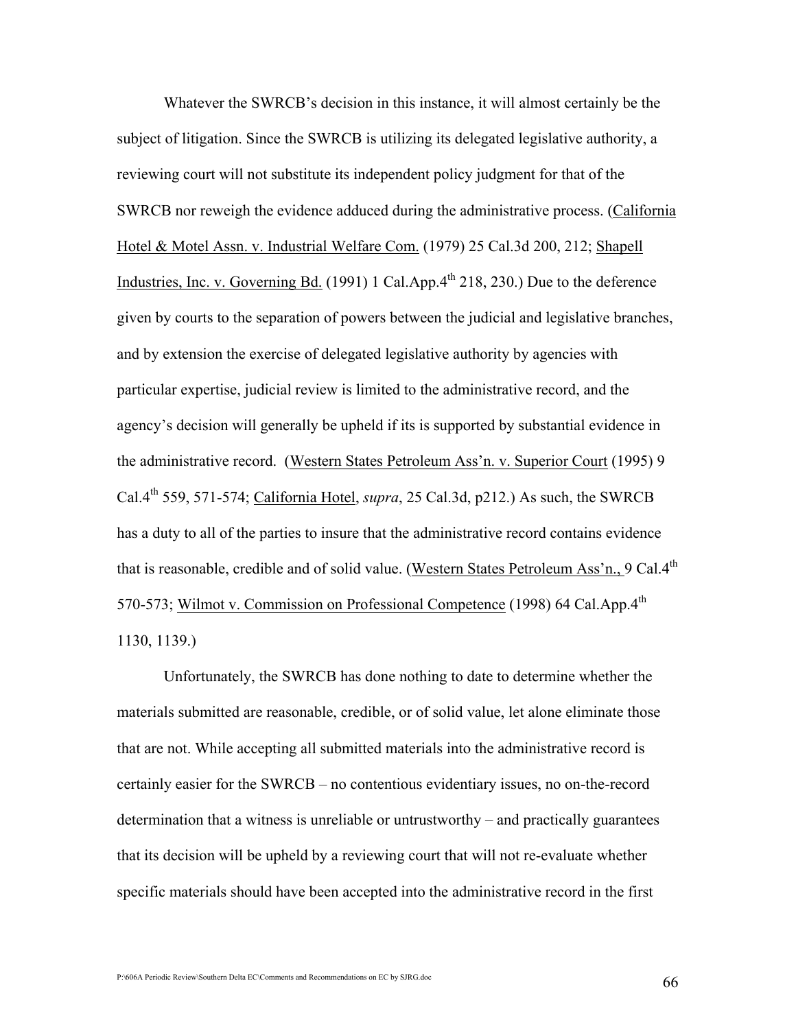Whatever the SWRCB's decision in this instance, it will almost certainly be the subject of litigation. Since the SWRCB is utilizing its delegated legislative authority, a reviewing court will not substitute its independent policy judgment for that of the SWRCB nor reweigh the evidence adduced during the administrative process. (California Hotel & Motel Assn. v. Industrial Welfare Com. (1979) 25 Cal.3d 200, 212; Shapell Industries, Inc. v. Governing Bd. (1991) 1 Cal.App.4th 218, 230.) Due to the deference given by courts to the separation of powers between the judicial and legislative branches, and by extension the exercise of delegated legislative authority by agencies with particular expertise, judicial review is limited to the administrative record, and the agency's decision will generally be upheld if its is supported by substantial evidence in the administrative record. (Western States Petroleum Ass'n. v. Superior Court (1995) 9 Cal.4th 559, 571-574; California Hotel, *supra*, 25 Cal.3d, p212.) As such, the SWRCB has a duty to all of the parties to insure that the administrative record contains evidence that is reasonable, credible and of solid value. (Western States Petroleum Ass'n., 9 Cal.4th 570-573; Wilmot v. Commission on Professional Competence (1998) 64 Cal.App.4th 1130, 1139.)

Unfortunately, the SWRCB has done nothing to date to determine whether the materials submitted are reasonable, credible, or of solid value, let alone eliminate those that are not. While accepting all submitted materials into the administrative record is certainly easier for the SWRCB – no contentious evidentiary issues, no on-the-record determination that a witness is unreliable or untrustworthy – and practically guarantees that its decision will be upheld by a reviewing court that will not re-evaluate whether specific materials should have been accepted into the administrative record in the first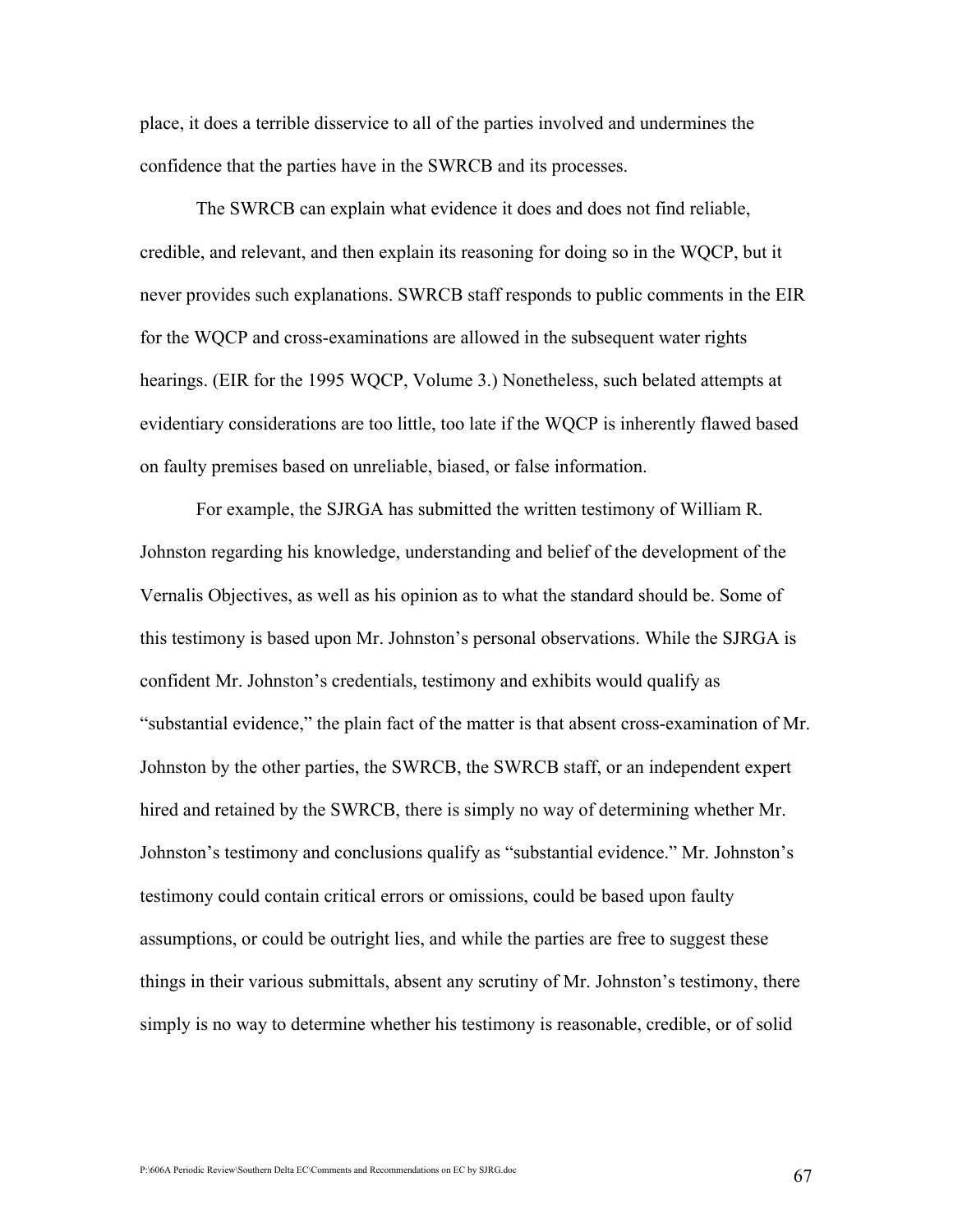place, it does a terrible disservice to all of the parties involved and undermines the confidence that the parties have in the SWRCB and its processes.

The SWRCB can explain what evidence it does and does not find reliable, credible, and relevant, and then explain its reasoning for doing so in the WQCP, but it never provides such explanations. SWRCB staff responds to public comments in the EIR for the WQCP and cross-examinations are allowed in the subsequent water rights hearings. (EIR for the 1995 WQCP, Volume 3.) Nonetheless, such belated attempts at evidentiary considerations are too little, too late if the WQCP is inherently flawed based on faulty premises based on unreliable, biased, or false information.

For example, the SJRGA has submitted the written testimony of William R. Johnston regarding his knowledge, understanding and belief of the development of the Vernalis Objectives, as well as his opinion as to what the standard should be. Some of this testimony is based upon Mr. Johnston's personal observations. While the SJRGA is confident Mr. Johnston's credentials, testimony and exhibits would qualify as "substantial evidence," the plain fact of the matter is that absent cross-examination of Mr. Johnston by the other parties, the SWRCB, the SWRCB staff, or an independent expert hired and retained by the SWRCB, there is simply no way of determining whether Mr. Johnston's testimony and conclusions qualify as "substantial evidence." Mr. Johnston's testimony could contain critical errors or omissions, could be based upon faulty assumptions, or could be outright lies, and while the parties are free to suggest these things in their various submittals, absent any scrutiny of Mr. Johnston's testimony, there simply is no way to determine whether his testimony is reasonable, credible, or of solid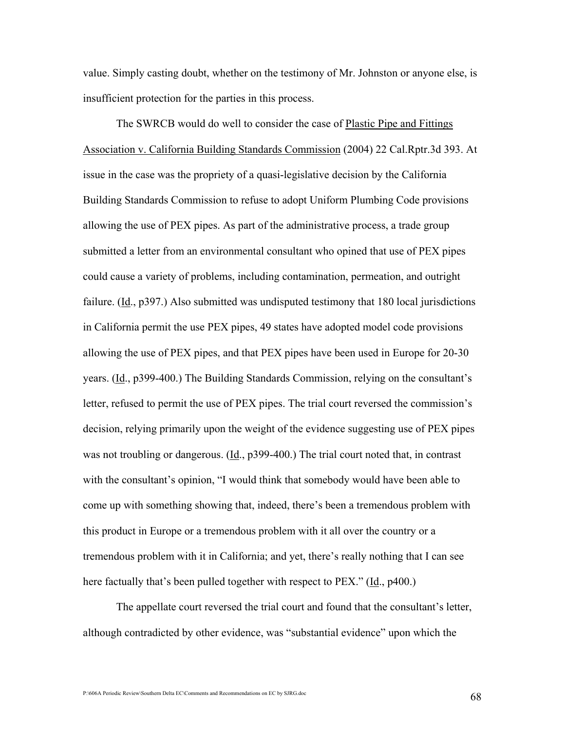value. Simply casting doubt, whether on the testimony of Mr. Johnston or anyone else, is insufficient protection for the parties in this process.

The SWRCB would do well to consider the case of Plastic Pipe and Fittings Association v. California Building Standards Commission (2004) 22 Cal.Rptr.3d 393. At issue in the case was the propriety of a quasi-legislative decision by the California Building Standards Commission to refuse to adopt Uniform Plumbing Code provisions allowing the use of PEX pipes. As part of the administrative process, a trade group submitted a letter from an environmental consultant who opined that use of PEX pipes could cause a variety of problems, including contamination, permeation, and outright failure. (Id., p397.) Also submitted was undisputed testimony that 180 local jurisdictions in California permit the use PEX pipes, 49 states have adopted model code provisions allowing the use of PEX pipes, and that PEX pipes have been used in Europe for 20-30 years. (Id., p399-400.) The Building Standards Commission, relying on the consultant's letter, refused to permit the use of PEX pipes. The trial court reversed the commission's decision, relying primarily upon the weight of the evidence suggesting use of PEX pipes was not troubling or dangerous. (Id., p399-400.) The trial court noted that, in contrast with the consultant's opinion, "I would think that somebody would have been able to come up with something showing that, indeed, there's been a tremendous problem with this product in Europe or a tremendous problem with it all over the country or a tremendous problem with it in California; and yet, there's really nothing that I can see here factually that's been pulled together with respect to PEX." (Id., p400.)

The appellate court reversed the trial court and found that the consultant's letter, although contradicted by other evidence, was "substantial evidence" upon which the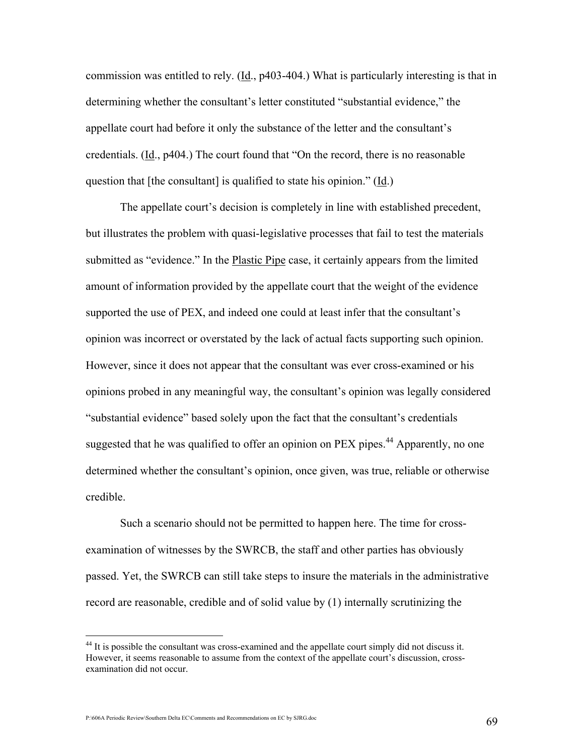commission was entitled to rely. (Id., p403-404.) What is particularly interesting is that in determining whether the consultant's letter constituted "substantial evidence," the appellate court had before it only the substance of the letter and the consultant's credentials. (Id., p404.) The court found that "On the record, there is no reasonable question that [the consultant] is qualified to state his opinion." (Id.)

The appellate court's decision is completely in line with established precedent, but illustrates the problem with quasi-legislative processes that fail to test the materials submitted as "evidence." In the Plastic Pipe case, it certainly appears from the limited amount of information provided by the appellate court that the weight of the evidence supported the use of PEX, and indeed one could at least infer that the consultant's opinion was incorrect or overstated by the lack of actual facts supporting such opinion. However, since it does not appear that the consultant was ever cross-examined or his opinions probed in any meaningful way, the consultant's opinion was legally considered "substantial evidence" based solely upon the fact that the consultant's credentials suggested that he was qualified to offer an opinion on PEX pipes.[44] Apparently, no one determined whether the consultant's opinion, once given, was true, reliable or otherwise credible.

Such a scenario should not be permitted to happen here. The time for cross-examination of witnesses by the SWRCB, the staff and other parties has obviously passed. Yet, the SWRCB can still take steps to insure the materials in the administrative record are reasonable, credible and of solid value by (1) internally scrutinizing the

[44] It is possible the consultant was cross-examined and the appellate court simply did not discuss it. However, it seems reasonable to assume from the context of the appellate court's discussion, cross-examination did not occur.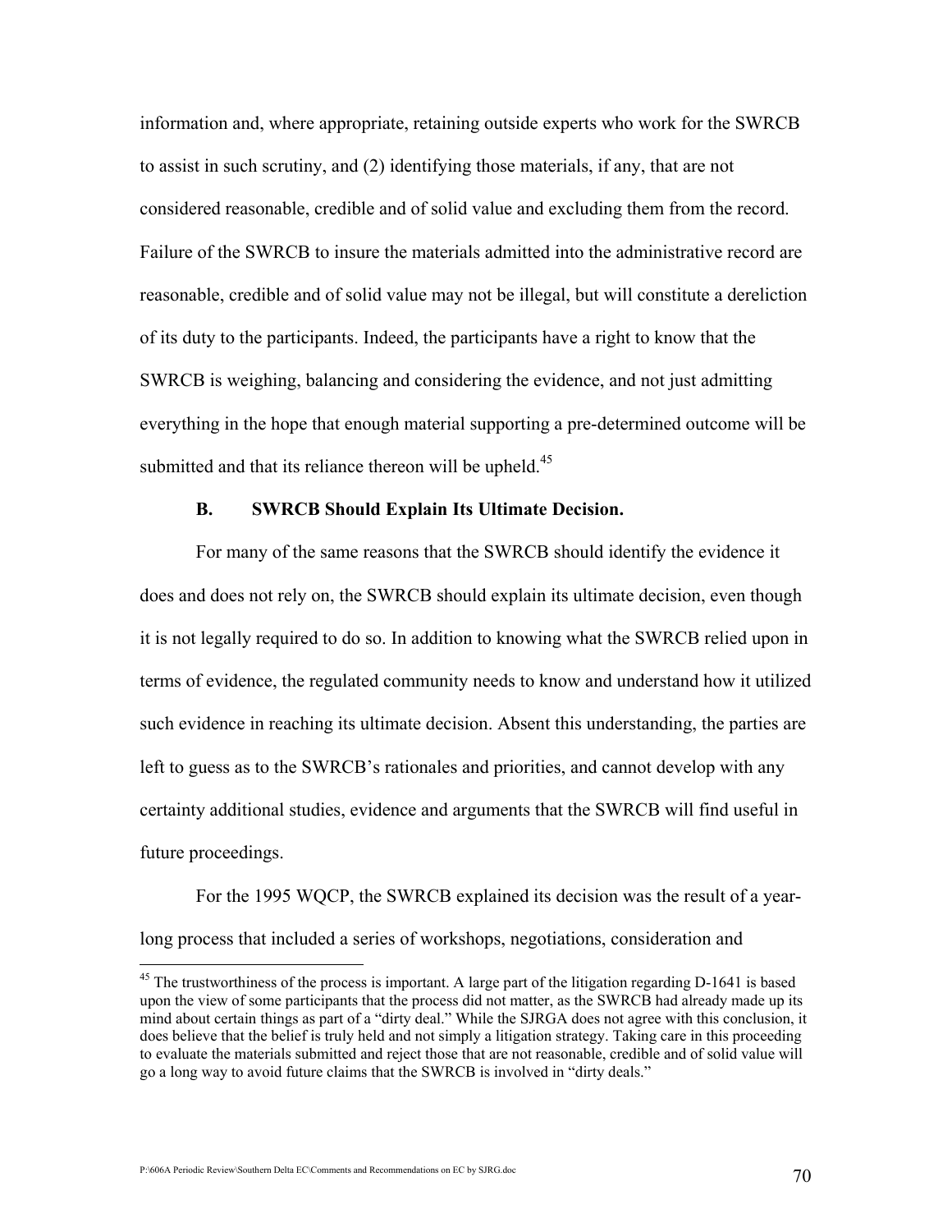information and, where appropriate, retaining outside experts who work for the SWRCB to assist in such scrutiny, and (2) identifying those materials, if any, that are not considered reasonable, credible and of solid value and excluding them from the record. Failure of the SWRCB to insure the materials admitted into the administrative record are reasonable, credible and of solid value may not be illegal, but will constitute a dereliction of its duty to the participants. Indeed, the participants have a right to know that the SWRCB is weighing, balancing and considering the evidence, and not just admitting everything in the hope that enough material supporting a pre-determined outcome will be submitted and that its reliance thereon will be upheld.[45]

### B. SWRCB Should Explain Its Ultimate Decision.

For many of the same reasons that the SWRCB should identify the evidence it does and does not rely on, the SWRCB should explain its ultimate decision, even though it is not legally required to do so. In addition to knowing what the SWRCB relied upon in terms of evidence, the regulated community needs to know and understand how it utilized such evidence in reaching its ultimate decision. Absent this understanding, the parties are left to guess as to the SWRCB's rationales and priorities, and cannot develop with any certainty additional studies, evidence and arguments that the SWRCB will find useful in future proceedings.

For the 1995 WQCP, the SWRCB explained its decision was the result of a year-long process that included a series of workshops, negotiations, consideration and

---

[45] The trustworthiness of the process is important. A large part of the litigation regarding D-1641 is based upon the view of some participants that the process did not matter, as the SWRCB had already made up its mind about certain things as part of a "dirty deal." While the SJRGA does not agree with this conclusion, it does believe that the belief is truly held and not simply a litigation strategy. Taking care in this proceeding to evaluate the materials submitted and reject those that are not reasonable, credible and of solid value will go a long way to avoid future claims that the SWRCB is involved in "dirty deals."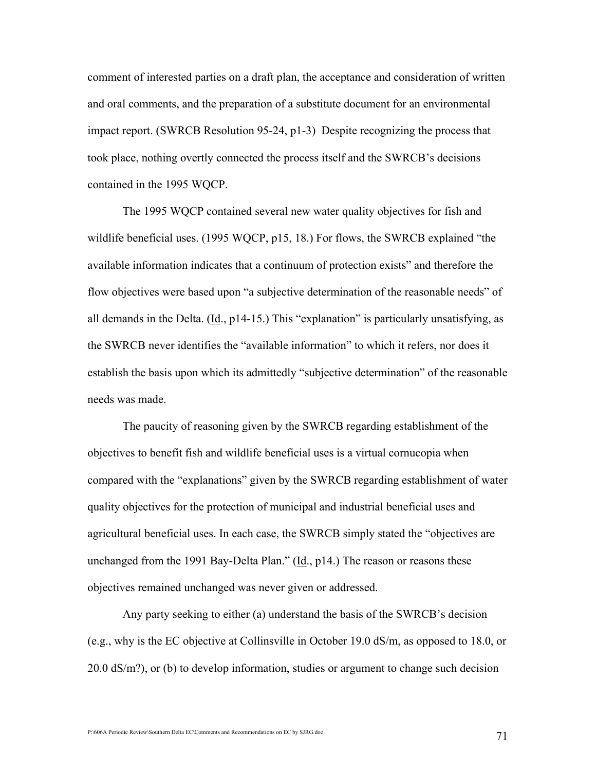comment of interested parties on a draft plan, the acceptance and consideration of written and oral comments, and the preparation of a substitute document for an environmental impact report. (SWRCB Resolution 95-24, p1-3) Despite recognizing the process that took place, nothing overtly connected the process itself and the SWRCB's decisions contained in the 1995 WQCP.

The 1995 WQCP contained several new water quality objectives for fish and wildlife beneficial uses. (1995 WQCP, p15, 18.) For flows, the SWRCB explained "the available information indicates that a continuum of protection exists" and therefore the flow objectives were based upon "a subjective determination of the reasonable needs" of all demands in the Delta. (Id., p14-15.) This "explanation" is particularly unsatisfying, as the SWRCB never identifies the "available information" to which it refers, nor does it establish the basis upon which its admittedly "subjective determination" of the reasonable needs was made.

The paucity of reasoning given by the SWRCB regarding establishment of the objectives to benefit fish and wildlife beneficial uses is a virtual cornucopia when compared with the "explanations" given by the SWRCB regarding establishment of water quality objectives for the protection of municipal and industrial beneficial uses and agricultural beneficial uses. In each case, the SWRCB simply stated the "objectives are unchanged from the 1991 Bay-Delta Plan." (Id., p14.) The reason or reasons these objectives remained unchanged was never given or addressed.

Any party seeking to either (a) understand the basis of the SWRCB's decision (e.g., why is the EC objective at Collinsville in October 19.0 dS/m, as opposed to 18.0, or 20.0 dS/m?), or (b) to develop information, studies or argument to change such decision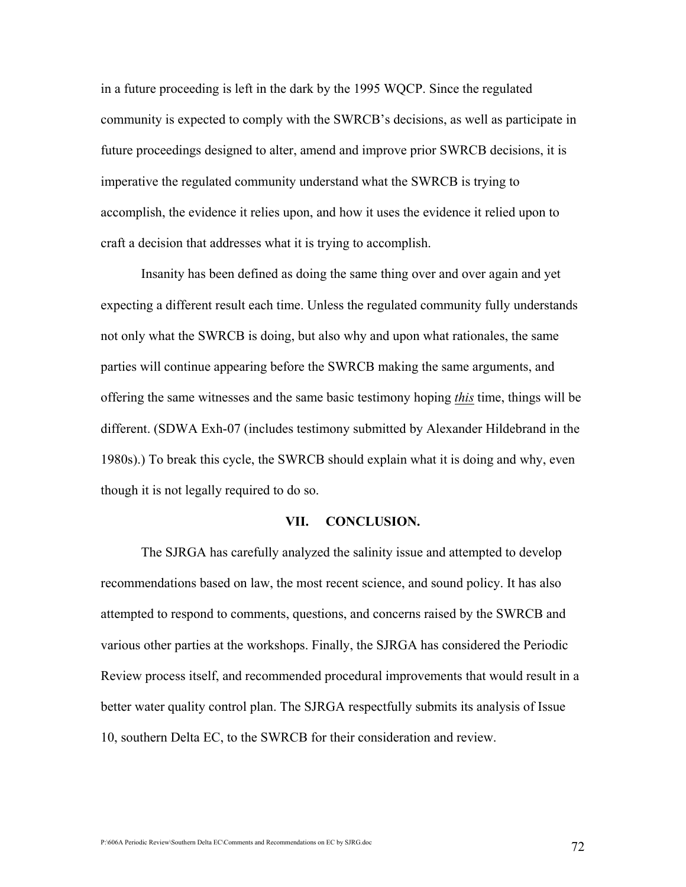in a future proceeding is left in the dark by the 1995 WQCP. Since the regulated community is expected to comply with the SWRCB's decisions, as well as participate in future proceedings designed to alter, amend and improve prior SWRCB decisions, it is imperative the regulated community understand what the SWRCB is trying to accomplish, the evidence it relies upon, and how it uses the evidence it relied upon to craft a decision that addresses what it is trying to accomplish.

Insanity has been defined as doing the same thing over and over again and yet expecting a different result each time. Unless the regulated community fully understands not only what the SWRCB is doing, but also why and upon what rationales, the same parties will continue appearing before the SWRCB making the same arguments, and offering the same witnesses and the same basic testimony hoping *this* time, things will be different. (SDWA Exh-07 (includes testimony submitted by Alexander Hildebrand in the 1980s).) To break this cycle, the SWRCB should explain what it is doing and why, even though it is not legally required to do so.

## VII. CONCLUSION.

The SJRGA has carefully analyzed the salinity issue and attempted to develop recommendations based on law, the most recent science, and sound policy. It has also attempted to respond to comments, questions, and concerns raised by the SWRCB and various other parties at the workshops. Finally, the SJRGA has considered the Periodic Review process itself, and recommended procedural improvements that would result in a better water quality control plan. The SJRGA respectfully submits its analysis of Issue 10, southern Delta EC, to the SWRCB for their consideration and review.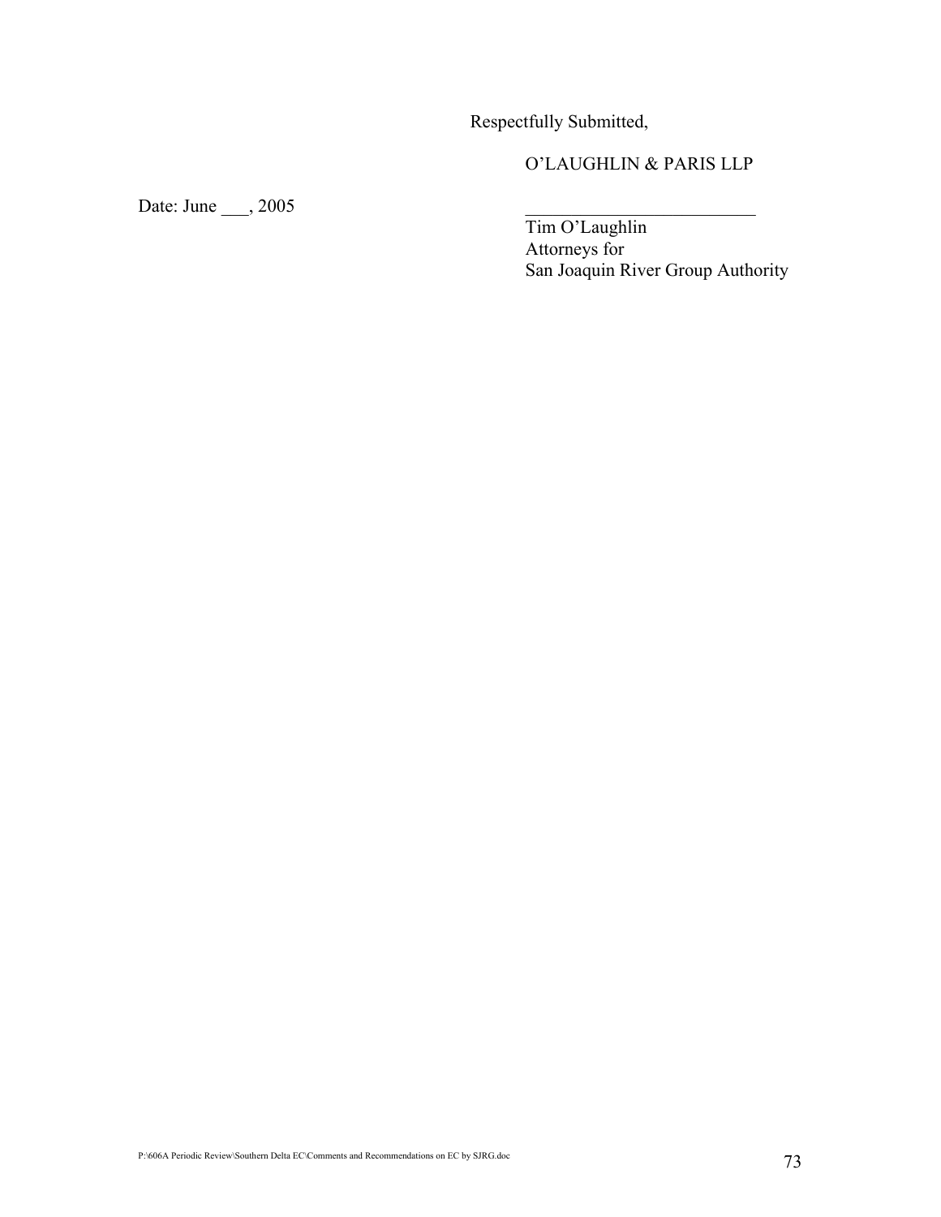Respectfully Submitted,

O'LAUGHLIN & PARIS LLP

Date: June ___, 2005

_________________________
Tim O'Laughlin
Attorneys for
San Joaquin River Group Authority

P:\606A Periodic Review\Southern Delta EC\Comments and Recommendations on EC by SJRG.doc